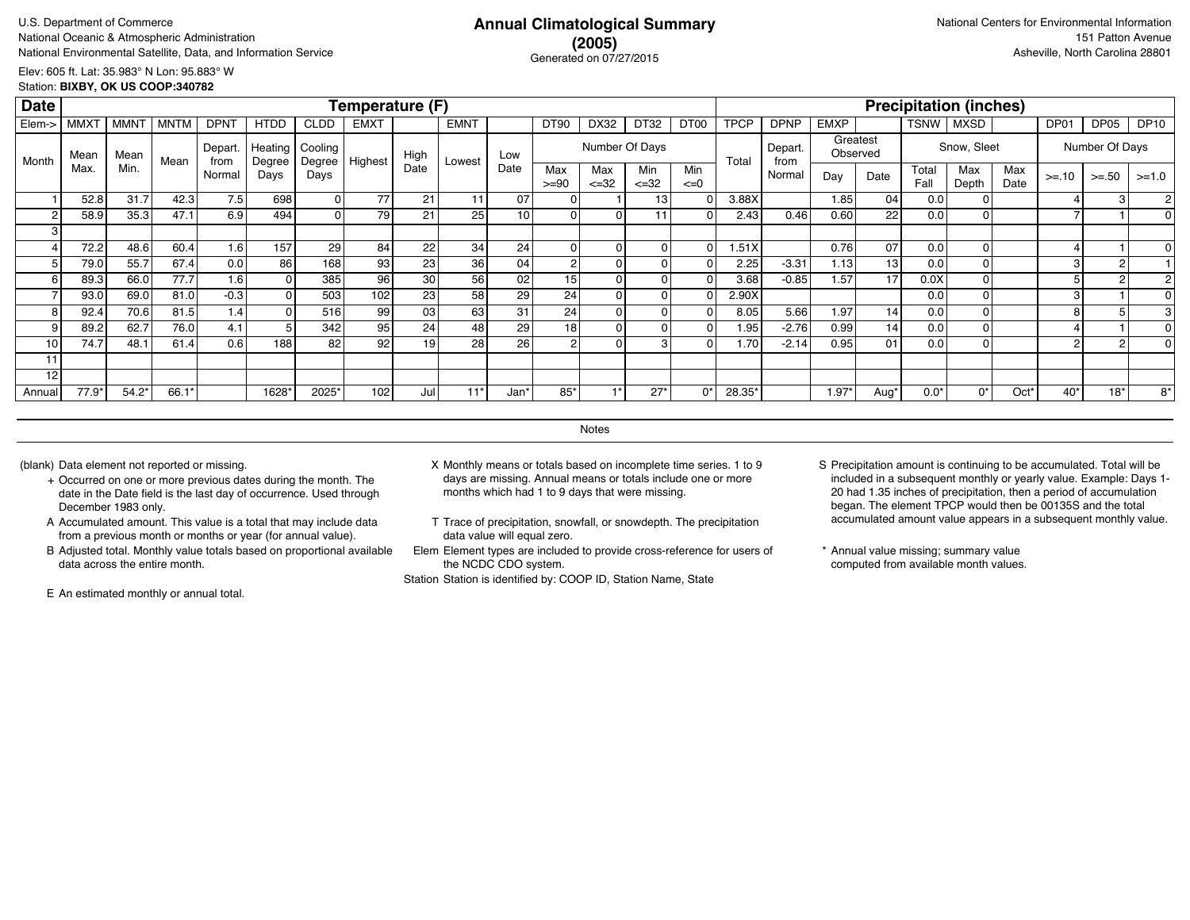U.S. Department of Commerce
National Oceanic & Atmospheric Administration
National Environmental Satellite, Data, and Information Service

# Annual Climatological Summary (2005)

Generated on 07/27/2015

National Centers for Environmental Information
151 Patton Avenue
Asheville, North Carolina 28801

Elev: 605 ft. Lat: 35.983° N Lon: 95.883° W
Station: **BIXBY, OK US COOP:340782**

| Date | Temperature (F) | | | | | | | | | | | | | | Precipitation (inches) | | | | | | | | | |
|---|---|---|---|---|---|---|---|---|---|---|---|---|---|---|---|---|---|---|---|---|---|---|---|---|
| Elem-> | MMXT | MMNT | MNTM | DPNT | HTDD | CLDD | EMXT | | EMNT | | DT90 | DX32 | DT32 | DT00 | TPCP | DPNP | EMXP | | TSNW | MXSD | | DP01 | DP05 | DP10 |
| Month | Mean Max. | Mean Min. | Mean | Depart. from Normal | Heating Degree Days | Cooling Degree Days | Highest | High Date | Lowest | Low Date | Number Of Days: Max >=90 | Max <=32 | Min <=32 | Min <=0 | Total | Depart. from Normal | Greatest Observed: Day | Date | Snow, Sleet: Total Fall | Max Depth | Max Date | Number Of Days: >=.10 | >=.50 | >=1.0 |
| 1 | 52.8 | 31.7 | 42.3 | 7.5 | 698 | 0 | 77 | 21 | 11 | 07 | 0 | 1 | 13 | 0 | 3.88X | | 1.85 | 04 | 0.0 | 0 | | 4 | 3 | 2 |
| 2 | 58.9 | 35.3 | 47.1 | 6.9 | 494 | 0 | 79 | 21 | 25 | 10 | 0 | 0 | 11 | 0 | 2.43 | 0.46 | 0.60 | 22 | 0.0 | 0 | | 7 | 1 | 0 |
| 3 | | | | | | | | | | | | | | | | | | | | | | | | |
| 4 | 72.2 | 48.6 | 60.4 | 1.6 | 157 | 29 | 84 | 22 | 34 | 24 | 0 | 0 | 0 | 0 | 1.51X | | 0.76 | 07 | 0.0 | 0 | | 4 | 1 | 0 |
| 5 | 79.0 | 55.7 | 67.4 | 0.0 | 86 | 168 | 93 | 23 | 36 | 04 | 2 | 0 | 0 | 0 | 2.25 | -3.31 | 1.13 | 13 | 0.0 | 0 | | 3 | 2 | 1 |
| 6 | 89.3 | 66.0 | 77.7 | 1.6 | 0 | 385 | 96 | 30 | 56 | 02 | 15 | 0 | 0 | 0 | 3.68 | -0.85 | 1.57 | 17 | 0.0X | 0 | | 5 | 2 | 2 |
| 7 | 93.0 | 69.0 | 81.0 | -0.3 | 0 | 503 | 102 | 23 | 58 | 29 | 24 | 0 | 0 | 0 | 2.90X | | | | 0.0 | 0 | | 3 | 1 | 0 |
| 8 | 92.4 | 70.6 | 81.5 | 1.4 | 0 | 516 | 99 | 03 | 63 | 31 | 24 | 0 | 0 | 0 | 8.05 | 5.66 | 1.97 | 14 | 0.0 | 0 | | 8 | 5 | 3 |
| 9 | 89.2 | 62.7 | 76.0 | 4.1 | 5 | 342 | 95 | 24 | 48 | 29 | 18 | 0 | 0 | 0 | 1.95 | -2.76 | 0.99 | 14 | 0.0 | 0 | | 4 | 1 | 0 |
| 10 | 74.7 | 48.1 | 61.4 | 0.6 | 188 | 82 | 92 | 19 | 28 | 26 | 2 | 0 | 3 | 0 | 1.70 | -2.14 | 0.95 | 01 | 0.0 | 0 | | 2 | 2 | 0 |
| 11 | | | | | | | | | | | | | | | | | | | | | | | | |
| 12 | | | | | | | | | | | | | | | | | | | | | | | | |
| Annual | 77.9* | 54.2* | 66.1* | | 1628* | 2025* | 102 | Jul | 11* | Jan* | 85* | 1* | 27* | 0* | 28.35* | | 1.97* | Aug* | 0.0* | 0* | Oct* | 40* | 18* | 8* |

## Notes

(blank) Data element not reported or missing.

\+ Occurred on one or more previous dates during the month. The date in the Date field is the last day of occurrence. Used through December 1983 only.

A Accumulated amount. This value is a total that may include data from a previous month or months or year (for annual value).

B Adjusted total. Monthly value totals based on proportional available data across the entire month.

E An estimated monthly or annual total.

X Monthly means or totals based on incomplete time series. 1 to 9 days are missing. Annual means or totals include one or more months which had 1 to 9 days that were missing.

T Trace of precipitation, snowfall, or snowdepth. The precipitation data value will equal zero.

Elem Element types are included to provide cross-reference for users of the NCDC CDO system.

Station Station is identified by: COOP ID, Station Name, State

S Precipitation amount is continuing to be accumulated. Total will be included in a subsequent monthly or yearly value. Example: Days 1-20 had 1.35 inches of precipitation, then a period of accumulation began. The element TPCP would then be 00135S and the total accumulated amount value appears in a subsequent monthly value.

\* Annual value missing; summary value computed from available month values.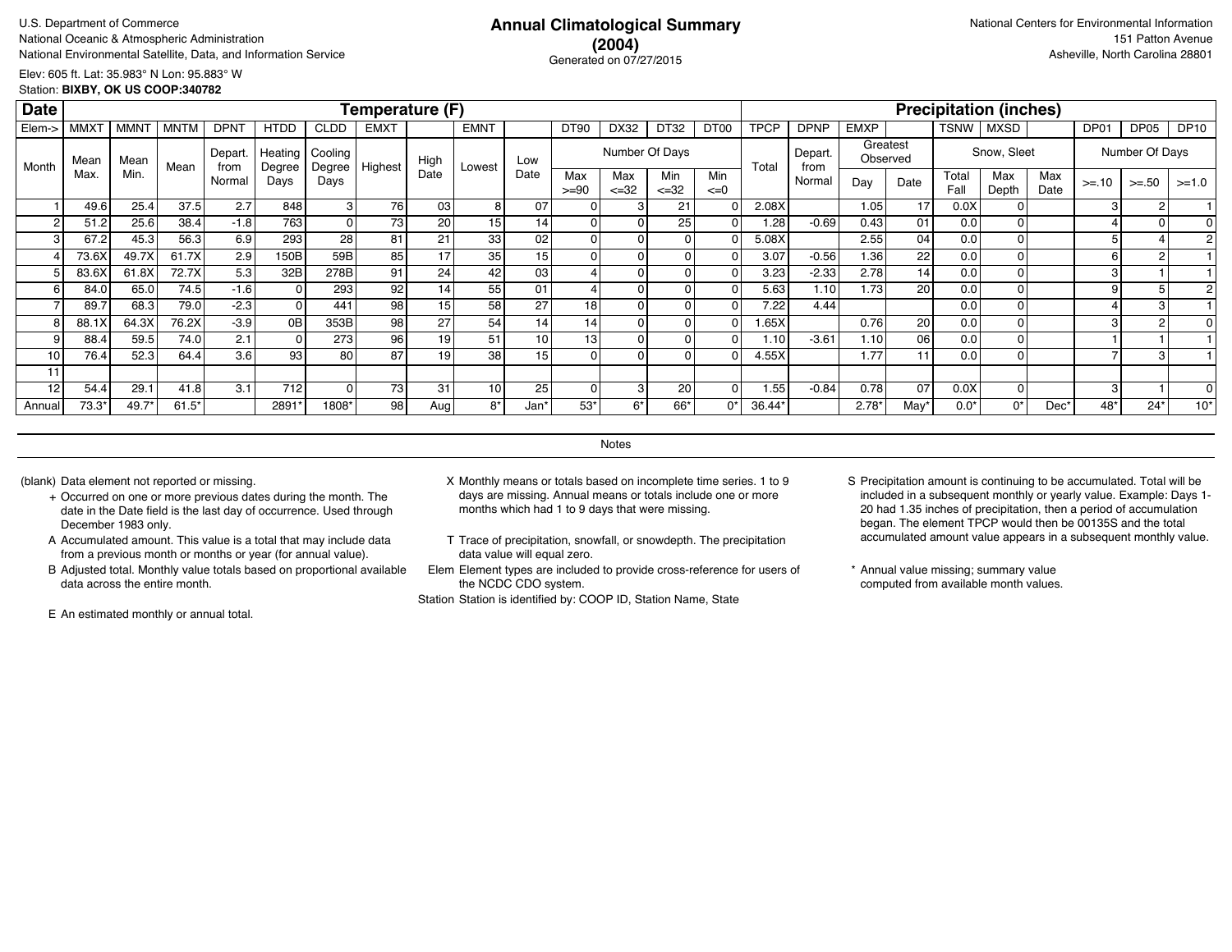U.S. Department of Commerce
National Oceanic & Atmospheric Administration
National Environmental Satellite, Data, and Information Service

# Annual Climatological Summary (2004)

Generated on 07/27/2015

National Centers for Environmental Information
151 Patton Avenue
Asheville, North Carolina 28801

Elev: 605 ft. Lat: 35.983° N Lon: 95.883° W
Station: **BIXBY, OK US COOP:340782**

| Date | Temperature (F) | | | | | | | | | | | | | | | Precipitation (inches) | | | | | | | | | |
|---|---|---|---|---|---|---|---|---|---|---|---|---|---|---|---|---|---|---|---|---|---|---|---|---|---|
| Elem-> | MMXT | MMNT | MNTM | DPNT | HTDD | CLDD | EMXT | | EMNT | | DT90 | DX32 | DT32 | DT00 | TPCP | DPNP | EMXP | | TSNW | MXSD | | DP01 | DP05 | DP10 |
| Month | Mean Max. | Mean Min. | Mean | Depart. from Normal | Heating Degree Days | Cooling Degree Days | Highest | High Date | Lowest | Low Date | Number Of Days: Max >=90 | Max <=32 | Min <=32 | Min <=0 | Total | Depart. from Normal | Greatest Observed: Day | Date | Snow, Sleet: Total Fall | Max Depth | Max Date | Number Of Days: >=.10 | >=.50 | >=1.0 |
| 1 | 49.6 | 25.4 | 37.5 | 2.7 | 848 | 3 | 76 | 03 | 8 | 07 | 0 | 3 | 21 | 0 | 2.08X | | 1.05 | 17 | 0.0X | 0 | | 3 | 2 | 1 |
| 2 | 51.2 | 25.6 | 38.4 | -1.8 | 763 | 0 | 73 | 20 | 15 | 14 | 0 | 0 | 25 | 0 | 1.28 | -0.69 | 0.43 | 01 | 0.0 | 0 | | 4 | 0 | 0 |
| 3 | 67.2 | 45.3 | 56.3 | 6.9 | 293 | 28 | 81 | 21 | 33 | 02 | 0 | 0 | 0 | 0 | 5.08X | | 2.55 | 04 | 0.0 | 0 | | 5 | 4 | 2 |
| 4 | 73.6X | 49.7X | 61.7X | 2.9 | 150B | 59B | 85 | 17 | 35 | 15 | 0 | 0 | 0 | 0 | 3.07 | -0.56 | 1.36 | 22 | 0.0 | 0 | | 6 | 2 | 1 |
| 5 | 83.6X | 61.8X | 72.7X | 5.3 | 32B | 278B | 91 | 24 | 42 | 03 | 4 | 0 | 0 | 0 | 3.23 | -2.33 | 2.78 | 14 | 0.0 | 0 | | 3 | 1 | 1 |
| 6 | 84.0 | 65.0 | 74.5 | -1.6 | 0 | 293 | 92 | 14 | 55 | 01 | 4 | 0 | 0 | 0 | 5.63 | 1.10 | 1.73 | 20 | 0.0 | 0 | | 9 | 5 | 2 |
| 7 | 89.7 | 68.3 | 79.0 | -2.3 | 0 | 441 | 98 | 15 | 58 | 27 | 18 | 0 | 0 | 0 | 7.22 | 4.44 | | | 0.0 | 0 | | 4 | 3 | 1 |
| 8 | 88.1X | 64.3X | 76.2X | -3.9 | 0B | 353B | 98 | 27 | 54 | 14 | 14 | 0 | 0 | 0 | 1.65X | | 0.76 | 20 | 0.0 | 0 | | 3 | 2 | 0 |
| 9 | 88.4 | 59.5 | 74.0 | 2.1 | 0 | 273 | 96 | 19 | 51 | 10 | 13 | 0 | 0 | 0 | 1.10 | -3.61 | 1.10 | 06 | 0.0 | 0 | | 1 | 1 | 1 |
| 10 | 76.4 | 52.3 | 64.4 | 3.6 | 93 | 80 | 87 | 19 | 38 | 15 | 0 | 0 | 0 | 0 | 4.55X | | 1.77 | 11 | 0.0 | 0 | | 7 | 3 | 1 |
| 11 | | | | | | | | | | | | | | | | | | | | | | | | |
| 12 | 54.4 | 29.1 | 41.8 | 3.1 | 712 | 0 | 73 | 31 | 10 | 25 | 0 | 3 | 20 | 0 | 1.55 | -0.84 | 0.78 | 07 | 0.0X | 0 | | 3 | 1 | 0 |
| Annual | 73.3* | 49.7* | 61.5* | | 2891* | 1808* | 98 | Aug | 8* | Jan* | 53* | 6* | 66* | 0* | 36.44* | | 2.78* | May* | 0.0* | 0* | Dec* | 48* | 24* | 10* |

## Notes

(blank) Data element not reported or missing.

+ Occurred on one or more previous dates during the month. The date in the Date field is the last day of occurrence. Used through December 1983 only.

A Accumulated amount. This value is a total that may include data from a previous month or months or year (for annual value).

B Adjusted total. Monthly value totals based on proportional available data across the entire month.

E An estimated monthly or annual total.

X Monthly means or totals based on incomplete time series. 1 to 9 days are missing. Annual means or totals include one or more months which had 1 to 9 days that were missing.

T Trace of precipitation, snowfall, or snowdepth. The precipitation data value will equal zero.

Elem Element types are included to provide cross-reference for users of the NCDC CDO system.

Station Station is identified by: COOP ID, Station Name, State

S Precipitation amount is continuing to be accumulated. Total will be included in a subsequent monthly or yearly value. Example: Days 1-20 had 1.35 inches of precipitation, then a period of accumulation began. The element TPCP would then be 00135S and the total accumulated amount value appears in a subsequent monthly value.

* Annual value missing; summary value computed from available month values.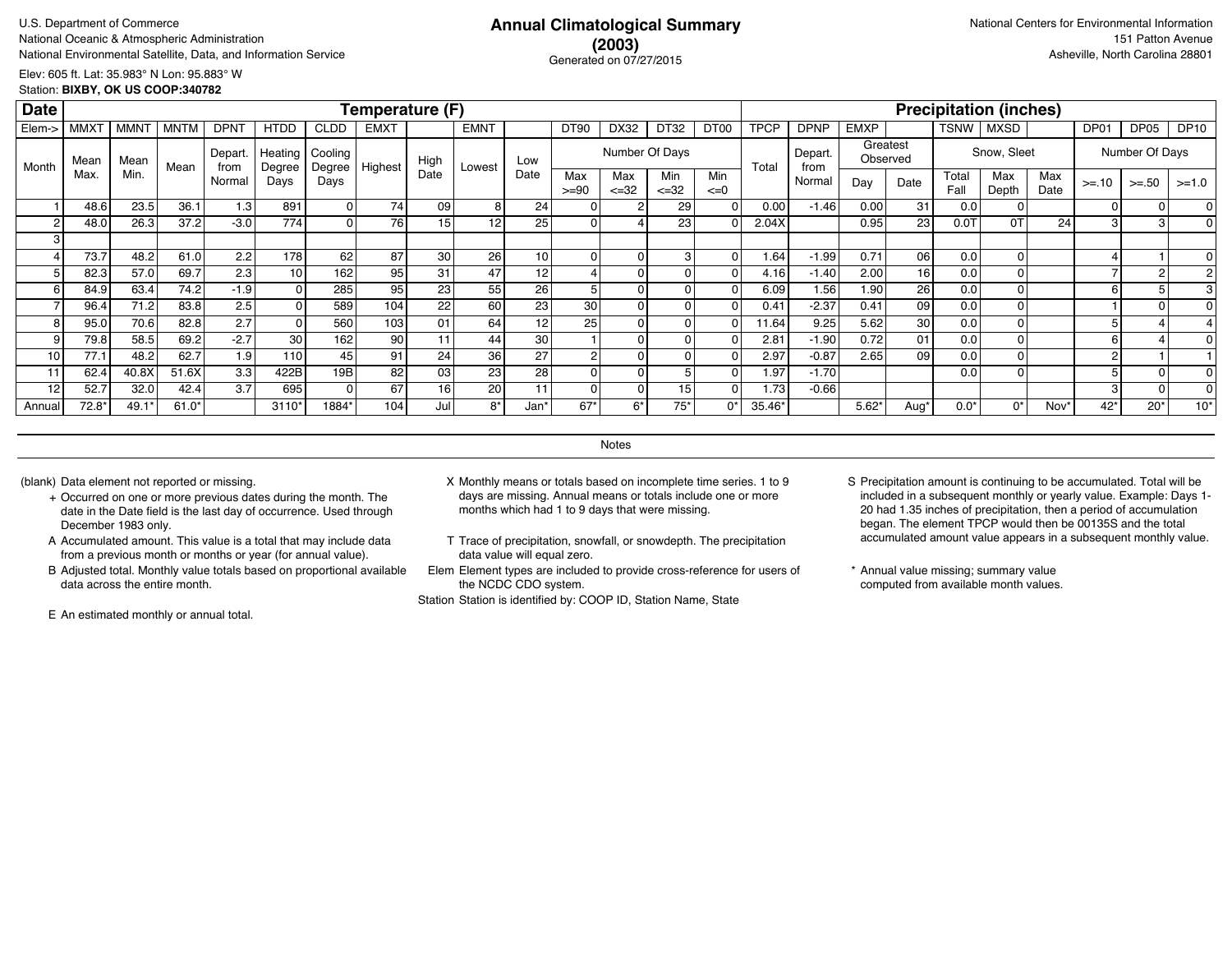U.S. Department of Commerce
National Oceanic & Atmospheric Administration
National Environmental Satellite, Data, and Information Service

# Annual Climatological Summary (2003)

Generated on 07/27/2015

National Centers for Environmental Information
151 Patton Avenue
Asheville, North Carolina 28801

Elev: 605 ft. Lat: 35.983° N Lon: 95.883° W
Station: **BIXBY, OK US COOP:340782**

| Date | Temperature (F) | | | | | | | | | | | | | | | Precipitation (inches) | | | | | | | | | |
|---|---|---|---|---|---|---|---|---|---|---|---|---|---|---|---|---|---|---|---|---|---|---|---|---|---|
| Elem-> | MMXT | MMNT | MNTM | DPNT | HTDD | CLDD | EMXT | | EMNT | | DT90 | DX32 | DT32 | DT00 | TPCP | DPNP | EMXP | | TSNW | MXSD | | DP01 | DP05 | DP10 |
| Month | Mean Max. | Mean Min. | Mean | Depart. from Normal | Heating Degree Days | Cooling Degree Days | Highest | High Date | Lowest | Low Date | Number Of Days Max >=90 | Max <=32 | Min <=32 | Min <=0 | Total | Depart. from Normal | Greatest Observed Day | Date | Snow, Sleet Total Fall | Max Depth | Max Date | Number Of Days >=.10 | >=.50 | >=1.0 |
| 1 | 48.6 | 23.5 | 36.1 | 1.3 | 891 | 0 | 74 | 09 | 8 | 24 | 0 | 2 | 29 | 0 | 0.00 | -1.46 | 0.00 | 31 | 0.0 | 0 | | 0 | 0 | 0 |
| 2 | 48.0 | 26.3 | 37.2 | -3.0 | 774 | 0 | 76 | 15 | 12 | 25 | 0 | 4 | 23 | 0 | 2.04X | | 0.95 | 23 | 0.0T | 0T | 24 | 3 | 3 | 0 |
| 3 | | | | | | | | | | | | | | | | | | | | | | | | |
| 4 | 73.7 | 48.2 | 61.0 | 2.2 | 178 | 62 | 87 | 30 | 26 | 10 | 0 | 0 | 3 | 0 | 1.64 | -1.99 | 0.71 | 06 | 0.0 | 0 | | 4 | 1 | 0 |
| 5 | 82.3 | 57.0 | 69.7 | 2.3 | 10 | 162 | 95 | 31 | 47 | 12 | 4 | 0 | 0 | 0 | 4.16 | -1.40 | 2.00 | 16 | 0.0 | 0 | | 7 | 2 | 2 |
| 6 | 84.9 | 63.4 | 74.2 | -1.9 | 0 | 285 | 95 | 23 | 55 | 26 | 5 | 0 | 0 | 0 | 6.09 | 1.56 | 1.90 | 26 | 0.0 | 0 | | 6 | 5 | 3 |
| 7 | 96.4 | 71.2 | 83.8 | 2.5 | 0 | 589 | 104 | 22 | 60 | 23 | 30 | 0 | 0 | 0 | 0.41 | -2.37 | 0.41 | 09 | 0.0 | 0 | | 1 | 0 | 0 |
| 8 | 95.0 | 70.6 | 82.8 | 2.7 | 0 | 560 | 103 | 01 | 64 | 12 | 25 | 0 | 0 | 0 | 11.64 | 9.25 | 5.62 | 30 | 0.0 | 0 | | 5 | 4 | 4 |
| 9 | 79.8 | 58.5 | 69.2 | -2.7 | 30 | 162 | 90 | 11 | 44 | 30 | 1 | 0 | 0 | 0 | 2.81 | -1.90 | 0.72 | 01 | 0.0 | 0 | | 6 | 4 | 0 |
| 10 | 77.1 | 48.2 | 62.7 | 1.9 | 110 | 45 | 91 | 24 | 36 | 27 | 2 | 0 | 0 | 0 | 2.97 | -0.87 | 2.65 | 09 | 0.0 | 0 | | 2 | 1 | 1 |
| 11 | 62.4 | 40.8X | 51.6X | 3.3 | 422B | 19B | 82 | 03 | 23 | 28 | 0 | 0 | 5 | 0 | 1.97 | -1.70 | | | 0.0 | 0 | | 5 | 0 | 0 |
| 12 | 52.7 | 32.0 | 42.4 | 3.7 | 695 | 0 | 67 | 16 | 20 | 11 | 0 | 0 | 15 | 0 | 1.73 | -0.66 | | | | | | 3 | 0 | 0 |
| Annual | 72.8* | 49.1* | 61.0* | | 3110* | 1884* | 104 | Jul | 8* | Jan* | 67* | 6* | 75* | 0* | 35.46* | | 5.62* | Aug* | 0.0* | 0* | Nov* | 42* | 20* | 10* |

## Notes

(blank) Data element not reported or missing.

+ Occurred on one or more previous dates during the month. The date in the Date field is the last day of occurrence. Used through December 1983 only.

A Accumulated amount. This value is a total that may include data from a previous month or months or year (for annual value).

B Adjusted total. Monthly value totals based on proportional available data across the entire month.

E An estimated monthly or annual total.

X Monthly means or totals based on incomplete time series. 1 to 9 days are missing. Annual means or totals include one or more months which had 1 to 9 days that were missing.

T Trace of precipitation, snowfall, or snowdepth. The precipitation data value will equal zero.

Elem Element types are included to provide cross-reference for users of the NCDC CDO system.

Station Station is identified by: COOP ID, Station Name, State

S Precipitation amount is continuing to be accumulated. Total will be included in a subsequent monthly or yearly value. Example: Days 1-20 had 1.35 inches of precipitation, then a period of accumulation began. The element TPCP would then be 00135S and the total accumulated amount value appears in a subsequent monthly value.

* Annual value missing; summary value computed from available month values.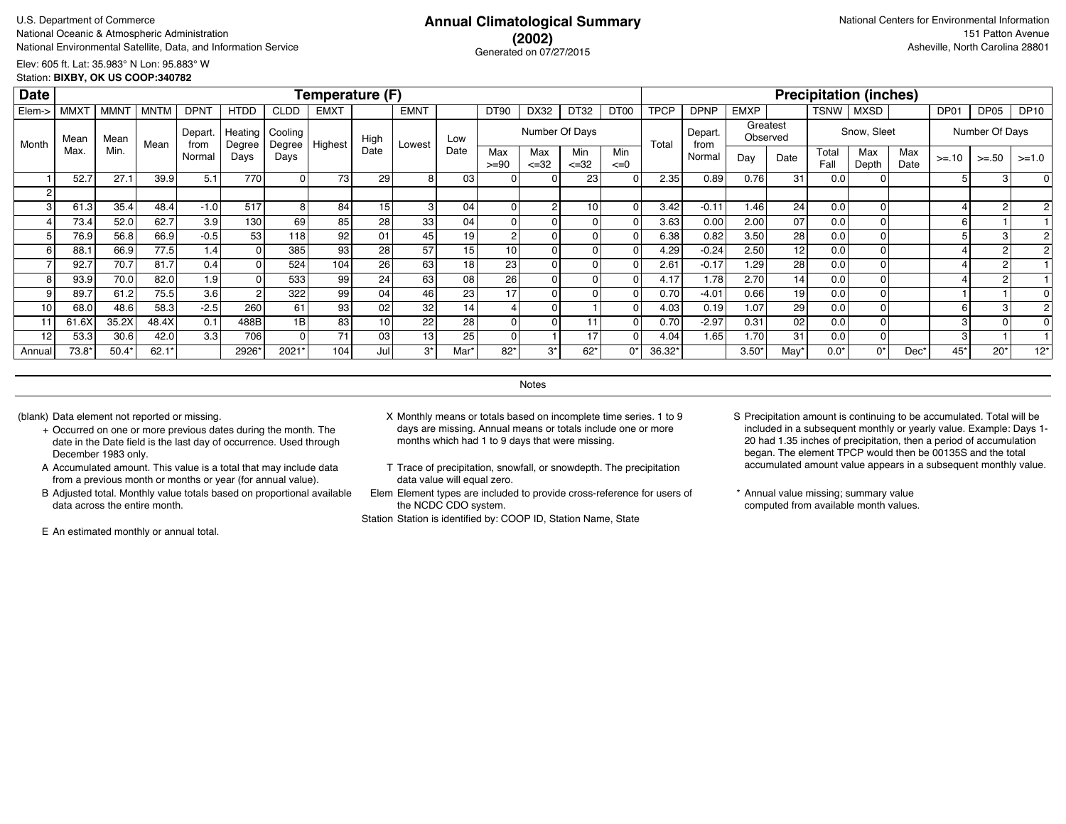U.S. Department of Commerce
National Oceanic & Atmospheric Administration
National Environmental Satellite, Data, and Information Service

# Annual Climatological Summary (2002)

Generated on 07/27/2015

National Centers for Environmental Information
151 Patton Avenue
Asheville, North Carolina 28801

Elev: 605 ft. Lat: 35.983° N Lon: 95.883° W
Station: **BIXBY, OK US COOP:340782**

| Date | Temperature (F) | | | | | | | | | | | | | | Precipitation (inches) | | | | | | | | | |
|---|---|---|---|---|---|---|---|---|---|---|---|---|---|---|---|---|---|---|---|---|---|---|---|---|
| Elem-> | MMXT | MMNT | MNTM | DPNT | HTDD | CLDD | EMXT | | EMNT | | DT90 | DX32 | DT32 | DT00 | TPCP | DPNP | EMXP | | TSNW | MXSD | | DP01 | DP05 | DP10 |
| Month | Mean Max. | Mean Min. | Mean | Depart. from Normal | Heating Degree Days | Cooling Degree Days | Highest | High Date | Lowest | Low Date | Number Of Days: Max >=90 | Max <=32 | Min <=32 | Min <=0 | Total | Depart. from Normal | Greatest Observed: Day | Date | Snow, Sleet: Total Fall | Max Depth | Max Date | Number Of Days: >=.10 | >=.50 | >=1.0 |
| 1 | 52.7 | 27.1 | 39.9 | 5.1 | 770 | 0 | 73 | 29 | 8 | 03 | 0 | 0 | 23 | 0 | 2.35 | 0.89 | 0.76 | 31 | 0.0 | 0 | | 5 | 3 | 0 |
| 2 | | | | | | | | | | | | | | | | | | | | | | | | |
| 3 | 61.3 | 35.4 | 48.4 | -1.0 | 517 | 8 | 84 | 15 | 3 | 04 | 0 | 2 | 10 | 0 | 3.42 | -0.11 | 1.46 | 24 | 0.0 | 0 | | 4 | 2 | 2 |
| 4 | 73.4 | 52.0 | 62.7 | 3.9 | 130 | 69 | 85 | 28 | 33 | 04 | 0 | 0 | 0 | 0 | 3.63 | 0.00 | 2.00 | 07 | 0.0 | 0 | | 6 | 1 | 1 |
| 5 | 76.9 | 56.8 | 66.9 | -0.5 | 53 | 118 | 92 | 01 | 45 | 19 | 2 | 0 | 0 | 0 | 6.38 | 0.82 | 3.50 | 28 | 0.0 | 0 | | 5 | 3 | 2 |
| 6 | 88.1 | 66.9 | 77.5 | 1.4 | 0 | 385 | 93 | 28 | 57 | 15 | 10 | 0 | 0 | 0 | 4.29 | -0.24 | 2.50 | 12 | 0.0 | 0 | | 4 | 2 | 2 |
| 7 | 92.7 | 70.7 | 81.7 | 0.4 | 0 | 524 | 104 | 26 | 63 | 18 | 23 | 0 | 0 | 0 | 2.61 | -0.17 | 1.29 | 28 | 0.0 | 0 | | 4 | 2 | 1 |
| 8 | 93.9 | 70.0 | 82.0 | 1.9 | 0 | 533 | 99 | 24 | 63 | 08 | 26 | 0 | 0 | 0 | 4.17 | 1.78 | 2.70 | 14 | 0.0 | 0 | | 4 | 2 | 1 |
| 9 | 89.7 | 61.2 | 75.5 | 3.6 | 2 | 322 | 99 | 04 | 46 | 23 | 17 | 0 | 0 | 0 | 0.70 | -4.01 | 0.66 | 19 | 0.0 | 0 | | 1 | 1 | 0 |
| 10 | 68.0 | 48.6 | 58.3 | -2.5 | 260 | 61 | 93 | 02 | 32 | 14 | 4 | 0 | 1 | 0 | 4.03 | 0.19 | 1.07 | 29 | 0.0 | 0 | | 6 | 3 | 2 |
| 11 | 61.6X | 35.2X | 48.4X | 0.1 | 488B | 1B | 83 | 10 | 22 | 28 | 0 | 0 | 11 | 0 | 0.70 | -2.97 | 0.31 | 02 | 0.0 | 0 | | 3 | 0 | 0 |
| 12 | 53.3 | 30.6 | 42.0 | 3.3 | 706 | 0 | 71 | 03 | 13 | 25 | 0 | 1 | 17 | 0 | 4.04 | 1.65 | 1.70 | 31 | 0.0 | 0 | | 3 | 1 | 1 |
| Annual | 73.8* | 50.4* | 62.1* | | 2926* | 2021* | 104 | Jul | 3* | Mar* | 82* | 3* | 62* | 0* | 36.32* | | 3.50* | May* | 0.0* | 0* | Dec* | 45* | 20* | 12* |

## Notes

(blank) Data element not reported or missing.

\+ Occurred on one or more previous dates during the month. The date in the Date field is the last day of occurrence. Used through December 1983 only.

A Accumulated amount. This value is a total that may include data from a previous month or months or year (for annual value).

B Adjusted total. Monthly value totals based on proportional available data across the entire month.

E An estimated monthly or annual total.

X Monthly means or totals based on incomplete time series. 1 to 9 days are missing. Annual means or totals include one or more months which had 1 to 9 days that were missing.

T Trace of precipitation, snowfall, or snowdepth. The precipitation data value will equal zero.

Elem Element types are included to provide cross-reference for users of the NCDC CDO system.

Station Station is identified by: COOP ID, Station Name, State

S Precipitation amount is continuing to be accumulated. Total will be included in a subsequent monthly or yearly value. Example: Days 1-20 had 1.35 inches of precipitation, then a period of accumulation began. The element TPCP would then be 00135S and the total accumulated amount value appears in a subsequent monthly value.

\* Annual value missing; summary value computed from available month values.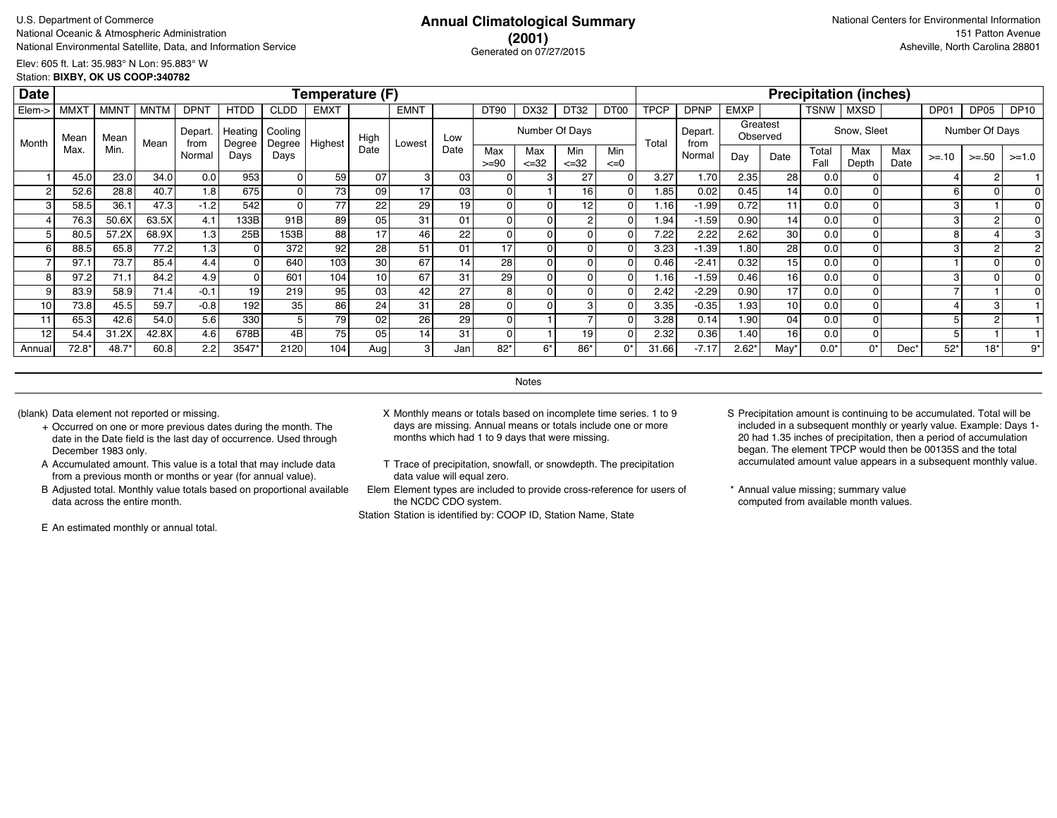U.S. Department of Commerce
National Oceanic & Atmospheric Administration
National Environmental Satellite, Data, and Information Service

# Annual Climatological Summary
## (2001)
Generated on 07/27/2015

National Centers for Environmental Information
151 Patton Avenue
Asheville, North Carolina 28801

Elev: 605 ft. Lat: 35.983° N Lon: 95.883° W
Station: **BIXBY, OK US COOP:340782**

| Date | Temperature (F) | | | | | | | | | | | | | | | Precipitation (inches) | | | | | | | | | | |
|---|---|---|---|---|---|---|---|---|---|---|---|---|---|---|---|---|---|---|---|---|---|---|---|---|---|---|
| Elem-> | MMXT | MMNT | MNTM | DPNT | HTDD | CLDD | EMXT | | EMNT | | DT90 | DX32 | DT32 | DT00 | TPCP | DPNP | EMXP | | TSNW | MXSD | | DP01 | DP05 | DP10 |
| Month | Mean Max. | Mean Min. | Mean | Depart. from Normal | Heating Degree Days | Cooling Degree Days | Highest | High Date | Lowest | Low Date | Number Of Days | | | | Total | Depart. from Normal | Greatest Observed | | Snow, Sleet | | | Number Of Days | | |
| | | | | | | | | | | | Max >=90 | Max <=32 | Min <=32 | Min <=0 | | | Day | Date | Total Fall | Max Depth | Max Date | >=.10 | >=.50 | >=1.0 |
| 1 | 45.0 | 23.0 | 34.0 | 0.0 | 953 | 0 | 59 | 07 | 3 | 03 | 0 | 3 | 27 | 0 | 3.27 | 1.70 | 2.35 | 28 | 0.0 | 0 | | 4 | 2 | 1 |
| 2 | 52.6 | 28.8 | 40.7 | 1.8 | 675 | 0 | 73 | 09 | 17 | 03 | 0 | 1 | 16 | 0 | 1.85 | 0.02 | 0.45 | 14 | 0.0 | 0 | | 6 | 0 | 0 |
| 3 | 58.5 | 36.1 | 47.3 | -1.2 | 542 | 0 | 77 | 22 | 29 | 19 | 0 | 0 | 12 | 0 | 1.16 | -1.99 | 0.72 | 11 | 0.0 | 0 | | 3 | 1 | 0 |
| 4 | 76.3 | 50.6X | 63.5X | 4.1 | 133B | 91B | 89 | 05 | 31 | 01 | 0 | 0 | 2 | 0 | 1.94 | -1.59 | 0.90 | 14 | 0.0 | 0 | | 3 | 2 | 0 |
| 5 | 80.5 | 57.2X | 68.9X | 1.3 | 25B | 153B | 88 | 17 | 46 | 22 | 0 | 0 | 0 | 0 | 7.22 | 2.22 | 2.62 | 30 | 0.0 | 0 | | 8 | 4 | 3 |
| 6 | 88.5 | 65.8 | 77.2 | 1.3 | 0 | 372 | 92 | 28 | 51 | 01 | 17 | 0 | 0 | 0 | 3.23 | -1.39 | 1.80 | 28 | 0.0 | 0 | | 3 | 2 | 2 |
| 7 | 97.1 | 73.7 | 85.4 | 4.4 | 0 | 640 | 103 | 30 | 67 | 14 | 28 | 0 | 0 | 0 | 0.46 | -2.41 | 0.32 | 15 | 0.0 | 0 | | 1 | 0 | 0 |
| 8 | 97.2 | 71.1 | 84.2 | 4.9 | 0 | 601 | 104 | 10 | 67 | 31 | 29 | 0 | 0 | 0 | 1.16 | -1.59 | 0.46 | 16 | 0.0 | 0 | | 3 | 0 | 0 |
| 9 | 83.9 | 58.9 | 71.4 | -0.1 | 19 | 219 | 95 | 03 | 42 | 27 | 8 | 0 | 0 | 0 | 2.42 | -2.29 | 0.90 | 17 | 0.0 | 0 | | 7 | 1 | 0 |
| 10 | 73.8 | 45.5 | 59.7 | -0.8 | 192 | 35 | 86 | 24 | 31 | 28 | 0 | 0 | 3 | 0 | 3.35 | -0.35 | 1.93 | 10 | 0.0 | 0 | | 4 | 3 | 1 |
| 11 | 65.3 | 42.6 | 54.0 | 5.6 | 330 | 5 | 79 | 02 | 26 | 29 | 0 | 1 | 7 | 0 | 3.28 | 0.14 | 1.90 | 04 | 0.0 | 0 | | 5 | 2 | 1 |
| 12 | 54.4 | 31.2X | 42.8X | 4.6 | 678B | 4B | 75 | 05 | 14 | 31 | 0 | 1 | 19 | 0 | 2.32 | 0.36 | 1.40 | 16 | 0.0 | 0 | | 5 | 1 | 1 |
| Annual | 72.8* | 48.7* | 60.8 | 2.2 | 3547* | 2120 | 104 | Aug | 3 | Jan | 82* | 6* | 86* | 0* | 31.66 | -7.17 | 2.62* | May* | 0.0* | 0* | Dec* | 52* | 18* | 9* |

Notes

(blank) Data element not reported or missing.

+ Occurred on one or more previous dates during the month. The date in the Date field is the last day of occurrence. Used through December 1983 only.

A Accumulated amount. This value is a total that may include data from a previous month or months or year (for annual value).

B Adjusted total. Monthly value totals based on proportional available data across the entire month.

E An estimated monthly or annual total.

X Monthly means or totals based on incomplete time series. 1 to 9 days are missing. Annual means or totals include one or more months which had 1 to 9 days that were missing.

T Trace of precipitation, snowfall, or snowdepth. The precipitation data value will equal zero.

Elem Element types are included to provide cross-reference for users of the NCDC CDO system.

Station Station is identified by: COOP ID, Station Name, State

S Precipitation amount is continuing to be accumulated. Total will be included in a subsequent monthly or yearly value. Example: Days 1-20 had 1.35 inches of precipitation, then a period of accumulation began. The element TPCP would then be 00135S and the total accumulated amount value appears in a subsequent monthly value.

* Annual value missing; summary value computed from available month values.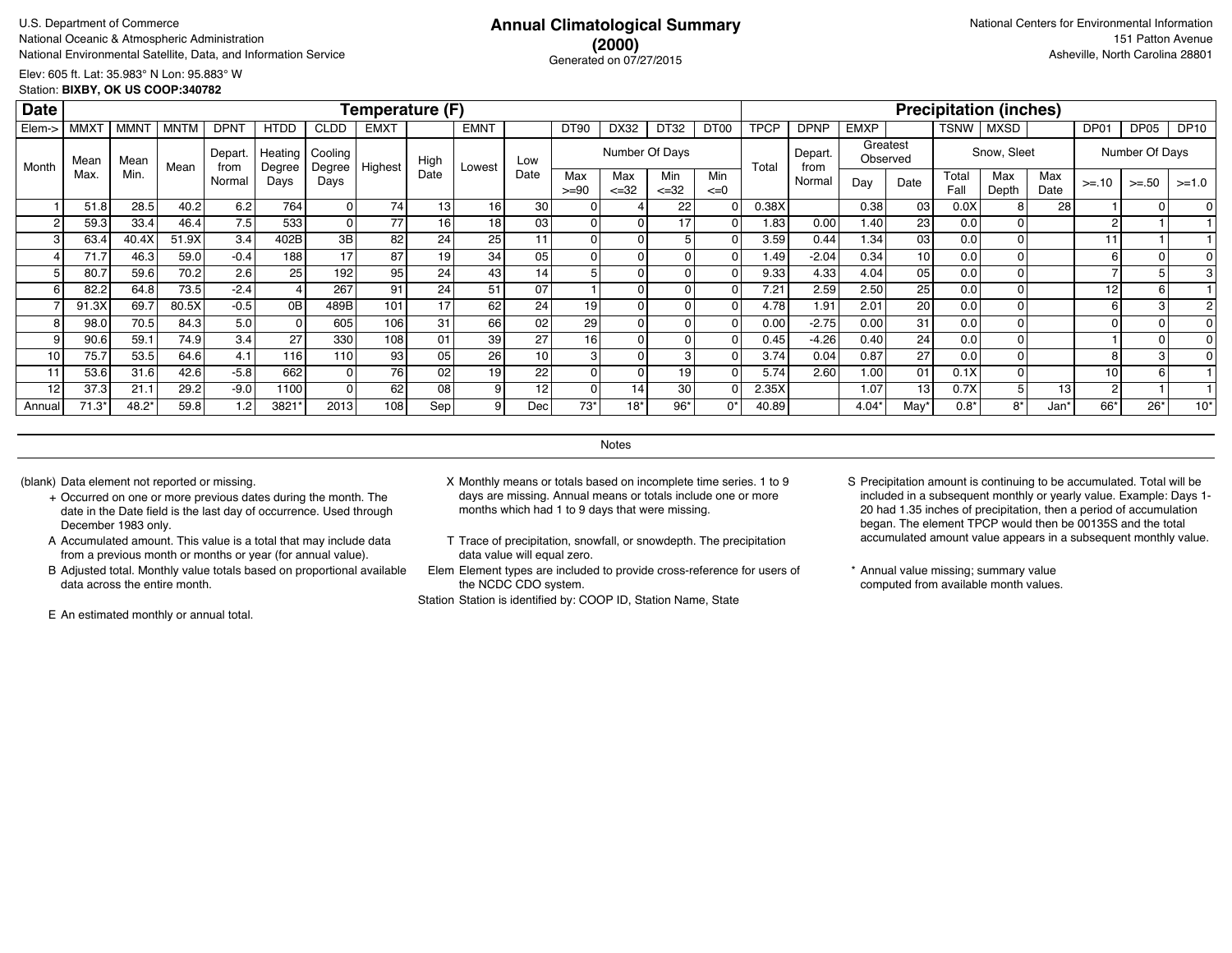U.S. Department of Commerce
National Oceanic & Atmospheric Administration
National Environmental Satellite, Data, and Information Service

# Annual Climatological Summary (2000)

Generated on 07/27/2015

National Centers for Environmental Information
151 Patton Avenue
Asheville, North Carolina 28801

Elev: 605 ft. Lat: 35.983° N Lon: 95.883° W
Station: **BIXBY, OK US COOP:340782**

| Date | Temperature (F) | | | | | | | | | | | | | | | Precipitation (inches) | | | | | | | | | |
|---|---|---|---|---|---|---|---|---|---|---|---|---|---|---|---|---|---|---|---|---|---|---|---|---|---|
| Elem-> | MMXT | MMNT | MNTM | DPNT | HTDD | CLDD | EMXT | | EMNT | | DT90 | DX32 | DT32 | DT00 | TPCP | DPNP | EMXP | | TSNW | MXSD | | DP01 | DP05 | DP10 |
| Month | Mean Max. | Mean Min. | Mean | Depart. from Normal | Heating Degree Days | Cooling Degree Days | Highest | High Date | Lowest | Low Date | Number Of Days Max >=90 | Max <=32 | Min <=32 | Min <=0 | Total | Depart. from Normal | Greatest Observed Day | Date | Snow, Sleet Total Fall | Max Depth | Max Date | Number Of Days >=.10 | >=.50 | >=1.0 |
| 1 | 51.8 | 28.5 | 40.2 | 6.2 | 764 | 0 | 74 | 13 | 16 | 30 | 0 | 4 | 22 | 0 | 0.38X | | 0.38 | 03 | 0.0X | 8 | 28 | 1 | 0 | 0 |
| 2 | 59.3 | 33.4 | 46.4 | 7.5 | 533 | 0 | 77 | 16 | 18 | 03 | 0 | 0 | 17 | 0 | 1.83 | 0.00 | 1.40 | 23 | 0.0 | 0 | | 2 | 1 | 1 |
| 3 | 63.4 | 40.4X | 51.9X | 3.4 | 402B | 3B | 82 | 24 | 25 | 11 | 0 | 0 | 5 | 0 | 3.59 | 0.44 | 1.34 | 03 | 0.0 | 0 | | 11 | 1 | 1 |
| 4 | 71.7 | 46.3 | 59.0 | -0.4 | 188 | 17 | 87 | 19 | 34 | 05 | 0 | 0 | 0 | 0 | 1.49 | -2.04 | 0.34 | 10 | 0.0 | 0 | | 6 | 0 | 0 |
| 5 | 80.7 | 59.6 | 70.2 | 2.6 | 25 | 192 | 95 | 24 | 43 | 14 | 5 | 0 | 0 | 0 | 9.33 | 4.33 | 4.04 | 05 | 0.0 | 0 | | 7 | 5 | 3 |
| 6 | 82.2 | 64.8 | 73.5 | -2.4 | 4 | 267 | 91 | 24 | 51 | 07 | 1 | 0 | 0 | 0 | 7.21 | 2.59 | 2.50 | 25 | 0.0 | 0 | | 12 | 6 | 1 |
| 7 | 91.3X | 69.7 | 80.5X | -0.5 | 0B | 489B | 101 | 17 | 62 | 24 | 19 | 0 | 0 | 0 | 4.78 | 1.91 | 2.01 | 20 | 0.0 | 0 | | 6 | 3 | 2 |
| 8 | 98.0 | 70.5 | 84.3 | 5.0 | 0 | 605 | 106 | 31 | 66 | 02 | 29 | 0 | 0 | 0 | 0.00 | -2.75 | 0.00 | 31 | 0.0 | 0 | | 0 | 0 | 0 |
| 9 | 90.6 | 59.1 | 74.9 | 3.4 | 27 | 330 | 108 | 01 | 39 | 27 | 16 | 0 | 0 | 0 | 0.45 | -4.26 | 0.40 | 24 | 0.0 | 0 | | 1 | 0 | 0 |
| 10 | 75.7 | 53.5 | 64.6 | 4.1 | 116 | 110 | 93 | 05 | 26 | 10 | 3 | 0 | 3 | 0 | 3.74 | 0.04 | 0.87 | 27 | 0.0 | 0 | | 8 | 3 | 0 |
| 11 | 53.6 | 31.6 | 42.6 | -5.8 | 662 | 0 | 76 | 02 | 19 | 22 | 0 | 0 | 19 | 0 | 5.74 | 2.60 | 1.00 | 01 | 0.1X | 0 | | 10 | 6 | 1 |
| 12 | 37.3 | 21.1 | 29.2 | -9.0 | 1100 | 0 | 62 | 08 | 9 | 12 | 0 | 14 | 30 | 0 | 2.35X | | 1.07 | 13 | 0.7X | 5 | 13 | 2 | 1 | 1 |
| Annual | 71.3* | 48.2* | 59.8 | 1.2 | 3821* | 2013 | 108 | Sep | 9 | Dec | 73* | 18* | 96* | 0* | 40.89 | | 4.04* | May* | 0.8* | 8* | Jan* | 66* | 26* | 10* |

## Notes

(blank) Data element not reported or missing.

\+ Occurred on one or more previous dates during the month. The date in the Date field is the last day of occurrence. Used through December 1983 only.

A Accumulated amount. This value is a total that may include data from a previous month or months or year (for annual value).

B Adjusted total. Monthly value totals based on proportional available data across the entire month.

E An estimated monthly or annual total.

X Monthly means or totals based on incomplete time series. 1 to 9 days are missing. Annual means or totals include one or more months which had 1 to 9 days that were missing.

T Trace of precipitation, snowfall, or snowdepth. The precipitation data value will equal zero.

Elem Element types are included to provide cross-reference for users of the NCDC CDO system.

Station Station is identified by: COOP ID, Station Name, State

S Precipitation amount is continuing to be accumulated. Total will be included in a subsequent monthly or yearly value. Example: Days 1-20 had 1.35 inches of precipitation, then a period of accumulation began. The element TPCP would then be 00135S and the total accumulated amount value appears in a subsequent monthly value.

\* Annual value missing; summary value computed from available month values.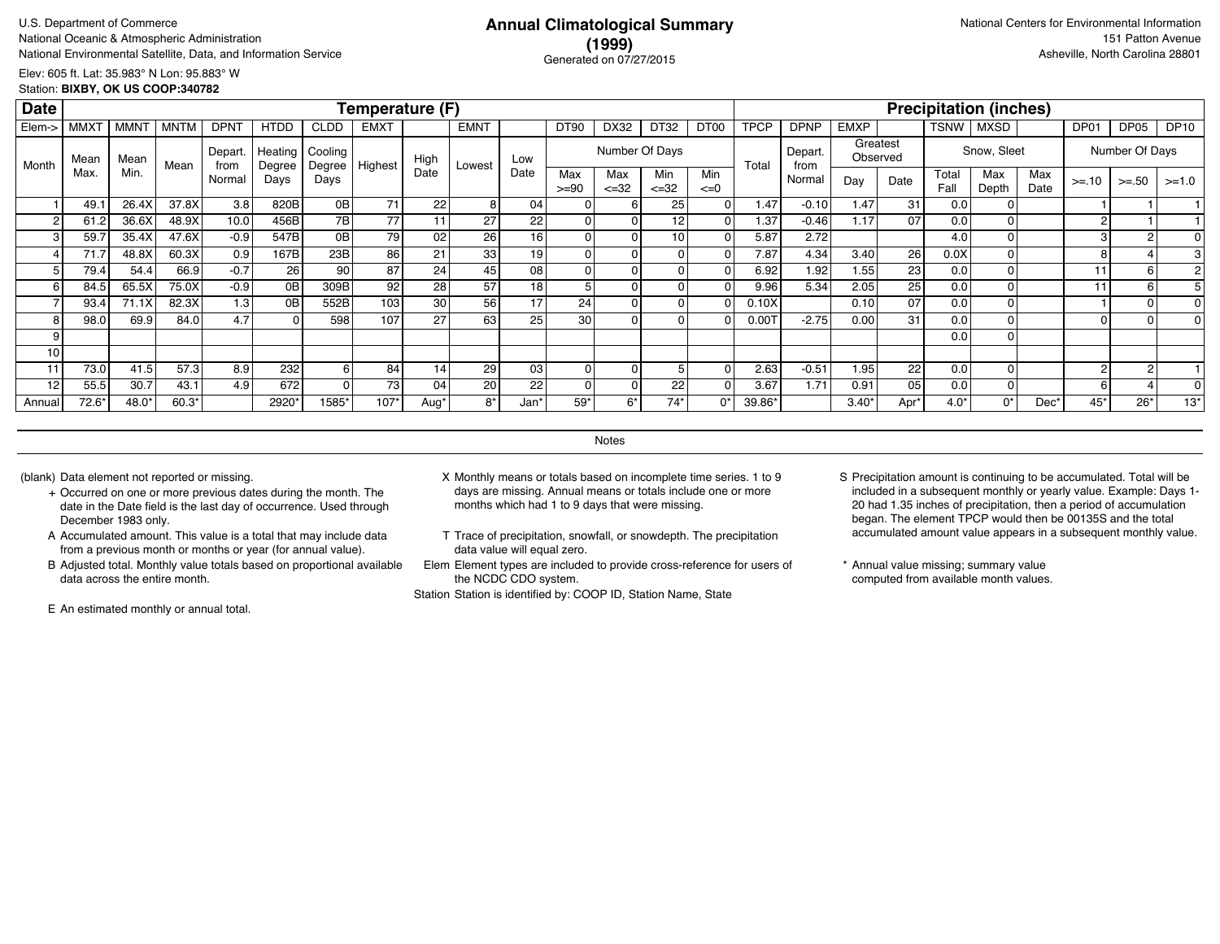U.S. Department of Commerce
National Oceanic & Atmospheric Administration
National Environmental Satellite, Data, and Information Service

# Annual Climatological Summary (1999)

Generated on 07/27/2015

National Centers for Environmental Information
151 Patton Avenue
Asheville, North Carolina 28801

Elev: 605 ft. Lat: 35.983° N Lon: 95.883° W
Station: **BIXBY, OK US COOP:340782**

| Date | Temperature (F) | | | | | | | | | | | | | | Precipitation (inches) | | | | | | | | | |
|---|---|---|---|---|---|---|---|---|---|---|---|---|---|---|---|---|---|---|---|---|---|---|---|---|
| Elem-> | MMXT | MMNT | MNTM | DPNT | HTDD | CLDD | EMXT | | EMNT | | DT90 | DX32 | DT32 | DT00 | TPCP | DPNP | EMXP | | TSNW | MXSD | | DP01 | DP05 | DP10 |
| Month | Mean Max. | Mean Min. | Mean | Depart. from Normal | Heating Degree Days | Cooling Degree Days | Highest | High Date | Lowest | Low Date | Number Of Days Max >=90 | Max <=32 | Min <=32 | Min <=0 | Total | Depart. from Normal | Greatest Observed Day | Date | Snow, Sleet Total Fall | Max Depth | Max Date | Number Of Days >=.10 | >=.50 | >=1.0 |
| 1 | 49.1 | 26.4X | 37.8X | 3.8 | 820B | 0B | 71 | 22 | 8 | 04 | 0 | 6 | 25 | 0 | 1.47 | -0.10 | 1.47 | 31 | 0.0 | 0 | | 1 | 1 | 1 |
| 2 | 61.2 | 36.6X | 48.9X | 10.0 | 456B | 7B | 77 | 11 | 27 | 22 | 0 | 0 | 12 | 0 | 1.37 | -0.46 | 1.17 | 07 | 0.0 | 0 | | 2 | 1 | 1 |
| 3 | 59.7 | 35.4X | 47.6X | -0.9 | 547B | 0B | 79 | 02 | 26 | 16 | 0 | 0 | 10 | 0 | 5.87 | 2.72 | | | 4.0 | 0 | | 3 | 2 | 0 |
| 4 | 71.7 | 48.8X | 60.3X | 0.9 | 167B | 23B | 86 | 21 | 33 | 19 | 0 | 0 | 0 | 0 | 7.87 | 4.34 | 3.40 | 26 | 0.0X | 0 | | 8 | 4 | 3 |
| 5 | 79.4 | 54.4 | 66.9 | -0.7 | 26 | 90 | 87 | 24 | 45 | 08 | 0 | 0 | 0 | 0 | 6.92 | 1.92 | 1.55 | 23 | 0.0 | 0 | | 11 | 6 | 2 |
| 6 | 84.5 | 65.5X | 75.0X | -0.9 | 0B | 309B | 92 | 28 | 57 | 18 | 5 | 0 | 0 | 0 | 9.96 | 5.34 | 2.05 | 25 | 0.0 | 0 | | 11 | 6 | 5 |
| 7 | 93.4 | 71.1X | 82.3X | 1.3 | 0B | 552B | 103 | 30 | 56 | 17 | 24 | 0 | 0 | 0 | 0.10X | | 0.10 | 07 | 0.0 | 0 | | 1 | 0 | 0 |
| 8 | 98.0 | 69.9 | 84.0 | 4.7 | 0 | 598 | 107 | 27 | 63 | 25 | 30 | 0 | 0 | 0 | 0.00T | -2.75 | 0.00 | 31 | 0.0 | 0 | | 0 | 0 | 0 |
| 9 | | | | | | | | | | | | | | | | | | | 0.0 | 0 | | | | |
| 10 | | | | | | | | | | | | | | | | | | | | | | | | |
| 11 | 73.0 | 41.5 | 57.3 | 8.9 | 232 | 6 | 84 | 14 | 29 | 03 | 0 | 0 | 5 | 0 | 2.63 | -0.51 | 1.95 | 22 | 0.0 | 0 | | 2 | 2 | 1 |
| 12 | 55.5 | 30.7 | 43.1 | 4.9 | 672 | 0 | 73 | 04 | 20 | 22 | 0 | 0 | 22 | 0 | 3.67 | 1.71 | 0.91 | 05 | 0.0 | 0 | | 6 | 4 | 0 |
| Annual | 72.6* | 48.0* | 60.3* | | 2920* | 1585* | 107* | Aug* | 8* | Jan* | 59* | 6* | 74* | 0* | 39.86* | | 3.40* | Apr* | 4.0* | 0* | Dec* | 45* | 26* | 13* |

## Notes

(blank) Data element not reported or missing.

\+ Occurred on one or more previous dates during the month. The date in the Date field is the last day of occurrence. Used through December 1983 only.

A Accumulated amount. This value is a total that may include data from a previous month or months or year (for annual value).

B Adjusted total. Monthly value totals based on proportional available data across the entire month.

E An estimated monthly or annual total.

X Monthly means or totals based on incomplete time series. 1 to 9 days are missing. Annual means or totals include one or more months which had 1 to 9 days that were missing.

T Trace of precipitation, snowfall, or snowdepth. The precipitation data value will equal zero.

Elem Element types are included to provide cross-reference for users of the NCDC CDO system.

Station Station is identified by: COOP ID, Station Name, State

S Precipitation amount is continuing to be accumulated. Total will be included in a subsequent monthly or yearly value. Example: Days 1-20 had 1.35 inches of precipitation, then a period of accumulation began. The element TPCP would then be 00135S and the total accumulated amount value appears in a subsequent monthly value.

\* Annual value missing; summary value computed from available month values.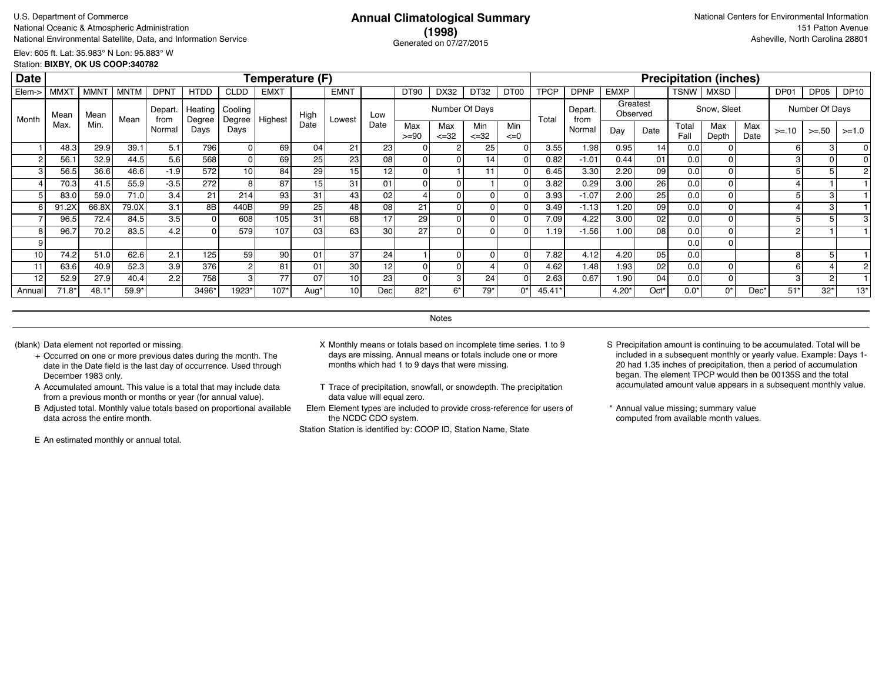U.S. Department of Commerce
National Oceanic & Atmospheric Administration
National Environmental Satellite, Data, and Information Service

# Annual Climatological Summary
## (1998)
Generated on 07/27/2015

National Centers for Environmental Information
151 Patton Avenue
Asheville, North Carolina 28801

Elev: 605 ft. Lat: 35.983° N Lon: 95.883° W
Station: **BIXBY, OK US COOP:340782**

| Date | Temperature (F) | | | | | | | | | | | | | | Precipitation (inches) | | | | | | | | | |
|---|---|---|---|---|---|---|---|---|---|---|---|---|---|---|---|---|---|---|---|---|---|---|---|---|
| Elem-> | MMXT | MMNT | MNTM | DPNT | HTDD | CLDD | EMXT | | EMNT | | DT90 | DX32 | DT32 | DT00 | TPCP | DPNP | EMXP | | TSNW | MXSD | | DP01 | DP05 | DP10 |
| Month | Mean Max. | Mean Min. | Mean | Depart. from Normal | Heating Degree Days | Cooling Degree Days | Highest | High Date | Lowest | Low Date | Number Of Days Max >=90 | Max <=32 | Min <=32 | Min <=0 | Total | Depart. from Normal | Greatest Observed Day | Date | Snow, Sleet Total Fall | Max Depth | Max Date | Number Of Days >=.10 | >=.50 | >=1.0 |
| 1 | 48.3 | 29.9 | 39.1 | 5.1 | 796 | 0 | 69 | 04 | 21 | 23 | 0 | 2 | 25 | 0 | 3.55 | 1.98 | 0.95 | 14 | 0.0 | 0 | | 6 | 3 | 0 |
| 2 | 56.1 | 32.9 | 44.5 | 5.6 | 568 | 0 | 69 | 25 | 23 | 08 | 0 | 0 | 14 | 0 | 0.82 | -1.01 | 0.44 | 01 | 0.0 | 0 | | 3 | 0 | 0 |
| 3 | 56.5 | 36.6 | 46.6 | -1.9 | 572 | 10 | 84 | 29 | 15 | 12 | 0 | 1 | 11 | 0 | 6.45 | 3.30 | 2.20 | 09 | 0.0 | 0 | | 5 | 5 | 2 |
| 4 | 70.3 | 41.5 | 55.9 | -3.5 | 272 | 8 | 87 | 15 | 31 | 01 | 0 | 0 | 1 | 0 | 3.82 | 0.29 | 3.00 | 26 | 0.0 | 0 | | 4 | 1 | 1 |
| 5 | 83.0 | 59.0 | 71.0 | 3.4 | 21 | 214 | 93 | 31 | 43 | 02 | 4 | 0 | 0 | 0 | 3.93 | -1.07 | 2.00 | 25 | 0.0 | 0 | | 5 | 3 | 1 |
| 6 | 91.2X | 66.8X | 79.0X | 3.1 | 8B | 440B | 99 | 25 | 48 | 08 | 21 | 0 | 0 | 0 | 3.49 | -1.13 | 1.20 | 09 | 0.0 | 0 | | 4 | 3 | 1 |
| 7 | 96.5 | 72.4 | 84.5 | 3.5 | 0 | 608 | 105 | 31 | 68 | 17 | 29 | 0 | 0 | 0 | 7.09 | 4.22 | 3.00 | 02 | 0.0 | 0 | | 5 | 5 | 3 |
| 8 | 96.7 | 70.2 | 83.5 | 4.2 | 0 | 579 | 107 | 03 | 63 | 30 | 27 | 0 | 0 | 0 | 1.19 | -1.56 | 1.00 | 08 | 0.0 | 0 | | 2 | 1 | 1 |
| 9 | | | | | | | | | | | | | | | | | | | 0.0 | 0 | | | | |
| 10 | 74.2 | 51.0 | 62.6 | 2.1 | 125 | 59 | 90 | 01 | 37 | 24 | 1 | 0 | 0 | 0 | 7.82 | 4.12 | 4.20 | 05 | 0.0 | | | 8 | 5 | 1 |
| 11 | 63.6 | 40.9 | 52.3 | 3.9 | 376 | 2 | 81 | 01 | 30 | 12 | 0 | 0 | 4 | 0 | 4.62 | 1.48 | 1.93 | 02 | 0.0 | 0 | | 6 | 4 | 2 |
| 12 | 52.9 | 27.9 | 40.4 | 2.2 | 758 | 3 | 77 | 07 | 10 | 23 | 0 | 3 | 24 | 0 | 2.63 | 0.67 | 1.90 | 04 | 0.0 | 0 | | 3 | 2 | 1 |
| Annual | 71.8* | 48.1* | 59.9* | | 3496* | 1923* | 107* | Aug* | 10 | Dec | 82* | 6* | 79* | 0* | 45.41* | | 4.20* | Oct* | 0.0* | 0* | Dec* | 51* | 32* | 13* |

Notes

(blank) Data element not reported or missing.

+ Occurred on one or more previous dates during the month. The date in the Date field is the last day of occurrence. Used through December 1983 only.

A Accumulated amount. This value is a total that may include data from a previous month or months or year (for annual value).

B Adjusted total. Monthly value totals based on proportional available data across the entire month.

E An estimated monthly or annual total.

X Monthly means or totals based on incomplete time series. 1 to 9 days are missing. Annual means or totals include one or more months which had 1 to 9 days that were missing.

T Trace of precipitation, snowfall, or snowdepth. The precipitation data value will equal zero.

Elem Element types are included to provide cross-reference for users of the NCDC CDO system.

Station Station is identified by: COOP ID, Station Name, State

S Precipitation amount is continuing to be accumulated. Total will be included in a subsequent monthly or yearly value. Example: Days 1-20 had 1.35 inches of precipitation, then a period of accumulation began. The element TPCP would then be 00135S and the total accumulated amount value appears in a subsequent monthly value.

* Annual value missing; summary value computed from available month values.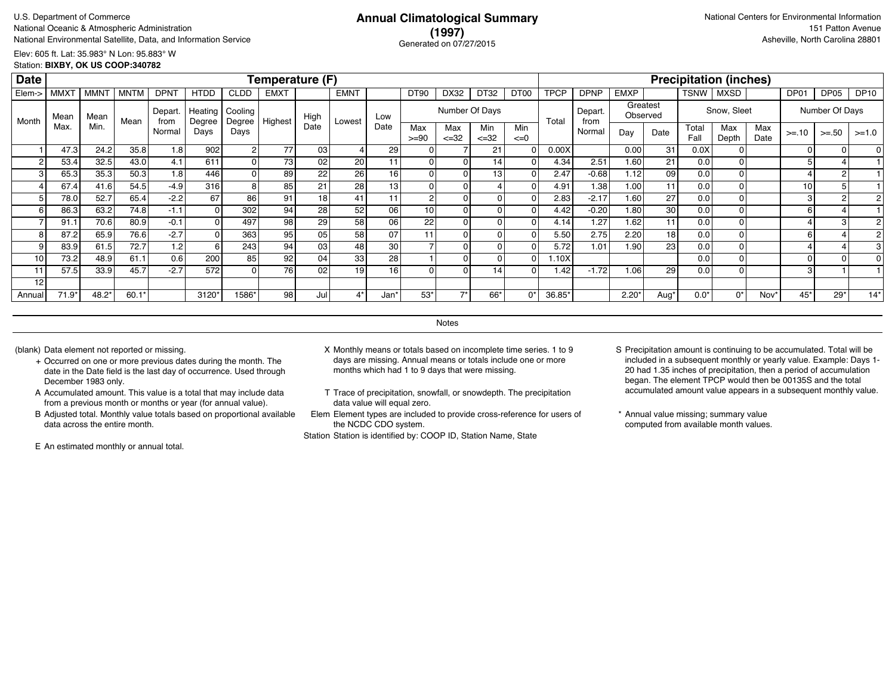U.S. Department of Commerce
National Oceanic & Atmospheric Administration
National Environmental Satellite, Data, and Information Service

# Annual Climatological Summary (1997)

Generated on 07/27/2015

National Centers for Environmental Information
151 Patton Avenue
Asheville, North Carolina 28801

Elev: 605 ft. Lat: 35.983° N Lon: 95.883° W
Station: **BIXBY, OK US COOP:340782**

| Date | Temperature (F) | | | | | | | | | | | | | | | Precipitation (inches) | | | | | | | | | |
|---|---|---|---|---|---|---|---|---|---|---|---|---|---|---|---|---|---|---|---|---|---|---|---|---|---|
| Elem-> | MMXT | MMNT | MNTM | DPNT | HTDD | CLDD | EMXT | | EMNT | | DT90 | DX32 | DT32 | DT00 | TPCP | DPNP | EMXP | | TSNW | MXSD | | DP01 | DP05 | DP10 |
| Month | Mean Max. | Mean Min. | Mean | Depart. from Normal | Heating Degree Days | Cooling Degree Days | Highest | High Date | Lowest | Low Date | Number Of Days | | | | Total | Depart. from Normal | Greatest Observed | | Snow, Sleet | | | Number Of Days | | |
| | | | | | | | | | | | Max >=90 | Max <=32 | Min <=32 | Min <=0 | | | Day | Date | Total Fall | Max Depth | Max Date | >=.10 | >=.50 | >=1.0 |
| 1 | 47.3 | 24.2 | 35.8 | 1.8 | 902 | 2 | 77 | 03 | 4 | 29 | 0 | 7 | 21 | 0 | 0.00X | | 0.00 | 31 | 0.0X | 0 | | 0 | 0 | 0 |
| 2 | 53.4 | 32.5 | 43.0 | 4.1 | 611 | 0 | 73 | 02 | 20 | 11 | 0 | 0 | 14 | 0 | 4.34 | 2.51 | 1.60 | 21 | 0.0 | 0 | | 5 | 4 | 1 |
| 3 | 65.3 | 35.3 | 50.3 | 1.8 | 446 | 0 | 89 | 22 | 26 | 16 | 0 | 0 | 13 | 0 | 2.47 | -0.68 | 1.12 | 09 | 0.0 | 0 | | 4 | 2 | 1 |
| 4 | 67.4 | 41.6 | 54.5 | -4.9 | 316 | 8 | 85 | 21 | 28 | 13 | 0 | 0 | 4 | 0 | 4.91 | 1.38 | 1.00 | 11 | 0.0 | 0 | | 10 | 5 | 1 |
| 5 | 78.0 | 52.7 | 65.4 | -2.2 | 67 | 86 | 91 | 18 | 41 | 11 | 2 | 0 | 0 | 0 | 2.83 | -2.17 | 1.60 | 27 | 0.0 | 0 | | 3 | 2 | 2 |
| 6 | 86.3 | 63.2 | 74.8 | -1.1 | 0 | 302 | 94 | 28 | 52 | 06 | 10 | 0 | 0 | 0 | 4.42 | -0.20 | 1.80 | 30 | 0.0 | 0 | | 6 | 4 | 1 |
| 7 | 91.1 | 70.6 | 80.9 | -0.1 | 0 | 497 | 98 | 29 | 58 | 06 | 22 | 0 | 0 | 0 | 4.14 | 1.27 | 1.62 | 11 | 0.0 | 0 | | 4 | 3 | 2 |
| 8 | 87.2 | 65.9 | 76.6 | -2.7 | 0 | 363 | 95 | 05 | 58 | 07 | 11 | 0 | 0 | 0 | 5.50 | 2.75 | 2.20 | 18 | 0.0 | 0 | | 6 | 4 | 2 |
| 9 | 83.9 | 61.5 | 72.7 | 1.2 | 6 | 243 | 94 | 03 | 48 | 30 | 7 | 0 | 0 | 0 | 5.72 | 1.01 | 1.90 | 23 | 0.0 | 0 | | 4 | 4 | 3 |
| 10 | 73.2 | 48.9 | 61.1 | 0.6 | 200 | 85 | 92 | 04 | 33 | 28 | 1 | 0 | 0 | 0 | 1.10X | | | | 0.0 | 0 | | 0 | 0 | 0 |
| 11 | 57.5 | 33.9 | 45.7 | -2.7 | 572 | 0 | 76 | 02 | 19 | 16 | 0 | 0 | 14 | 0 | 1.42 | -1.72 | 1.06 | 29 | 0.0 | 0 | | 3 | 1 | 1 |
| 12 | | | | | | | | | | | | | | | | | | | | | | | | |
| Annual | 71.9* | 48.2* | 60.1* | | 3120* | 1586* | 98 | Jul | 4* | Jan* | 53* | 7* | 66* | 0* | 36.85* | | 2.20* | Aug* | 0.0* | 0* | Nov* | 45* | 29* | 14* |

## Notes

(blank) Data element not reported or missing.

+ Occurred on one or more previous dates during the month. The date in the Date field is the last day of occurrence. Used through December 1983 only.

A Accumulated amount. This value is a total that may include data from a previous month or months or year (for annual value).

B Adjusted total. Monthly value totals based on proportional available data across the entire month.

E An estimated monthly or annual total.

X Monthly means or totals based on incomplete time series. 1 to 9 days are missing. Annual means or totals include one or more months which had 1 to 9 days that were missing.

T Trace of precipitation, snowfall, or snowdepth. The precipitation data value will equal zero.

Elem Element types are included to provide cross-reference for users of the NCDC CDO system.

Station Station is identified by: COOP ID, Station Name, State

S Precipitation amount is continuing to be accumulated. Total will be included in a subsequent monthly or yearly value. Example: Days 1-20 had 1.35 inches of precipitation, then a period of accumulation began. The element TPCP would then be 00135S and the total accumulated amount value appears in a subsequent monthly value.

* Annual value missing; summary value computed from available month values.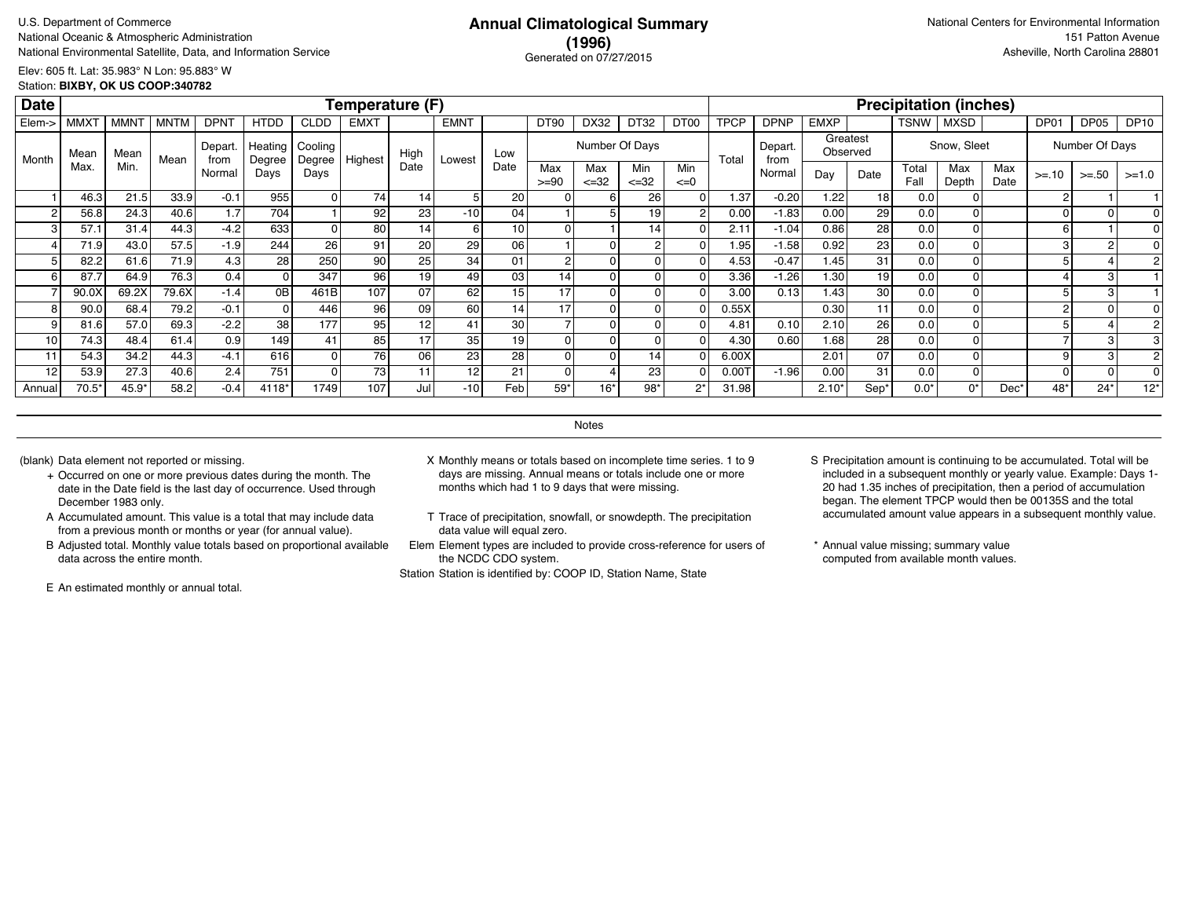U.S. Department of Commerce
National Oceanic & Atmospheric Administration
National Environmental Satellite, Data, and Information Service

# Annual Climatological Summary (1996)

Generated on 07/27/2015

National Centers for Environmental Information
151 Patton Avenue
Asheville, North Carolina 28801

Elev: 605 ft. Lat: 35.983° N Lon: 95.883° W
Station: **BIXBY, OK US COOP:340782**

| Date | Temperature (F) | | | | | | | | | | | | | | | Precipitation (inches) | | | | | | | | | |
|---|---|---|---|---|---|---|---|---|---|---|---|---|---|---|---|---|---|---|---|---|---|---|---|---|---|
| Elem-> | MMXT | MMNT | MNTM | DPNT | HTDD | CLDD | EMXT | | EMNT | | DT90 | DX32 | DT32 | DT00 | TPCP | DPNP | EMXP | | TSNW | MXSD | | DP01 | DP05 | DP10 |
| Month | Mean Max. | Mean Min. | Mean | Depart. from Normal | Heating Degree Days | Cooling Degree Days | Highest | High Date | Lowest | Low Date | Number Of Days | | | | Total | Depart. from Normal | Greatest Observed | | Snow, Sleet | | | Number Of Days | | |
| | | | | | | | | | | | Max >=90 | Max <=32 | Min <=32 | Min <=0 | | | Day | Date | Total Fall | Max Depth | Max Date | >=.10 | >=.50 | >=1.0 |
| 1 | 46.3 | 21.5 | 33.9 | -0.1 | 955 | 0 | 74 | 14 | 5 | 20 | 0 | 6 | 26 | 0 | 1.37 | -0.20 | 1.22 | 18 | 0.0 | 0 | | 2 | 1 | 1 |
| 2 | 56.8 | 24.3 | 40.6 | 1.7 | 704 | 1 | 92 | 23 | -10 | 04 | 1 | 5 | 19 | 2 | 0.00 | -1.83 | 0.00 | 29 | 0.0 | 0 | | 0 | 0 | 0 |
| 3 | 57.1 | 31.4 | 44.3 | -4.2 | 633 | 0 | 80 | 14 | 6 | 10 | 0 | 1 | 14 | 0 | 2.11 | -1.04 | 0.86 | 28 | 0.0 | 0 | | 6 | 1 | 0 |
| 4 | 71.9 | 43.0 | 57.5 | -1.9 | 244 | 26 | 91 | 20 | 29 | 06 | 1 | 0 | 2 | 0 | 1.95 | -1.58 | 0.92 | 23 | 0.0 | 0 | | 3 | 2 | 0 |
| 5 | 82.2 | 61.6 | 71.9 | 4.3 | 28 | 250 | 90 | 25 | 34 | 01 | 2 | 0 | 0 | 0 | 4.53 | -0.47 | 1.45 | 31 | 0.0 | 0 | | 5 | 4 | 2 |
| 6 | 87.7 | 64.9 | 76.3 | 0.4 | 0 | 347 | 96 | 19 | 49 | 03 | 14 | 0 | 0 | 0 | 3.36 | -1.26 | 1.30 | 19 | 0.0 | 0 | | 4 | 3 | 1 |
| 7 | 90.0X | 69.2X | 79.6X | -1.4 | 0B | 461B | 107 | 07 | 62 | 15 | 17 | 0 | 0 | 0 | 3.00 | 0.13 | 1.43 | 30 | 0.0 | 0 | | 5 | 3 | 1 |
| 8 | 90.0 | 68.4 | 79.2 | -0.1 | 0 | 446 | 96 | 09 | 60 | 14 | 17 | 0 | 0 | 0 | 0.55X | | 0.30 | 11 | 0.0 | 0 | | 2 | 0 | 0 |
| 9 | 81.6 | 57.0 | 69.3 | -2.2 | 38 | 177 | 95 | 12 | 41 | 30 | 7 | 0 | 0 | 0 | 4.81 | 0.10 | 2.10 | 26 | 0.0 | 0 | | 5 | 4 | 2 |
| 10 | 74.3 | 48.4 | 61.4 | 0.9 | 149 | 41 | 85 | 17 | 35 | 19 | 0 | 0 | 0 | 0 | 4.30 | 0.60 | 1.68 | 28 | 0.0 | 0 | | 7 | 3 | 3 |
| 11 | 54.3 | 34.2 | 44.3 | -4.1 | 616 | 0 | 76 | 06 | 23 | 28 | 0 | 0 | 14 | 0 | 6.00X | | 2.01 | 07 | 0.0 | 0 | | 9 | 3 | 2 |
| 12 | 53.9 | 27.3 | 40.6 | 2.4 | 751 | 0 | 73 | 11 | 12 | 21 | 0 | 4 | 23 | 0 | 0.00T | -1.96 | 0.00 | 31 | 0.0 | 0 | | 0 | 0 | 0 |
| Annual | 70.5* | 45.9* | 58.2 | -0.4 | 4118* | 1749 | 107 | Jul | -10 | Feb | 59* | 16* | 98* | 2* | 31.98 | | 2.10* | Sep* | 0.0* | 0* | Dec* | 48* | 24* | 12* |

## Notes

(blank) Data element not reported or missing.

+ Occurred on one or more previous dates during the month. The date in the Date field is the last day of occurrence. Used through December 1983 only.

A Accumulated amount. This value is a total that may include data from a previous month or months or year (for annual value).

B Adjusted total. Monthly value totals based on proportional available data across the entire month.

E An estimated monthly or annual total.

X Monthly means or totals based on incomplete time series. 1 to 9 days are missing. Annual means or totals include one or more months which had 1 to 9 days that were missing.

T Trace of precipitation, snowfall, or snowdepth. The precipitation data value will equal zero.

Elem Element types are included to provide cross-reference for users of the NCDC CDO system.

Station Station is identified by: COOP ID, Station Name, State

S Precipitation amount is continuing to be accumulated. Total will be included in a subsequent monthly or yearly value. Example: Days 1-20 had 1.35 inches of precipitation, then a period of accumulation began. The element TPCP would then be 00135S and the total accumulated amount value appears in a subsequent monthly value.

* Annual value missing; summary value computed from available month values.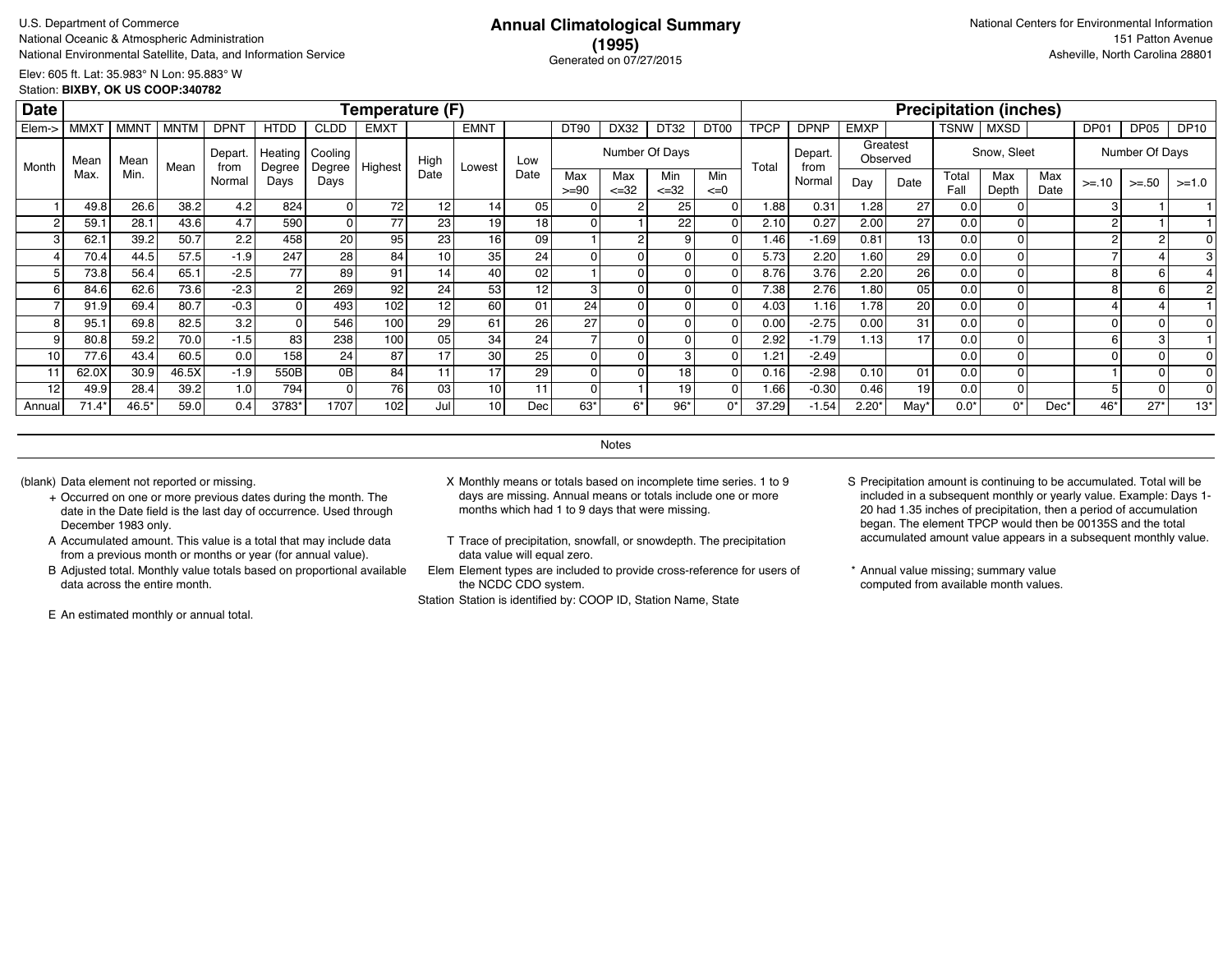U.S. Department of Commerce
National Oceanic & Atmospheric Administration
National Environmental Satellite, Data, and Information Service

# Annual Climatological Summary
## (1995)
Generated on 07/27/2015

National Centers for Environmental Information
151 Patton Avenue
Asheville, North Carolina 28801

Elev: 605 ft. Lat: 35.983° N Lon: 95.883° W
Station: **BIXBY, OK US COOP:340782**

| Date | Temperature (F) | | | | | | | | | | | | | | | Precipitation (inches) | | | | | | | | | |
|---|---|---|---|---|---|---|---|---|---|---|---|---|---|---|---|---|---|---|---|---|---|---|---|---|---|
| Elem-> | MMXT | MMNT | MNTM | DPNT | HTDD | CLDD | EMXT | | EMNT | | DT90 | DX32 | DT32 | DT00 | TPCP | DPNP | EMXP | | TSNW | MXSD | | DP01 | DP05 | DP10 |
| Month | Mean Max. | Mean Min. | Mean | Depart. from Normal | Heating Degree Days | Cooling Degree Days | Highest | High Date | Lowest | Low Date | Number Of Days: Max >=90 | Max <=32 | Min <=32 | Min <=0 | Total | Depart. from Normal | Greatest Observed: Day | Date | Snow, Sleet: Total Fall | Max Depth | Max Date | Number Of Days: >=.10 | >=.50 | >=1.0 |
| 1 | 49.8 | 26.6 | 38.2 | 4.2 | 824 | 0 | 72 | 12 | 14 | 05 | 0 | 2 | 25 | 0 | 1.88 | 0.31 | 1.28 | 27 | 0.0 | 0 | | 3 | 1 | 1 |
| 2 | 59.1 | 28.1 | 43.6 | 4.7 | 590 | 0 | 77 | 23 | 19 | 18 | 0 | 1 | 22 | 0 | 2.10 | 0.27 | 2.00 | 27 | 0.0 | 0 | | 2 | 1 | 1 |
| 3 | 62.1 | 39.2 | 50.7 | 2.2 | 458 | 20 | 95 | 23 | 16 | 09 | 1 | 2 | 9 | 0 | 1.46 | -1.69 | 0.81 | 13 | 0.0 | 0 | | 2 | 2 | 0 |
| 4 | 70.4 | 44.5 | 57.5 | -1.9 | 247 | 28 | 84 | 10 | 35 | 24 | 0 | 0 | 0 | 0 | 5.73 | 2.20 | 1.60 | 29 | 0.0 | 0 | | 7 | 4 | 3 |
| 5 | 73.8 | 56.4 | 65.1 | -2.5 | 77 | 89 | 91 | 14 | 40 | 02 | 1 | 0 | 0 | 0 | 8.76 | 3.76 | 2.20 | 26 | 0.0 | 0 | | 8 | 6 | 4 |
| 6 | 84.6 | 62.6 | 73.6 | -2.3 | 2 | 269 | 92 | 24 | 53 | 12 | 3 | 0 | 0 | 0 | 7.38 | 2.76 | 1.80 | 05 | 0.0 | 0 | | 8 | 6 | 2 |
| 7 | 91.9 | 69.4 | 80.7 | -0.3 | 0 | 493 | 102 | 12 | 60 | 01 | 24 | 0 | 0 | 0 | 4.03 | 1.16 | 1.78 | 20 | 0.0 | 0 | | 4 | 4 | 1 |
| 8 | 95.1 | 69.8 | 82.5 | 3.2 | 0 | 546 | 100 | 29 | 61 | 26 | 27 | 0 | 0 | 0 | 0.00 | -2.75 | 0.00 | 31 | 0.0 | 0 | | 0 | 0 | 0 |
| 9 | 80.8 | 59.2 | 70.0 | -1.5 | 83 | 238 | 100 | 05 | 34 | 24 | 7 | 0 | 0 | 0 | 2.92 | -1.79 | 1.13 | 17 | 0.0 | 0 | | 6 | 3 | 1 |
| 10 | 77.6 | 43.4 | 60.5 | 0.0 | 158 | 24 | 87 | 17 | 30 | 25 | 0 | 0 | 3 | 0 | 1.21 | -2.49 | | | 0.0 | 0 | | 0 | 0 | 0 |
| 11 | 62.0X | 30.9 | 46.5X | -1.9 | 550B | 0B | 84 | 11 | 17 | 29 | 0 | 0 | 18 | 0 | 0.16 | -2.98 | 0.10 | 01 | 0.0 | 0 | | 1 | 0 | 0 |
| 12 | 49.9 | 28.4 | 39.2 | 1.0 | 794 | 0 | 76 | 03 | 10 | 11 | 0 | 1 | 19 | 0 | 1.66 | -0.30 | 0.46 | 19 | 0.0 | 0 | | 5 | 0 | 0 |
| Annual | 71.4* | 46.5* | 59.0 | 0.4 | 3783* | 1707 | 102 | Jul | 10 | Dec | 63* | 6* | 96* | 0* | 37.29 | -1.54 | 2.20* | May* | 0.0* | 0* | Dec* | 46* | 27* | 13* |

Notes

(blank) Data element not reported or missing.

+ Occurred on one or more previous dates during the month. The date in the Date field is the last day of occurrence. Used through December 1983 only.

A Accumulated amount. This value is a total that may include data from a previous month or months or year (for annual value).

B Adjusted total. Monthly value totals based on proportional available data across the entire month.

E An estimated monthly or annual total.

X Monthly means or totals based on incomplete time series. 1 to 9 days are missing. Annual means or totals include one or more months which had 1 to 9 days that were missing.

T Trace of precipitation, snowfall, or snowdepth. The precipitation data value will equal zero.

Elem Element types are included to provide cross-reference for users of the NCDC CDO system.

Station Station is identified by: COOP ID, Station Name, State

S Precipitation amount is continuing to be accumulated. Total will be included in a subsequent monthly or yearly value. Example: Days 1-20 had 1.35 inches of precipitation, then a period of accumulation began. The element TPCP would then be 00135S and the total accumulated amount value appears in a subsequent monthly value.

\* Annual value missing; summary value computed from available month values.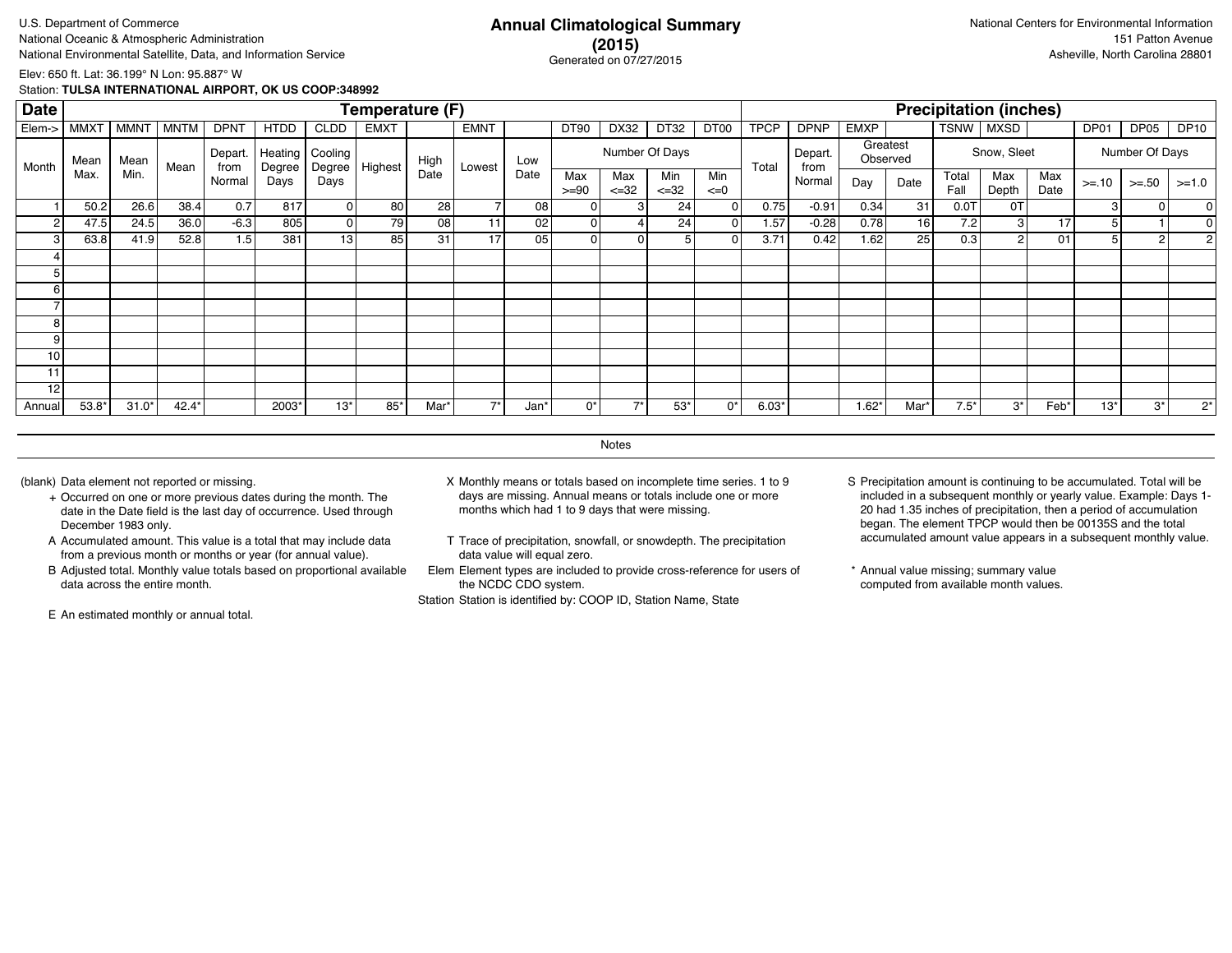U.S. Department of Commerce
National Oceanic & Atmospheric Administration
National Environmental Satellite, Data, and Information Service

# Annual Climatological Summary
## (2015)
Generated on 07/27/2015

National Centers for Environmental Information
151 Patton Avenue
Asheville, North Carolina 28801

Elev: 650 ft. Lat: 36.199° N Lon: 95.887° W
Station: **TULSA INTERNATIONAL AIRPORT, OK US COOP:348992**

| Date | Temperature (F) | | | | | | | | | | | | | | Precipitation (inches) | | | | | | | | | |
|---|---|---|---|---|---|---|---|---|---|---|---|---|---|---|---|---|---|---|---|---|---|---|---|---|
| Elem-> | MMXT | MMNT | MNTM | DPNT | HTDD | CLDD | EMXT | | EMNT | | DT90 | DX32 | DT32 | DT00 | TPCP | DPNP | EMXP | | TSNW | MXSD | | DP01 | DP05 | DP10 |
| Month | Mean Max. | Mean Min. | Mean | Depart. from Normal | Heating Degree Days | Cooling Degree Days | Highest | High Date | Lowest | Low Date | Number Of Days Max >=90 | Max <=32 | Min <=32 | Min <=0 | Total | Depart. from Normal | Greatest Observed Day | Date | Snow, Sleet Total Fall | Max Depth | Max Date | Number Of Days >=.10 | >=.50 | >=1.0 |
| 1 | 50.2 | 26.6 | 38.4 | 0.7 | 817 | 0 | 80 | 28 | 7 | 08 | 0 | 3 | 24 | 0 | 0.75 | -0.91 | 0.34 | 31 | 0.0T | 0T | | 3 | 0 | 0 |
| 2 | 47.5 | 24.5 | 36.0 | -6.3 | 805 | 0 | 79 | 08 | 11 | 02 | 0 | 4 | 24 | 0 | 1.57 | -0.28 | 0.78 | 16 | 7.2 | 3 | 17 | 5 | 1 | 0 |
| 3 | 63.8 | 41.9 | 52.8 | 1.5 | 381 | 13 | 85 | 31 | 17 | 05 | 0 | 0 | 5 | 0 | 3.71 | 0.42 | 1.62 | 25 | 0.3 | 2 | 01 | 5 | 2 | 2 |
| 4 | | | | | | | | | | | | | | | | | | | | | | | | |
| 5 | | | | | | | | | | | | | | | | | | | | | | | | |
| 6 | | | | | | | | | | | | | | | | | | | | | | | | |
| 7 | | | | | | | | | | | | | | | | | | | | | | | | |
| 8 | | | | | | | | | | | | | | | | | | | | | | | | |
| 9 | | | | | | | | | | | | | | | | | | | | | | | | |
| 10 | | | | | | | | | | | | | | | | | | | | | | | | |
| 11 | | | | | | | | | | | | | | | | | | | | | | | | |
| 12 | | | | | | | | | | | | | | | | | | | | | | | | |
| Annual | 53.8* | 31.0* | 42.4* | | 2003* | 13* | 85* | Mar* | 7* | Jan* | 0* | 7* | 53* | 0* | 6.03* | | 1.62* | Mar* | 7.5* | 3* | Feb* | 13* | 3* | 2* |

## Notes

(blank) Data element not reported or missing.

+ Occurred on one or more previous dates during the month. The date in the Date field is the last day of occurrence. Used through December 1983 only.

A Accumulated amount. This value is a total that may include data from a previous month or months or year (for annual value).

B Adjusted total. Monthly value totals based on proportional available data across the entire month.

E An estimated monthly or annual total.

X Monthly means or totals based on incomplete time series. 1 to 9 days are missing. Annual means or totals include one or more months which had 1 to 9 days that were missing.

T Trace of precipitation, snowfall, or snowdepth. The precipitation data value will equal zero.

Elem Element types are included to provide cross-reference for users of the NCDC CDO system.

Station Station is identified by: COOP ID, Station Name, State

S Precipitation amount is continuing to be accumulated. Total will be included in a subsequent monthly or yearly value. Example: Days 1-20 had 1.35 inches of precipitation, then a period of accumulation began. The element TPCP would then be 00135S and the total accumulated amount value appears in a subsequent monthly value.

* Annual value missing; summary value computed from available month values.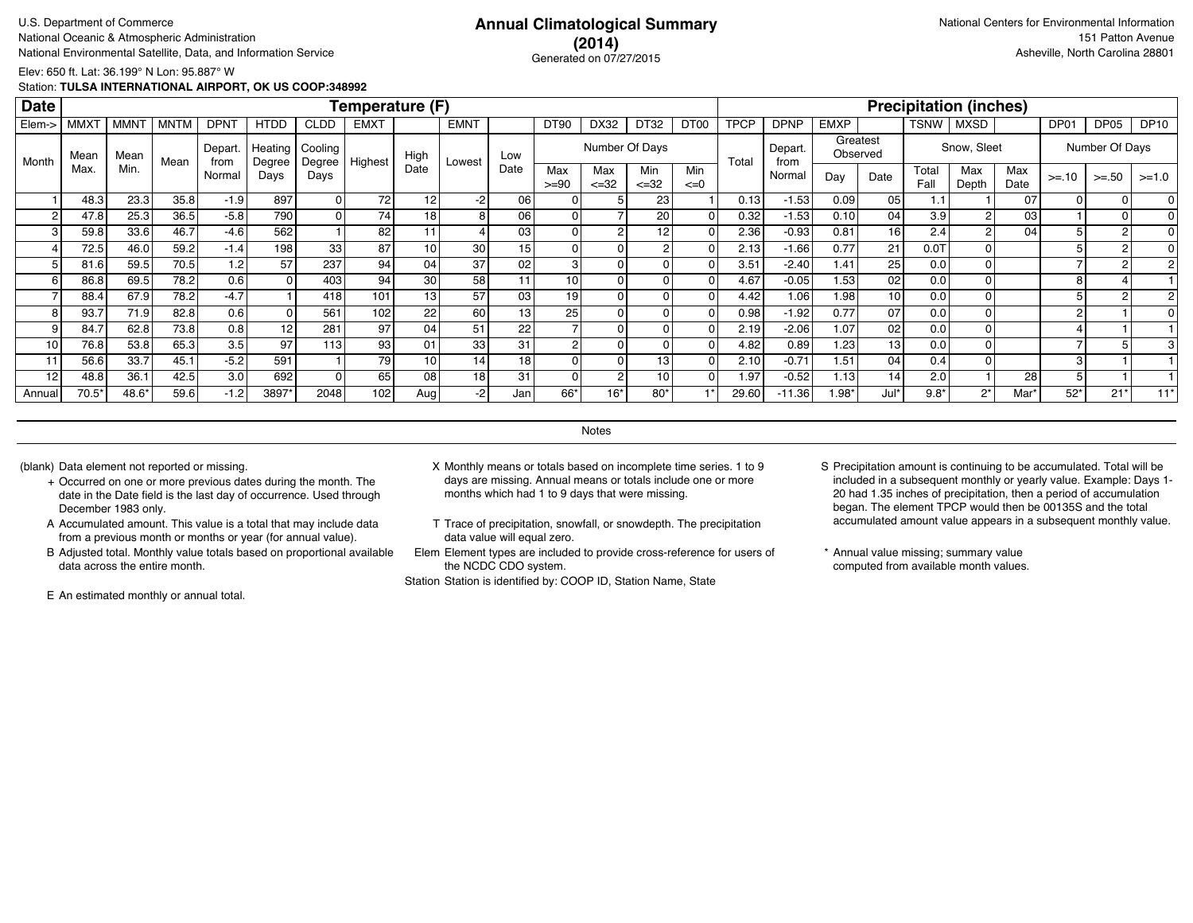U.S. Department of Commerce
National Oceanic & Atmospheric Administration
National Environmental Satellite, Data, and Information Service

# Annual Climatological Summary (2014)

Generated on 07/27/2015

National Centers for Environmental Information
151 Patton Avenue
Asheville, North Carolina 28801

Elev: 650 ft. Lat: 36.199° N Lon: 95.887° W
Station: **TULSA INTERNATIONAL AIRPORT, OK US COOP:348992**

| Date | Temperature (F) | | | | | | | | | | | | | | | Precipitation (inches) | | | | | | | | | | |
|---|---|---|---|---|---|---|---|---|---|---|---|---|---|---|---|---|---|---|---|---|---|---|---|---|---|---|
| Elem-> | MMXT | MMNT | MNTM | DPNT | HTDD | CLDD | EMXT | | EMNT | | DT90 | DX32 | DT32 | DT00 | TPCP | DPNP | EMXP | | TSNW | MXSD | | DP01 | DP05 | DP10 |
| Month | Mean Max. | Mean Min. | Mean | Depart. from Normal | Heating Degree Days | Cooling Degree Days | Highest | High Date | Lowest | Low Date | Number Of Days: Max >=90 | Max <=32 | Min <=32 | Min <=0 | Total | Depart. from Normal | Greatest Observed: Day | Date | Snow, Sleet: Total Fall | Max Depth | Max Date | Number Of Days: >=.10 | >=.50 | >=1.0 |
| 1 | 48.3 | 23.3 | 35.8 | -1.9 | 897 | 0 | 72 | 12 | -2 | 06 | 0 | 5 | 23 | 1 | 0.13 | -1.53 | 0.09 | 05 | 1.1 | 1 | 07 | 0 | 0 | 0 |
| 2 | 47.8 | 25.3 | 36.5 | -5.8 | 790 | 0 | 74 | 18 | 8 | 06 | 0 | 7 | 20 | 0 | 0.32 | -1.53 | 0.10 | 04 | 3.9 | 2 | 03 | 1 | 0 | 0 |
| 3 | 59.8 | 33.6 | 46.7 | -4.6 | 562 | 1 | 82 | 11 | 4 | 03 | 0 | 2 | 12 | 0 | 2.36 | -0.93 | 0.81 | 16 | 2.4 | 2 | 04 | 5 | 2 | 0 |
| 4 | 72.5 | 46.0 | 59.2 | -1.4 | 198 | 33 | 87 | 10 | 30 | 15 | 0 | 0 | 2 | 0 | 2.13 | -1.66 | 0.77 | 21 | 0.0T | 0 | | 5 | 2 | 0 |
| 5 | 81.6 | 59.5 | 70.5 | 1.2 | 57 | 237 | 94 | 04 | 37 | 02 | 3 | 0 | 0 | 0 | 3.51 | -2.40 | 1.41 | 25 | 0.0 | 0 | | 7 | 2 | 2 |
| 6 | 86.8 | 69.5 | 78.2 | 0.6 | 0 | 403 | 94 | 30 | 58 | 11 | 10 | 0 | 0 | 0 | 4.67 | -0.05 | 1.53 | 02 | 0.0 | 0 | | 8 | 4 | 1 |
| 7 | 88.4 | 67.9 | 78.2 | -4.7 | 1 | 418 | 101 | 13 | 57 | 03 | 19 | 0 | 0 | 0 | 4.42 | 1.06 | 1.98 | 10 | 0.0 | 0 | | 5 | 2 | 2 |
| 8 | 93.7 | 71.9 | 82.8 | 0.6 | 0 | 561 | 102 | 22 | 60 | 13 | 25 | 0 | 0 | 0 | 0.98 | -1.92 | 0.77 | 07 | 0.0 | 0 | | 2 | 1 | 0 |
| 9 | 84.7 | 62.8 | 73.8 | 0.8 | 12 | 281 | 97 | 04 | 51 | 22 | 7 | 0 | 0 | 0 | 2.19 | -2.06 | 1.07 | 02 | 0.0 | 0 | | 4 | 1 | 1 |
| 10 | 76.8 | 53.8 | 65.3 | 3.5 | 97 | 113 | 93 | 01 | 33 | 31 | 2 | 0 | 0 | 0 | 4.82 | 0.89 | 1.23 | 13 | 0.0 | 0 | | 7 | 5 | 3 |
| 11 | 56.6 | 33.7 | 45.1 | -5.2 | 591 | 1 | 79 | 10 | 14 | 18 | 0 | 0 | 13 | 0 | 2.10 | -0.71 | 1.51 | 04 | 0.4 | 0 | | 3 | 1 | 1 |
| 12 | 48.8 | 36.1 | 42.5 | 3.0 | 692 | 0 | 65 | 08 | 18 | 31 | 0 | 2 | 10 | 0 | 1.97 | -0.52 | 1.13 | 14 | 2.0 | 1 | 28 | 5 | 1 | 1 |
| Annual | 70.5* | 48.6* | 59.6 | -1.2 | 3897* | 2048 | 102 | Aug | -2 | Jan | 66* | 16* | 80* | 1* | 29.60 | -11.36 | 1.98* | Jul* | 9.8* | 2* | Mar* | 52* | 21* | 11* |

## Notes

(blank) Data element not reported or missing.

+ Occurred on one or more previous dates during the month. The date in the Date field is the last day of occurrence. Used through December 1983 only.

A Accumulated amount. This value is a total that may include data from a previous month or months or year (for annual value).

B Adjusted total. Monthly value totals based on proportional available data across the entire month.

E An estimated monthly or annual total.

X Monthly means or totals based on incomplete time series. 1 to 9 days are missing. Annual means or totals include one or more months which had 1 to 9 days that were missing.

T Trace of precipitation, snowfall, or snowdepth. The precipitation data value will equal zero.

Elem Element types are included to provide cross-reference for users of the NCDC CDO system.

Station Station is identified by: COOP ID, Station Name, State

S Precipitation amount is continuing to be accumulated. Total will be included in a subsequent monthly or yearly value. Example: Days 1-20 had 1.35 inches of precipitation, then a period of accumulation began. The element TPCP would then be 00135S and the total accumulated amount value appears in a subsequent monthly value.

\* Annual value missing; summary value computed from available month values.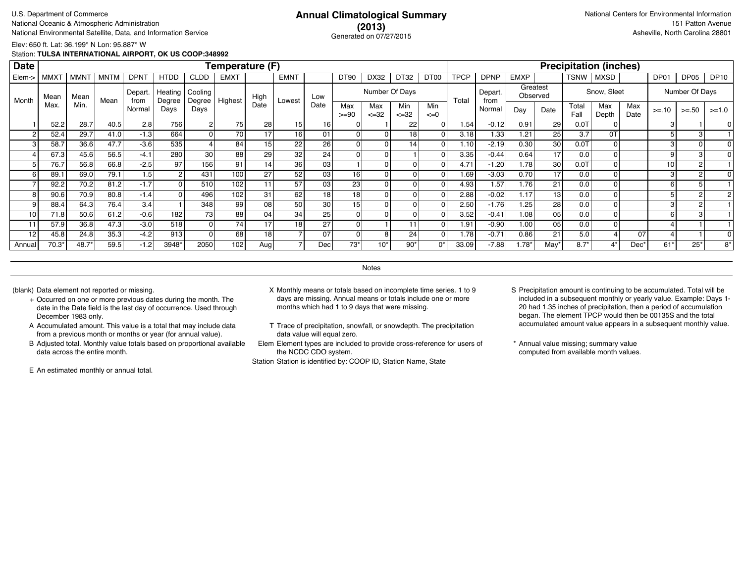U.S. Department of Commerce
National Oceanic & Atmospheric Administration
National Environmental Satellite, Data, and Information Service

# Annual Climatological Summary
## (2013)
Generated on 07/27/2015

National Centers for Environmental Information
151 Patton Avenue
Asheville, North Carolina 28801

Elev: 650 ft. Lat: 36.199° N Lon: 95.887° W
Station: **TULSA INTERNATIONAL AIRPORT, OK US COOP:348992**

| Date | Temperature (F) | | | | | | | | | | | | | | | Precipitation (inches) | | | | | | | | | | |
|---|---|---|---|---|---|---|---|---|---|---|---|---|---|---|---|---|---|---|---|---|---|---|---|---|---|---|
| Elem-> | MMXT | MMNT | MNTM | DPNT | HTDD | CLDD | EMXT | | EMNT | | DT90 | DX32 | DT32 | DT00 | TPCP | DPNP | EMXP | | TSNW | MXSD | | DP01 | DP05 | DP10 |
| Month | Mean Max. | Mean Min. | Mean | Depart. from Normal | Heating Degree Days | Cooling Degree Days | Highest | High Date | Lowest | Low Date | Number Of Days | | | | Total | Depart. from Normal | Greatest Observed | | Snow, Sleet | | | Number Of Days | | |
| | | | | | | | | | | | Max >=90 | Max <=32 | Min <=32 | Min <=0 | | | Day | Date | Total Fall | Max Depth | Max Date | >=.10 | >=.50 | >=1.0 |
| 1 | 52.2 | 28.7 | 40.5 | 2.8 | 756 | 2 | 75 | 28 | 15 | 16 | 0 | 1 | 22 | 0 | 1.54 | -0.12 | 0.91 | 29 | 0.0T | 0 | | 3 | 1 | 0 |
| 2 | 52.4 | 29.7 | 41.0 | -1.3 | 664 | 0 | 70 | 17 | 16 | 01 | 0 | 0 | 18 | 0 | 3.18 | 1.33 | 1.21 | 25 | 3.7 | 0T | | 5 | 3 | 1 |
| 3 | 58.7 | 36.6 | 47.7 | -3.6 | 535 | 4 | 84 | 15 | 22 | 26 | 0 | 0 | 14 | 0 | 1.10 | -2.19 | 0.30 | 30 | 0.0T | 0 | | 3 | 0 | 0 |
| 4 | 67.3 | 45.6 | 56.5 | -4.1 | 280 | 30 | 88 | 29 | 32 | 24 | 0 | 0 | 1 | 0 | 3.35 | -0.44 | 0.64 | 17 | 0.0 | 0 | | 9 | 3 | 0 |
| 5 | 76.7 | 56.8 | 66.8 | -2.5 | 97 | 156 | 91 | 14 | 36 | 03 | 1 | 0 | 0 | 0 | 4.71 | -1.20 | 1.78 | 30 | 0.0T | 0 | | 10 | 2 | 1 |
| 6 | 89.1 | 69.0 | 79.1 | 1.5 | 2 | 431 | 100 | 27 | 52 | 03 | 16 | 0 | 0 | 0 | 1.69 | -3.03 | 0.70 | 17 | 0.0 | 0 | | 3 | 2 | 0 |
| 7 | 92.2 | 70.2 | 81.2 | -1.7 | 0 | 510 | 102 | 11 | 57 | 03 | 23 | 0 | 0 | 0 | 4.93 | 1.57 | 1.76 | 21 | 0.0 | 0 | | 6 | 5 | 1 |
| 8 | 90.6 | 70.9 | 80.8 | -1.4 | 0 | 496 | 102 | 31 | 62 | 18 | 18 | 0 | 0 | 0 | 2.88 | -0.02 | 1.17 | 13 | 0.0 | 0 | | 5 | 2 | 2 |
| 9 | 88.4 | 64.3 | 76.4 | 3.4 | 1 | 348 | 99 | 08 | 50 | 30 | 15 | 0 | 0 | 0 | 2.50 | -1.76 | 1.25 | 28 | 0.0 | 0 | | 3 | 2 | 1 |
| 10 | 71.8 | 50.6 | 61.2 | -0.6 | 182 | 73 | 88 | 04 | 34 | 25 | 0 | 0 | 0 | 0 | 3.52 | -0.41 | 1.08 | 05 | 0.0 | 0 | | 6 | 3 | 1 |
| 11 | 57.9 | 36.8 | 47.3 | -3.0 | 518 | 0 | 74 | 17 | 18 | 27 | 0 | 1 | 11 | 0 | 1.91 | -0.90 | 1.00 | 05 | 0.0 | 0 | | 4 | 1 | 1 |
| 12 | 45.8 | 24.8 | 35.3 | -4.2 | 913 | 0 | 68 | 18 | 7 | 07 | 0 | 8 | 24 | 0 | 1.78 | -0.71 | 0.86 | 21 | 5.0 | 4 | 07 | 4 | 1 | 0 |
| Annual | 70.3* | 48.7* | 59.5 | -1.2 | 3948* | 2050 | 102 | Aug | 7 | Dec | 73* | 10* | 90* | 0* | 33.09 | -7.88 | 1.78* | May* | 8.7* | 4* | Dec* | 61* | 25* | 8* |

Notes

(blank) Data element not reported or missing.

\+ Occurred on one or more previous dates during the month. The date in the Date field is the last day of occurrence. Used through December 1983 only.

A Accumulated amount. This value is a total that may include data from a previous month or months or year (for annual value).

B Adjusted total. Monthly value totals based on proportional available data across the entire month.

E An estimated monthly or annual total.

X Monthly means or totals based on incomplete time series. 1 to 9 days are missing. Annual means or totals include one or more months which had 1 to 9 days that were missing.

T Trace of precipitation, snowfall, or snowdepth. The precipitation data value will equal zero.

Elem Element types are included to provide cross-reference for users of the NCDC CDO system.

Station Station is identified by: COOP ID, Station Name, State

S Precipitation amount is continuing to be accumulated. Total will be included in a subsequent monthly or yearly value. Example: Days 1-20 had 1.35 inches of precipitation, then a period of accumulation began. The element TPCP would then be 00135S and the total accumulated amount value appears in a subsequent monthly value.

\* Annual value missing; summary value computed from available month values.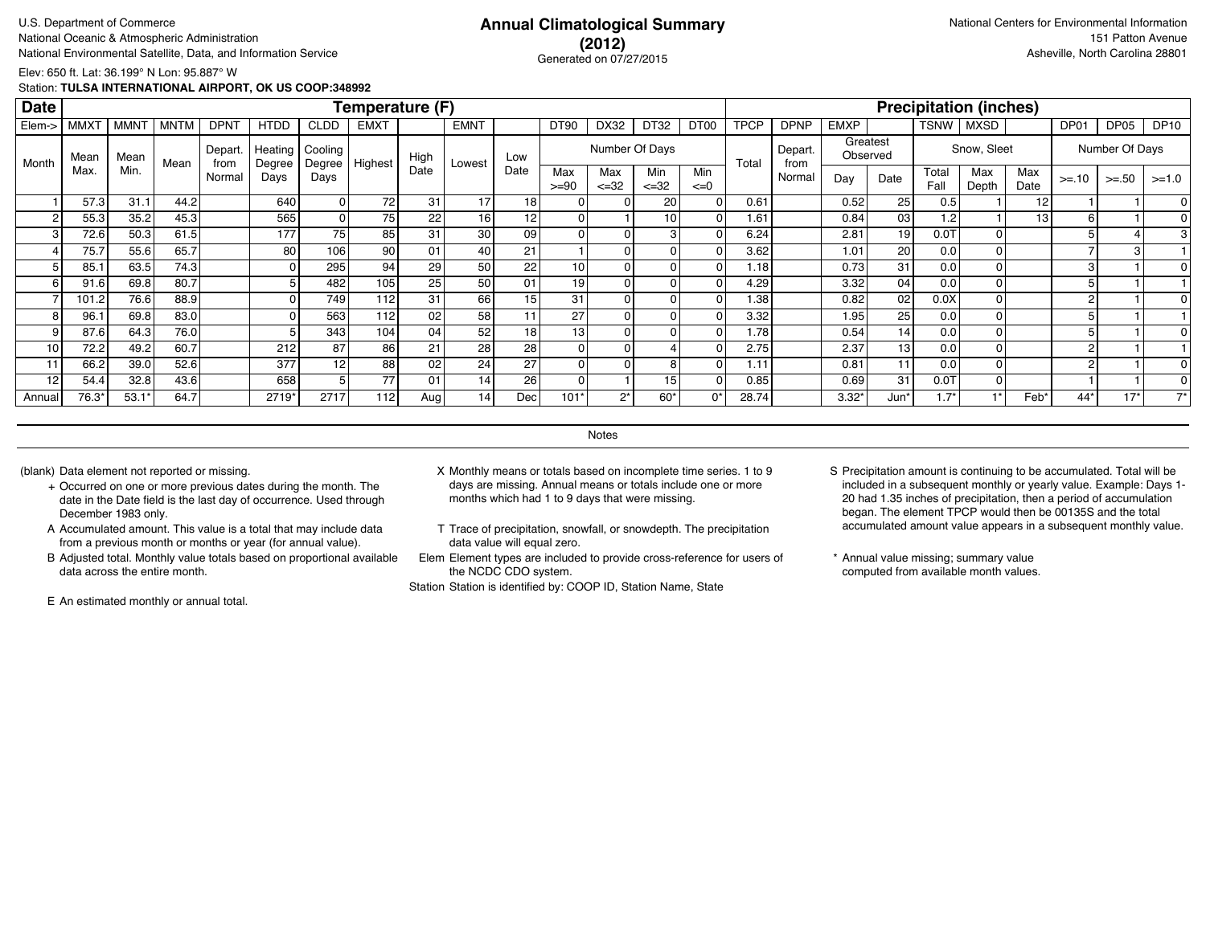U.S. Department of Commerce
National Oceanic & Atmospheric Administration
National Environmental Satellite, Data, and Information Service

# Annual Climatological Summary (2012)

Generated on 07/27/2015

National Centers for Environmental Information
151 Patton Avenue
Asheville, North Carolina 28801

Elev: 650 ft. Lat: 36.199° N Lon: 95.887° W
Station: **TULSA INTERNATIONAL AIRPORT, OK US COOP:348992**

| Date | Temperature (F) | | | | | | | | | | | | | | | Precipitation (inches) | | | | | | | | | | |
|---|---|---|---|---|---|---|---|---|---|---|---|---|---|---|---|---|---|---|---|---|---|---|---|---|---|---|
| Elem-> | MMXT | MMNT | MNTM | DPNT | HTDD | CLDD | EMXT | | EMNT | | DT90 | DX32 | DT32 | DT00 | TPCP | DPNP | EMXP | | TSNW | MXSD | | DP01 | DP05 | DP10 |
| Month | Mean Max. | Mean Min. | Mean | Depart. from Normal | Heating Degree Days | Cooling Degree Days | Highest | High Date | Lowest | Low Date | Number Of Days Max >=90 | Max <=32 | Min <=32 | Min <=0 | Total | Depart. from Normal | Greatest Observed Day | Date | Snow, Sleet Total Fall | Max Depth | Max Date | Number Of Days >=.10 | >=.50 | >=1.0 |
| 1 | 57.3 | 31.1 | 44.2 | | 640 | 0 | 72 | 31 | 17 | 18 | 0 | 0 | 20 | 0 | 0.61 | | 0.52 | 25 | 0.5 | 1 | 12 | 1 | 1 | 0 |
| 2 | 55.3 | 35.2 | 45.3 | | 565 | 0 | 75 | 22 | 16 | 12 | 0 | 1 | 10 | 0 | 1.61 | | 0.84 | 03 | 1.2 | 1 | 13 | 6 | 1 | 0 |
| 3 | 72.6 | 50.3 | 61.5 | | 177 | 75 | 85 | 31 | 30 | 09 | 0 | 0 | 3 | 0 | 6.24 | | 2.81 | 19 | 0.0T | 0 | | 5 | 4 | 3 |
| 4 | 75.7 | 55.6 | 65.7 | | 80 | 106 | 90 | 01 | 40 | 21 | 1 | 0 | 0 | 0 | 3.62 | | 1.01 | 20 | 0.0 | 0 | | 7 | 3 | 1 |
| 5 | 85.1 | 63.5 | 74.3 | | 0 | 295 | 94 | 29 | 50 | 22 | 10 | 0 | 0 | 0 | 1.18 | | 0.73 | 31 | 0.0 | 0 | | 3 | 1 | 0 |
| 6 | 91.6 | 69.8 | 80.7 | | 5 | 482 | 105 | 25 | 50 | 01 | 19 | 0 | 0 | 0 | 4.29 | | 3.32 | 04 | 0.0 | 0 | | 5 | 1 | 1 |
| 7 | 101.2 | 76.6 | 88.9 | | 0 | 749 | 112 | 31 | 66 | 15 | 31 | 0 | 0 | 0 | 1.38 | | 0.82 | 02 | 0.0X | 0 | | 2 | 1 | 0 |
| 8 | 96.1 | 69.8 | 83.0 | | 0 | 563 | 112 | 02 | 58 | 11 | 27 | 0 | 0 | 0 | 3.32 | | 1.95 | 25 | 0.0 | 0 | | 5 | 1 | 1 |
| 9 | 87.6 | 64.3 | 76.0 | | 5 | 343 | 104 | 04 | 52 | 18 | 13 | 0 | 0 | 0 | 1.78 | | 0.54 | 14 | 0.0 | 0 | | 5 | 1 | 0 |
| 10 | 72.2 | 49.2 | 60.7 | | 212 | 87 | 86 | 21 | 28 | 28 | 0 | 0 | 4 | 0 | 2.75 | | 2.37 | 13 | 0.0 | 0 | | 2 | 1 | 1 |
| 11 | 66.2 | 39.0 | 52.6 | | 377 | 12 | 88 | 02 | 24 | 27 | 0 | 0 | 8 | 0 | 1.11 | | 0.81 | 11 | 0.0 | 0 | | 2 | 1 | 0 |
| 12 | 54.4 | 32.8 | 43.6 | | 658 | 5 | 77 | 01 | 14 | 26 | 0 | 1 | 15 | 0 | 0.85 | | 0.69 | 31 | 0.0T | 0 | | 1 | 1 | 0 |
| Annual | 76.3* | 53.1* | 64.7 | | 2719* | 2717 | 112 | Aug | 14 | Dec | 101* | 2* | 60* | 0* | 28.74 | | 3.32* | Jun* | 1.7* | 1* | Feb* | 44* | 17* | 7* |

Notes

(blank) Data element not reported or missing.

+ Occurred on one or more previous dates during the month. The date in the Date field is the last day of occurrence. Used through December 1983 only.

A Accumulated amount. This value is a total that may include data from a previous month or months or year (for annual value).

B Adjusted total. Monthly value totals based on proportional available data across the entire month.

E An estimated monthly or annual total.

X Monthly means or totals based on incomplete time series. 1 to 9 days are missing. Annual means or totals include one or more months which had 1 to 9 days that were missing.

T Trace of precipitation, snowfall, or snowdepth. The precipitation data value will equal zero.

Elem Element types are included to provide cross-reference for users of the NCDC CDO system.

Station Station is identified by: COOP ID, Station Name, State

S Precipitation amount is continuing to be accumulated. Total will be included in a subsequent monthly or yearly value. Example: Days 1-20 had 1.35 inches of precipitation, then a period of accumulation began. The element TPCP would then be 00135S and the total accumulated amount value appears in a subsequent monthly value.

* Annual value missing; summary value computed from available month values.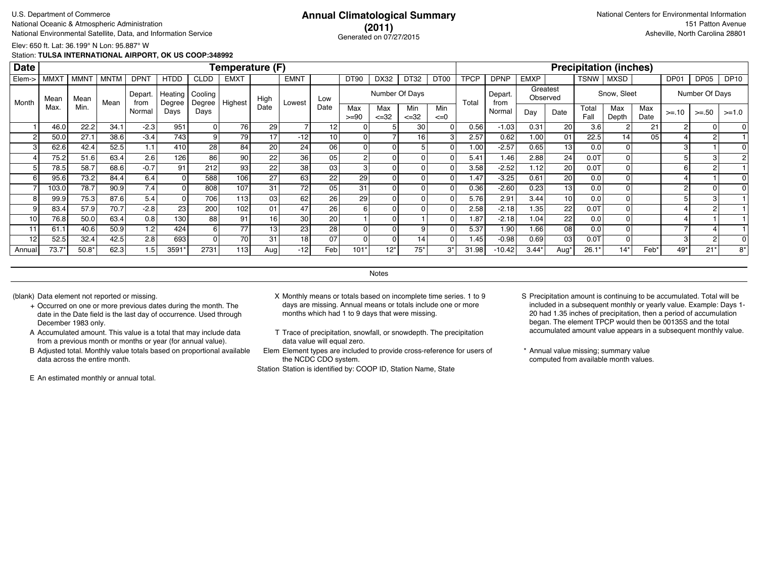U.S. Department of Commerce
National Oceanic & Atmospheric Administration
National Environmental Satellite, Data, and Information Service

# Annual Climatological Summary
## (2011)
Generated on 07/27/2015

National Centers for Environmental Information
151 Patton Avenue
Asheville, North Carolina 28801

Elev: 650 ft. Lat: 36.199° N Lon: 95.887° W
Station: **TULSA INTERNATIONAL AIRPORT, OK US COOP:348992**

| Date | Temperature (F) | | | | | | | | | | | | | | | Precipitation (inches) | | | | | | | | | |
|---|---|---|---|---|---|---|---|---|---|---|---|---|---|---|---|---|---|---|---|---|---|---|---|---|---|
| Elem-> | MMXT | MMNT | MNTM | DPNT | HTDD | CLDD | EMXT | | EMNT | | DT90 | DX32 | DT32 | DT00 | TPCP | DPNP | EMXP | | TSNW | MXSD | | DP01 | DP05 | DP10 |
| Month | Mean Max. | Mean Min. | Mean | Depart. from Normal | Heating Degree Days | Cooling Degree Days | Highest | High Date | Lowest | Low Date | Number Of Days | | | | Total | Depart. from Normal | Greatest Observed | | Snow, Sleet | | | Number Of Days | | |
| | | | | | | | | | | | Max >=90 | Max <=32 | Min <=32 | Min <=0 | | | Day | Date | Total Fall | Max Depth | Max Date | >=.10 | >=.50 | >=1.0 |
| 1 | 46.0 | 22.2 | 34.1 | -2.3 | 951 | 0 | 76 | 29 | 7 | 12 | 0 | 5 | 30 | 0 | 0.56 | -1.03 | 0.31 | 20 | 3.6 | 2 | 21 | 2 | 0 | 0 |
| 2 | 50.0 | 27.1 | 38.6 | -3.4 | 743 | 9 | 79 | 17 | -12 | 10 | 0 | 7 | 16 | 3 | 2.57 | 0.62 | 1.00 | 01 | 22.5 | 14 | 05 | 4 | 2 | 1 |
| 3 | 62.6 | 42.4 | 52.5 | 1.1 | 410 | 28 | 84 | 20 | 24 | 06 | 0 | 0 | 5 | 0 | 1.00 | -2.57 | 0.65 | 13 | 0.0 | 0 | | 3 | 1 | 0 |
| 4 | 75.2 | 51.6 | 63.4 | 2.6 | 126 | 86 | 90 | 22 | 36 | 05 | 2 | 0 | 0 | 0 | 5.41 | 1.46 | 2.88 | 24 | 0.0T | 0 | | 5 | 3 | 2 |
| 5 | 78.5 | 58.7 | 68.6 | -0.7 | 91 | 212 | 93 | 22 | 38 | 03 | 3 | 0 | 0 | 0 | 3.58 | -2.52 | 1.12 | 20 | 0.0T | 0 | | 6 | 2 | 1 |
| 6 | 95.6 | 73.2 | 84.4 | 6.4 | 0 | 588 | 106 | 27 | 63 | 22 | 29 | 0 | 0 | 0 | 1.47 | -3.25 | 0.61 | 20 | 0.0 | 0 | | 4 | 1 | 0 |
| 7 | 103.0 | 78.7 | 90.9 | 7.4 | 0 | 808 | 107 | 31 | 72 | 05 | 31 | 0 | 0 | 0 | 0.36 | -2.60 | 0.23 | 13 | 0.0 | 0 | | 2 | 0 | 0 |
| 8 | 99.9 | 75.3 | 87.6 | 5.4 | 0 | 706 | 113 | 03 | 62 | 26 | 29 | 0 | 0 | 0 | 5.76 | 2.91 | 3.44 | 10 | 0.0 | 0 | | 5 | 3 | 1 |
| 9 | 83.4 | 57.9 | 70.7 | -2.8 | 23 | 200 | 102 | 01 | 47 | 26 | 6 | 0 | 0 | 0 | 2.58 | -2.18 | 1.35 | 22 | 0.0T | 0 | | 4 | 2 | 1 |
| 10 | 76.8 | 50.0 | 63.4 | 0.8 | 130 | 88 | 91 | 16 | 30 | 20 | 1 | 0 | 1 | 0 | 1.87 | -2.18 | 1.04 | 22 | 0.0 | 0 | | 4 | 1 | 1 |
| 11 | 61.1 | 40.6 | 50.9 | 1.2 | 424 | 6 | 77 | 13 | 23 | 28 | 0 | 0 | 9 | 0 | 5.37 | 1.90 | 1.66 | 08 | 0.0 | 0 | | 7 | 4 | 1 |
| 12 | 52.5 | 32.4 | 42.5 | 2.8 | 693 | 0 | 70 | 31 | 18 | 07 | 0 | 0 | 14 | 0 | 1.45 | -0.98 | 0.69 | 03 | 0.0T | 0 | | 3 | 2 | 0 |
| Annual | 73.7* | 50.8* | 62.3 | 1.5 | 3591* | 2731 | 113 | Aug | -12 | Feb | 101* | 12* | 75* | 3* | 31.98 | -10.42 | 3.44* | Aug* | 26.1* | 14* | Feb* | 49* | 21* | 8* |

Notes

(blank) Data element not reported or missing.

+ Occurred on one or more previous dates during the month. The date in the Date field is the last day of occurrence. Used through December 1983 only.

A Accumulated amount. This value is a total that may include data from a previous month or months or year (for annual value).

B Adjusted total. Monthly value totals based on proportional available data across the entire month.

E An estimated monthly or annual total.

X Monthly means or totals based on incomplete time series. 1 to 9 days are missing. Annual means or totals include one or more months which had 1 to 9 days that were missing.

T Trace of precipitation, snowfall, or snowdepth. The precipitation data value will equal zero.

Elem Element types are included to provide cross-reference for users of the NCDC CDO system.

Station Station is identified by: COOP ID, Station Name, State

S Precipitation amount is continuing to be accumulated. Total will be included in a subsequent monthly or yearly value. Example: Days 1-20 had 1.35 inches of precipitation, then a period of accumulation began. The element TPCP would then be 00135S and the total accumulated amount value appears in a subsequent monthly value.

\* Annual value missing; summary value computed from available month values.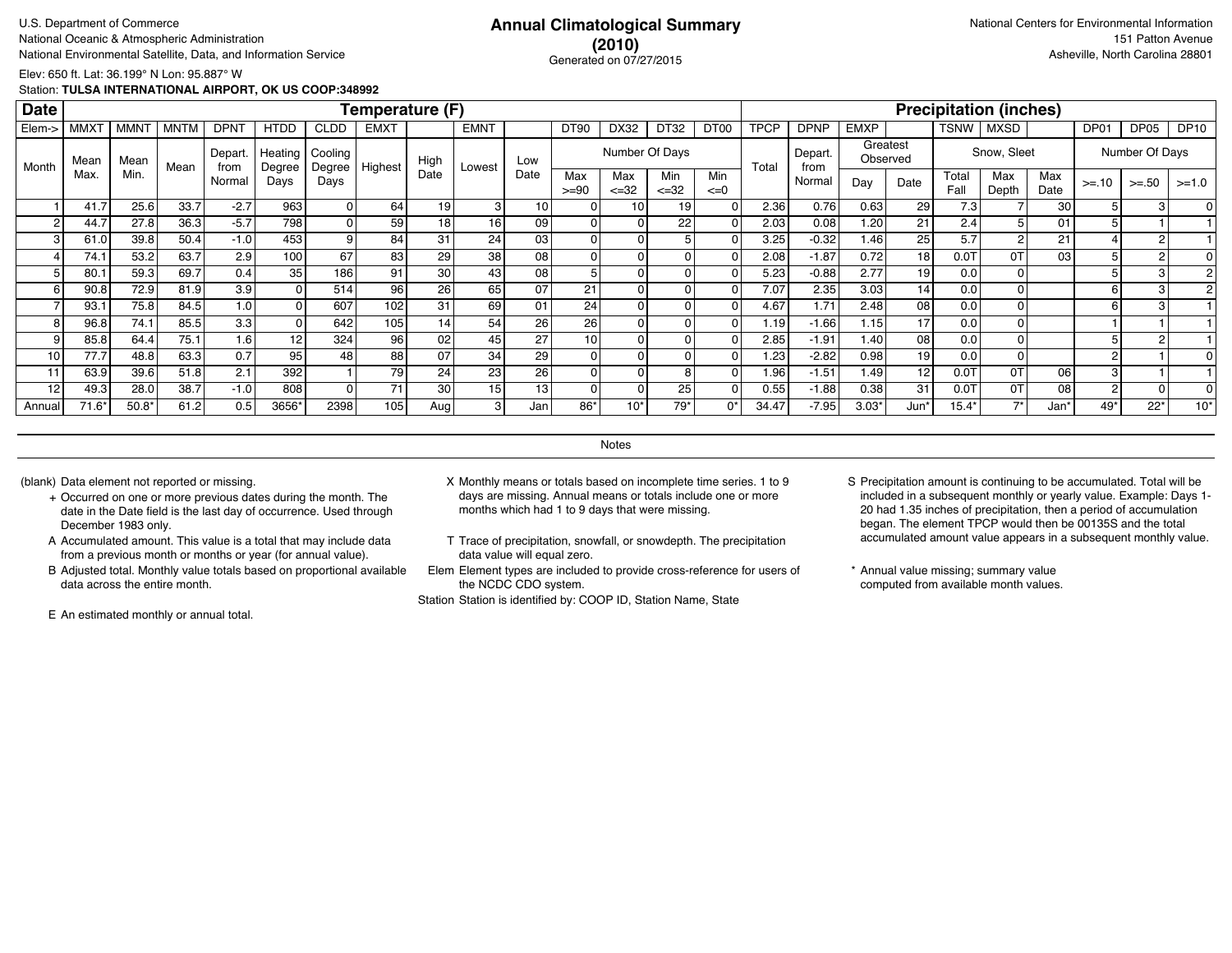U.S. Department of Commerce
National Oceanic & Atmospheric Administration
National Environmental Satellite, Data, and Information Service

# Annual Climatological Summary
## (2010)
Generated on 07/27/2015

National Centers for Environmental Information
151 Patton Avenue
Asheville, North Carolina 28801

Elev: 650 ft. Lat: 36.199° N Lon: 95.887° W
Station: **TULSA INTERNATIONAL AIRPORT, OK US COOP:348992**

| Date | Temperature (F) | | | | | | | | | | | | | | | Precipitation (inches) | | | | | | | | | |
|---|---|---|---|---|---|---|---|---|---|---|---|---|---|---|---|---|---|---|---|---|---|---|---|---|---|
| Elem-> | MMXT | MMNT | MNTM | DPNT | HTDD | CLDD | EMXT | | EMNT | | DT90 | DX32 | DT32 | DT00 | TPCP | DPNP | EMXP | | TSNW | MXSD | | DP01 | DP05 | DP10 |
| Month | Mean Max. | Mean Min. | Mean | Depart. from Normal | Heating Degree Days | Cooling Degree Days | Highest | High Date | Lowest | Low Date | Number Of Days | | | | Total | Depart. from Normal | Greatest Observed | | Snow, Sleet | | | Number Of Days | | |
| | | | | | | | | | | | Max >=90 | Max <=32 | Min <=32 | Min <=0 | | | Day | Date | Total Fall | Max Depth | Max Date | >=.10 | >=.50 | >=1.0 |
| 1 | 41.7 | 25.6 | 33.7 | -2.7 | 963 | 0 | 64 | 19 | 3 | 10 | 0 | 10 | 19 | 0 | 2.36 | 0.76 | 0.63 | 29 | 7.3 | 7 | 30 | 5 | 3 | 0 |
| 2 | 44.7 | 27.8 | 36.3 | -5.7 | 798 | 0 | 59 | 18 | 16 | 09 | 0 | 0 | 22 | 0 | 2.03 | 0.08 | 1.20 | 21 | 2.4 | 5 | 01 | 5 | 1 | 1 |
| 3 | 61.0 | 39.8 | 50.4 | -1.0 | 453 | 9 | 84 | 31 | 24 | 03 | 0 | 0 | 5 | 0 | 3.25 | -0.32 | 1.46 | 25 | 5.7 | 2 | 21 | 4 | 2 | 1 |
| 4 | 74.1 | 53.2 | 63.7 | 2.9 | 100 | 67 | 83 | 29 | 38 | 08 | 0 | 0 | 0 | 0 | 2.08 | -1.87 | 0.72 | 18 | 0.0T | 0T | 03 | 5 | 2 | 0 |
| 5 | 80.1 | 59.3 | 69.7 | 0.4 | 35 | 186 | 91 | 30 | 43 | 08 | 5 | 0 | 0 | 0 | 5.23 | -0.88 | 2.77 | 19 | 0.0 | 0 | | 5 | 3 | 2 |
| 6 | 90.8 | 72.9 | 81.9 | 3.9 | 0 | 514 | 96 | 26 | 65 | 07 | 21 | 0 | 0 | 0 | 7.07 | 2.35 | 3.03 | 14 | 0.0 | 0 | | 6 | 3 | 2 |
| 7 | 93.1 | 75.8 | 84.5 | 1.0 | 0 | 607 | 102 | 31 | 69 | 01 | 24 | 0 | 0 | 0 | 4.67 | 1.71 | 2.48 | 08 | 0.0 | 0 | | 6 | 3 | 1 |
| 8 | 96.8 | 74.1 | 85.5 | 3.3 | 0 | 642 | 105 | 14 | 54 | 26 | 26 | 0 | 0 | 0 | 1.19 | -1.66 | 1.15 | 17 | 0.0 | 0 | | 1 | 1 | 1 |
| 9 | 85.8 | 64.4 | 75.1 | 1.6 | 12 | 324 | 96 | 02 | 45 | 27 | 10 | 0 | 0 | 0 | 2.85 | -1.91 | 1.40 | 08 | 0.0 | 0 | | 5 | 2 | 1 |
| 10 | 77.7 | 48.8 | 63.3 | 0.7 | 95 | 48 | 88 | 07 | 34 | 29 | 0 | 0 | 0 | 0 | 1.23 | -2.82 | 0.98 | 19 | 0.0 | 0 | | 2 | 1 | 0 |
| 11 | 63.9 | 39.6 | 51.8 | 2.1 | 392 | 1 | 79 | 24 | 23 | 26 | 0 | 0 | 8 | 0 | 1.96 | -1.51 | 1.49 | 12 | 0.0T | 0T | 06 | 3 | 1 | 1 |
| 12 | 49.3 | 28.0 | 38.7 | -1.0 | 808 | 0 | 71 | 30 | 15 | 13 | 0 | 0 | 25 | 0 | 0.55 | -1.88 | 0.38 | 31 | 0.0T | 0T | 08 | 2 | 0 | 0 |
| Annual | 71.6* | 50.8* | 61.2 | 0.5 | 3656* | 2398 | 105 | Aug | 3 | Jan | 86* | 10* | 79* | 0* | 34.47 | -7.95 | 3.03* | Jun* | 15.4* | 7* | Jan* | 49* | 22* | 10* |

Notes

(blank) Data element not reported or missing.

\+ Occurred on one or more previous dates during the month. The date in the Date field is the last day of occurrence. Used through December 1983 only.

A Accumulated amount. This value is a total that may include data from a previous month or months or year (for annual value).

B Adjusted total. Monthly value totals based on proportional available data across the entire month.

E An estimated monthly or annual total.

X Monthly means or totals based on incomplete time series. 1 to 9 days are missing. Annual means or totals include one or more months which had 1 to 9 days that were missing.

T Trace of precipitation, snowfall, or snowdepth. The precipitation data value will equal zero.

Elem Element types are included to provide cross-reference for users of the NCDC CDO system.

Station Station is identified by: COOP ID, Station Name, State

S Precipitation amount is continuing to be accumulated. Total will be included in a subsequent monthly or yearly value. Example: Days 1-20 had 1.35 inches of precipitation, then a period of accumulation began. The element TPCP would then be 00135S and the total accumulated amount value appears in a subsequent monthly value.

\* Annual value missing; summary value computed from available month values.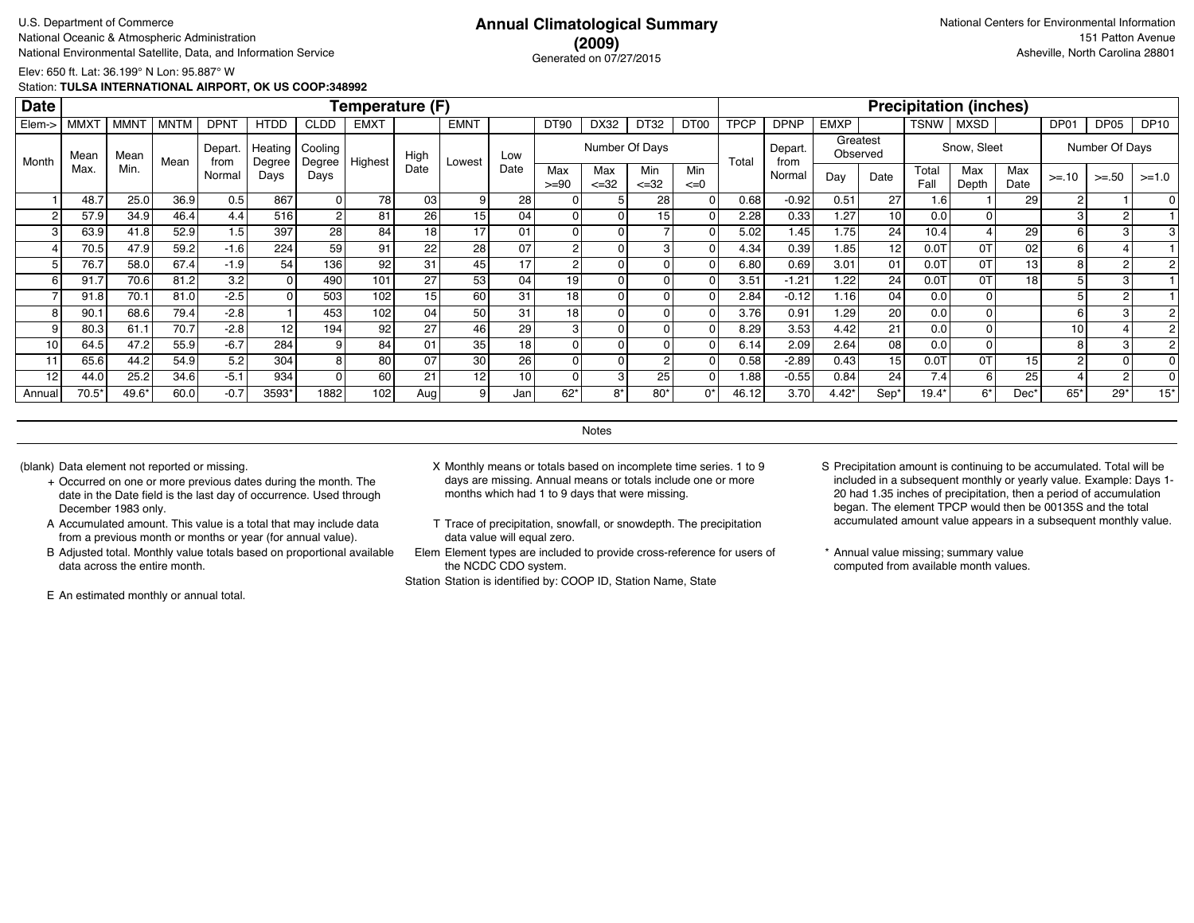U.S. Department of Commerce
National Oceanic & Atmospheric Administration
National Environmental Satellite, Data, and Information Service

# Annual Climatological Summary (2009)

Generated on 07/27/2015

National Centers for Environmental Information
151 Patton Avenue
Asheville, North Carolina 28801

Elev: 650 ft. Lat: 36.199° N Lon: 95.887° W
Station: **TULSA INTERNATIONAL AIRPORT, OK US COOP:348992**

| Date | Temperature (F) | | | | | | | | | | | | | | | Precipitation (inches) | | | | | | | | | |
|---|---|---|---|---|---|---|---|---|---|---|---|---|---|---|---|---|---|---|---|---|---|---|---|---|---|
| Elem-> | MMXT | MMNT | MNTM | DPNT | HTDD | CLDD | EMXT | | EMNT | | DT90 | DX32 | DT32 | DT00 | TPCP | DPNP | EMXP | | TSNW | MXSD | | DP01 | DP05 | DP10 |
| Month | Mean Max. | Mean Min. | Mean | Depart. from Normal | Heating Degree Days | Cooling Degree Days | Highest | High Date | Lowest | Low Date | Number Of Days Max >=90 | Max <=32 | Min <=32 | Min <=0 | Total | Depart. from Normal | Greatest Observed Day | Date | Snow, Sleet Total Fall | Max Depth | Max Date | Number Of Days >=.10 | >=.50 | >=1.0 |
| 1 | 48.7 | 25.0 | 36.9 | 0.5 | 867 | 0 | 78 | 03 | 9 | 28 | 0 | 5 | 28 | 0 | 0.68 | -0.92 | 0.51 | 27 | 1.6 | 1 | 29 | 2 | 1 | 0 |
| 2 | 57.9 | 34.9 | 46.4 | 4.4 | 516 | 2 | 81 | 26 | 15 | 04 | 0 | 0 | 15 | 0 | 2.28 | 0.33 | 1.27 | 10 | 0.0 | 0 | | 3 | 2 | 1 |
| 3 | 63.9 | 41.8 | 52.9 | 1.5 | 397 | 28 | 84 | 18 | 17 | 01 | 0 | 0 | 7 | 0 | 5.02 | 1.45 | 1.75 | 24 | 10.4 | 4 | 29 | 6 | 3 | 3 |
| 4 | 70.5 | 47.9 | 59.2 | -1.6 | 224 | 59 | 91 | 22 | 28 | 07 | 2 | 0 | 3 | 0 | 4.34 | 0.39 | 1.85 | 12 | 0.0T | 0T | 02 | 6 | 4 | 1 |
| 5 | 76.7 | 58.0 | 67.4 | -1.9 | 54 | 136 | 92 | 31 | 45 | 17 | 2 | 0 | 0 | 0 | 6.80 | 0.69 | 3.01 | 01 | 0.0T | 0T | 13 | 8 | 2 | 2 |
| 6 | 91.7 | 70.6 | 81.2 | 3.2 | 0 | 490 | 101 | 27 | 53 | 04 | 19 | 0 | 0 | 0 | 3.51 | -1.21 | 1.22 | 24 | 0.0T | 0T | 18 | 5 | 3 | 1 |
| 7 | 91.8 | 70.1 | 81.0 | -2.5 | 0 | 503 | 102 | 15 | 60 | 31 | 18 | 0 | 0 | 0 | 2.84 | -0.12 | 1.16 | 04 | 0.0 | 0 | | 5 | 2 | 1 |
| 8 | 90.1 | 68.6 | 79.4 | -2.8 | 1 | 453 | 102 | 04 | 50 | 31 | 18 | 0 | 0 | 0 | 3.76 | 0.91 | 1.29 | 20 | 0.0 | 0 | | 6 | 3 | 2 |
| 9 | 80.3 | 61.1 | 70.7 | -2.8 | 12 | 194 | 92 | 27 | 46 | 29 | 3 | 0 | 0 | 0 | 8.29 | 3.53 | 4.42 | 21 | 0.0 | 0 | | 10 | 4 | 2 |
| 10 | 64.5 | 47.2 | 55.9 | -6.7 | 284 | 9 | 84 | 01 | 35 | 18 | 0 | 0 | 0 | 0 | 6.14 | 2.09 | 2.64 | 08 | 0.0 | 0 | | 8 | 3 | 2 |
| 11 | 65.6 | 44.2 | 54.9 | 5.2 | 304 | 8 | 80 | 07 | 30 | 26 | 0 | 0 | 2 | 0 | 0.58 | -2.89 | 0.43 | 15 | 0.0T | 0T | 15 | 2 | 0 | 0 |
| 12 | 44.0 | 25.2 | 34.6 | -5.1 | 934 | 0 | 60 | 21 | 12 | 10 | 0 | 3 | 25 | 0 | 1.88 | -0.55 | 0.84 | 24 | 7.4 | 6 | 25 | 4 | 2 | 0 |
| Annual | 70.5* | 49.6* | 60.0 | -0.7 | 3593* | 1882 | 102 | Aug | 9 | Jan | 62* | 8* | 80* | 0* | 46.12 | 3.70 | 4.42* | Sep* | 19.4* | 6* | Dec* | 65* | 29* | 15* |

## Notes

(blank) Data element not reported or missing.

\+ Occurred on one or more previous dates during the month. The date in the Date field is the last day of occurrence. Used through December 1983 only.

A Accumulated amount. This value is a total that may include data from a previous month or months or year (for annual value).

B Adjusted total. Monthly value totals based on proportional available data across the entire month.

E An estimated monthly or annual total.

X Monthly means or totals based on incomplete time series. 1 to 9 days are missing. Annual means or totals include one or more months which had 1 to 9 days that were missing.

T Trace of precipitation, snowfall, or snowdepth. The precipitation data value will equal zero.

Elem Element types are included to provide cross-reference for users of the NCDC CDO system.

Station Station is identified by: COOP ID, Station Name, State

S Precipitation amount is continuing to be accumulated. Total will be included in a subsequent monthly or yearly value. Example: Days 1-20 had 1.35 inches of precipitation, then a period of accumulation began. The element TPCP would then be 00135S and the total accumulated amount value appears in a subsequent monthly value.

\* Annual value missing; summary value computed from available month values.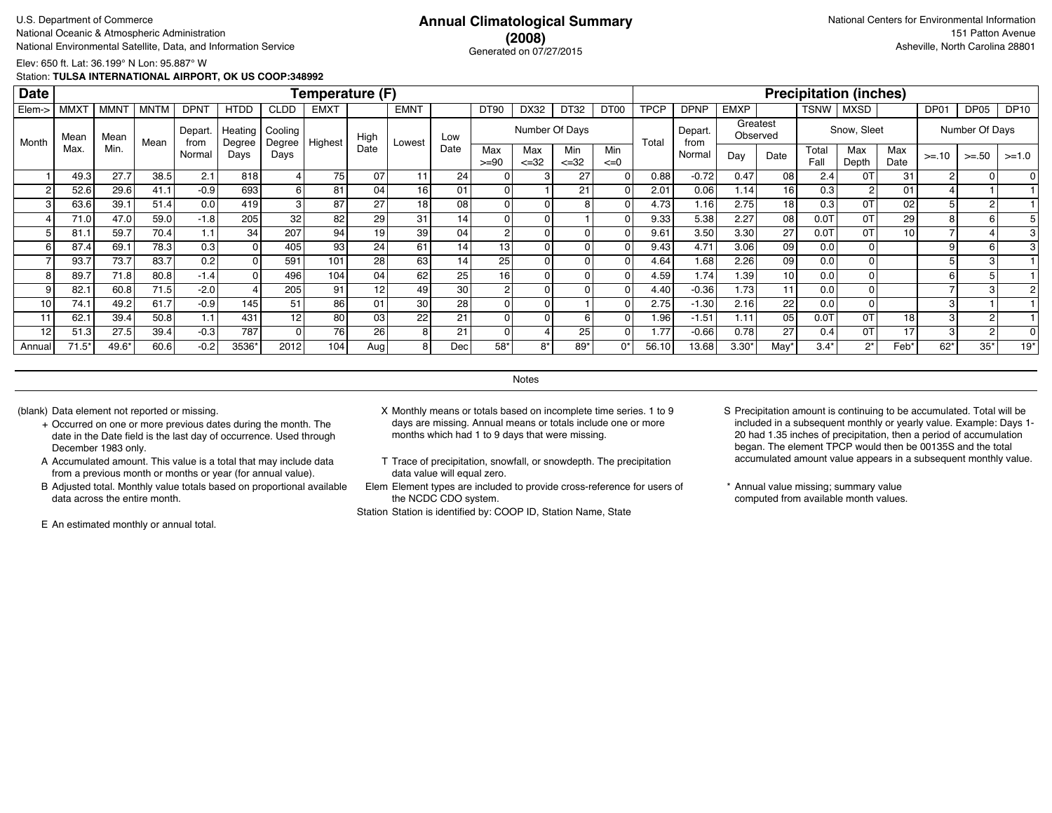U.S. Department of Commerce
National Oceanic & Atmospheric Administration
National Environmental Satellite, Data, and Information Service

# Annual Climatological Summary (2008)

Generated on 07/27/2015

National Centers for Environmental Information
151 Patton Avenue
Asheville, North Carolina 28801

Elev: 650 ft. Lat: 36.199° N Lon: 95.887° W
Station: **TULSA INTERNATIONAL AIRPORT, OK US COOP:348992**

| Date | Temperature (F) | | | | | | | | | | | | | | Precipitation (inches) | | | | | | | | | |
|---|---|---|---|---|---|---|---|---|---|---|---|---|---|---|---|---|---|---|---|---|---|---|---|---|
| Elem-> | MMXT | MMNT | MNTM | DPNT | HTDD | CLDD | EMXT | | EMNT | | DT90 | DX32 | DT32 | DT00 | TPCP | DPNP | EMXP | | TSNW | MXSD | | DP01 | DP05 | DP10 |
| Month | Mean Max. | Mean Min. | Mean | Depart. from Normal | Heating Degree Days | Cooling Degree Days | Highest | High Date | Lowest | Low Date | Number Of Days | | | | Total | Depart. from Normal | Greatest Observed | | Snow, Sleet | | | Number Of Days | | |
| | | | | | | | | | | | Max >=90 | Max <=32 | Min <=32 | Min <=0 | | | Day | Date | Total Fall | Max Depth | Max Date | >=.10 | >=.50 | >=1.0 |
| 1 | 49.3 | 27.7 | 38.5 | 2.1 | 818 | 4 | 75 | 07 | 11 | 24 | 0 | 3 | 27 | 0 | 0.88 | -0.72 | 0.47 | 08 | 2.4 | 0T | 31 | 2 | 0 | 0 |
| 2 | 52.6 | 29.6 | 41.1 | -0.9 | 693 | 6 | 81 | 04 | 16 | 01 | 0 | 1 | 21 | 0 | 2.01 | 0.06 | 1.14 | 16 | 0.3 | 2 | 01 | 4 | 1 | 1 |
| 3 | 63.6 | 39.1 | 51.4 | 0.0 | 419 | 3 | 87 | 27 | 18 | 08 | 0 | 0 | 8 | 0 | 4.73 | 1.16 | 2.75 | 18 | 0.3 | 0T | 02 | 5 | 2 | 1 |
| 4 | 71.0 | 47.0 | 59.0 | -1.8 | 205 | 32 | 82 | 29 | 31 | 14 | 0 | 0 | 1 | 0 | 9.33 | 5.38 | 2.27 | 08 | 0.0T | 0T | 29 | 8 | 6 | 5 |
| 5 | 81.1 | 59.7 | 70.4 | 1.1 | 34 | 207 | 94 | 19 | 39 | 04 | 2 | 0 | 0 | 0 | 9.61 | 3.50 | 3.30 | 27 | 0.0T | 0T | 10 | 7 | 4 | 3 |
| 6 | 87.4 | 69.1 | 78.3 | 0.3 | 0 | 405 | 93 | 24 | 61 | 14 | 13 | 0 | 0 | 0 | 9.43 | 4.71 | 3.06 | 09 | 0.0 | 0 | | 9 | 6 | 3 |
| 7 | 93.7 | 73.7 | 83.7 | 0.2 | 0 | 591 | 101 | 28 | 63 | 14 | 25 | 0 | 0 | 0 | 4.64 | 1.68 | 2.26 | 09 | 0.0 | 0 | | 5 | 3 | 1 |
| 8 | 89.7 | 71.8 | 80.8 | -1.4 | 0 | 496 | 104 | 04 | 62 | 25 | 16 | 0 | 0 | 0 | 4.59 | 1.74 | 1.39 | 10 | 0.0 | 0 | | 6 | 5 | 1 |
| 9 | 82.1 | 60.8 | 71.5 | -2.0 | 4 | 205 | 91 | 12 | 49 | 30 | 2 | 0 | 0 | 0 | 4.40 | -0.36 | 1.73 | 11 | 0.0 | 0 | | 7 | 3 | 2 |
| 10 | 74.1 | 49.2 | 61.7 | -0.9 | 145 | 51 | 86 | 01 | 30 | 28 | 0 | 0 | 1 | 0 | 2.75 | -1.30 | 2.16 | 22 | 0.0 | 0 | | 3 | 1 | 1 |
| 11 | 62.1 | 39.4 | 50.8 | 1.1 | 431 | 12 | 80 | 03 | 22 | 21 | 0 | 0 | 6 | 0 | 1.96 | -1.51 | 1.11 | 05 | 0.0T | 0T | 18 | 3 | 2 | 1 |
| 12 | 51.3 | 27.5 | 39.4 | -0.3 | 787 | 0 | 76 | 26 | 8 | 21 | 0 | 4 | 25 | 0 | 1.77 | -0.66 | 0.78 | 27 | 0.4 | 0T | 17 | 3 | 2 | 0 |
| Annual | 71.5* | 49.6* | 60.6 | -0.2 | 3536* | 2012 | 104 | Aug | 8 | Dec | 58* | 8* | 89* | 0* | 56.10 | 13.68 | 3.30* | May* | 3.4* | 2* | Feb* | 62* | 35* | 19* |

## Notes

(blank) Data element not reported or missing.

+ Occurred on one or more previous dates during the month. The date in the Date field is the last day of occurrence. Used through December 1983 only.

A Accumulated amount. This value is a total that may include data from a previous month or months or year (for annual value).

B Adjusted total. Monthly value totals based on proportional available data across the entire month.

E An estimated monthly or annual total.

X Monthly means or totals based on incomplete time series. 1 to 9 days are missing. Annual means or totals include one or more months which had 1 to 9 days that were missing.

T Trace of precipitation, snowfall, or snowdepth. The precipitation data value will equal zero.

Elem Element types are included to provide cross-reference for users of the NCDC CDO system.

Station Station is identified by: COOP ID, Station Name, State

S Precipitation amount is continuing to be accumulated. Total will be included in a subsequent monthly or yearly value. Example: Days 1-20 had 1.35 inches of precipitation, then a period of accumulation began. The element TPCP would then be 00135S and the total accumulated amount value appears in a subsequent monthly value.

* Annual value missing; summary value computed from available month values.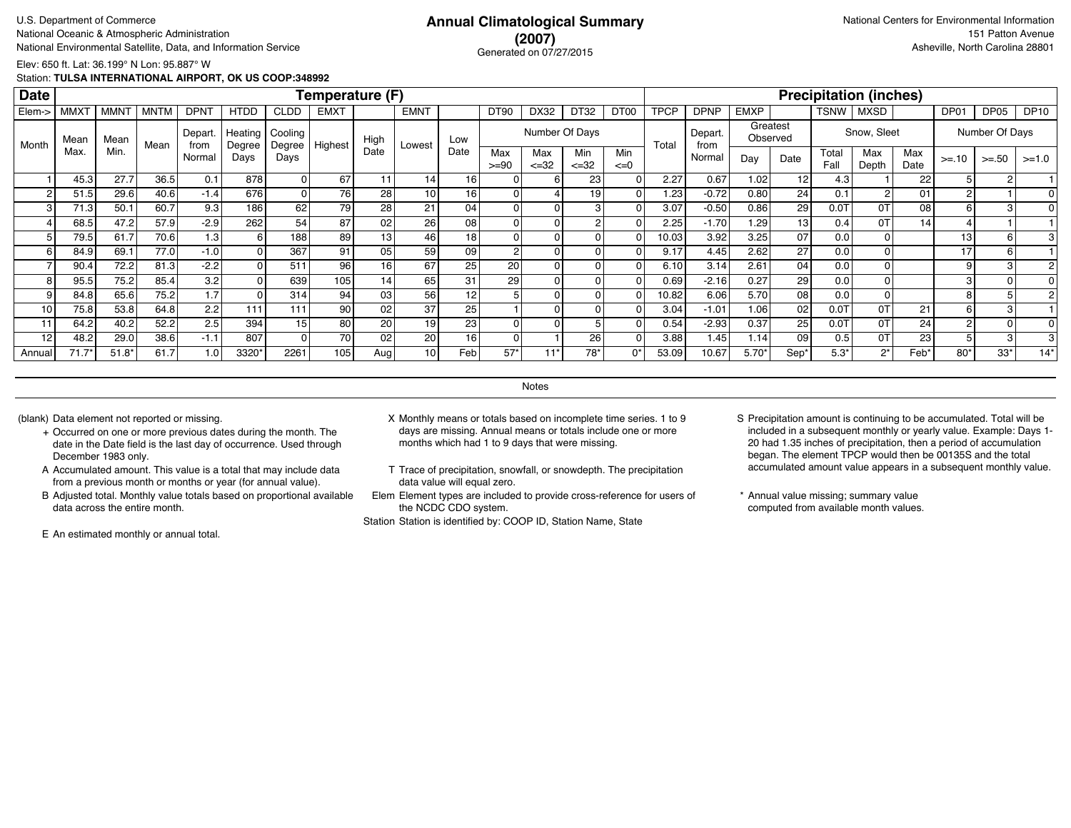U.S. Department of Commerce
National Oceanic & Atmospheric Administration
National Environmental Satellite, Data, and Information Service

# Annual Climatological Summary
## (2007)

Generated on 07/27/2015

National Centers for Environmental Information
151 Patton Avenue
Asheville, North Carolina 28801

Elev: 650 ft. Lat: 36.199° N Lon: 95.887° W
Station: **TULSA INTERNATIONAL AIRPORT, OK US COOP:348992**

| Date | Temperature (F) | | | | | | | | | | | | | | | Precipitation (inches) | | | | | | | | | | |
|---|---|---|---|---|---|---|---|---|---|---|---|---|---|---|---|---|---|---|---|---|---|---|---|---|---|---|
| Elem-> | MMXT | MMNT | MNTM | DPNT | HTDD | CLDD | EMXT | | EMNT | | DT90 | DX32 | DT32 | DT00 | TPCP | DPNP | EMXP | | TSNW | MXSD | | DP01 | DP05 | DP10 |
| Month | Mean Max. | Mean Min. | Mean | Depart. from Normal | Heating Degree Days | Cooling Degree Days | Highest | High Date | Lowest | Low Date | Number Of Days: Max >=90 | Max <=32 | Min <=32 | Min <=0 | Total | Depart. from Normal | Greatest Observed: Day | Date | Snow, Sleet: Total Fall | Max Depth | Max Date | Number Of Days: >=.10 | >=.50 | >=1.0 |
| 1 | 45.3 | 27.7 | 36.5 | 0.1 | 878 | 0 | 67 | 11 | 14 | 16 | 0 | 6 | 23 | 0 | 2.27 | 0.67 | 1.02 | 12 | 4.3 | 1 | 22 | 5 | 2 | 1 |
| 2 | 51.5 | 29.6 | 40.6 | -1.4 | 676 | 0 | 76 | 28 | 10 | 16 | 0 | 4 | 19 | 0 | 1.23 | -0.72 | 0.80 | 24 | 0.1 | 2 | 01 | 2 | 1 | 0 |
| 3 | 71.3 | 50.1 | 60.7 | 9.3 | 186 | 62 | 79 | 28 | 21 | 04 | 0 | 0 | 3 | 0 | 3.07 | -0.50 | 0.86 | 29 | 0.0T | 0T | 08 | 6 | 3 | 0 |
| 4 | 68.5 | 47.2 | 57.9 | -2.9 | 262 | 54 | 87 | 02 | 26 | 08 | 0 | 0 | 2 | 0 | 2.25 | -1.70 | 1.29 | 13 | 0.4 | 0T | 14 | 4 | 1 | 1 |
| 5 | 79.5 | 61.7 | 70.6 | 1.3 | 6 | 188 | 89 | 13 | 46 | 18 | 0 | 0 | 0 | 0 | 10.03 | 3.92 | 3.25 | 07 | 0.0 | 0 | | 13 | 6 | 3 |
| 6 | 84.9 | 69.1 | 77.0 | -1.0 | 0 | 367 | 91 | 05 | 59 | 09 | 2 | 0 | 0 | 0 | 9.17 | 4.45 | 2.62 | 27 | 0.0 | 0 | | 17 | 6 | 1 |
| 7 | 90.4 | 72.2 | 81.3 | -2.2 | 0 | 511 | 96 | 16 | 67 | 25 | 20 | 0 | 0 | 0 | 6.10 | 3.14 | 2.61 | 04 | 0.0 | 0 | | 9 | 3 | 2 |
| 8 | 95.5 | 75.2 | 85.4 | 3.2 | 0 | 639 | 105 | 14 | 65 | 31 | 29 | 0 | 0 | 0 | 0.69 | -2.16 | 0.27 | 29 | 0.0 | 0 | | 3 | 0 | 0 |
| 9 | 84.8 | 65.6 | 75.2 | 1.7 | 0 | 314 | 94 | 03 | 56 | 12 | 5 | 0 | 0 | 0 | 10.82 | 6.06 | 5.70 | 08 | 0.0 | 0 | | 8 | 5 | 2 |
| 10 | 75.8 | 53.8 | 64.8 | 2.2 | 111 | 111 | 90 | 02 | 37 | 25 | 1 | 0 | 0 | 0 | 3.04 | -1.01 | 1.06 | 02 | 0.0T | 0T | 21 | 6 | 3 | 1 |
| 11 | 64.2 | 40.2 | 52.2 | 2.5 | 394 | 15 | 80 | 20 | 19 | 23 | 0 | 0 | 5 | 0 | 0.54 | -2.93 | 0.37 | 25 | 0.0T | 0T | 24 | 2 | 0 | 0 |
| 12 | 48.2 | 29.0 | 38.6 | -1.1 | 807 | 0 | 70 | 02 | 20 | 16 | 0 | 1 | 26 | 0 | 3.88 | 1.45 | 1.14 | 09 | 0.5 | 0T | 23 | 5 | 3 | 3 |
| Annual | 71.7* | 51.8* | 61.7 | 1.0 | 3320* | 2261 | 105 | Aug | 10 | Feb | 57* | 11* | 78* | 0* | 53.09 | 10.67 | 5.70* | Sep* | 5.3* | 2* | Feb* | 80* | 33* | 14* |

## Notes

(blank) Data element not reported or missing.

+ Occurred on one or more previous dates during the month. The date in the Date field is the last day of occurrence. Used through December 1983 only.

A Accumulated amount. This value is a total that may include data from a previous month or months or year (for annual value).

B Adjusted total. Monthly value totals based on proportional available data across the entire month.

E An estimated monthly or annual total.

X Monthly means or totals based on incomplete time series. 1 to 9 days are missing. Annual means or totals include one or more months which had 1 to 9 days that were missing.

T Trace of precipitation, snowfall, or snowdepth. The precipitation data value will equal zero.

Elem Element types are included to provide cross-reference for users of the NCDC CDO system.

Station Station is identified by: COOP ID, Station Name, State

S Precipitation amount is continuing to be accumulated. Total will be included in a subsequent monthly or yearly value. Example: Days 1-20 had 1.35 inches of precipitation, then a period of accumulation began. The element TPCP would then be 00135S and the total accumulated amount value appears in a subsequent monthly value.

* Annual value missing; summary value computed from available month values.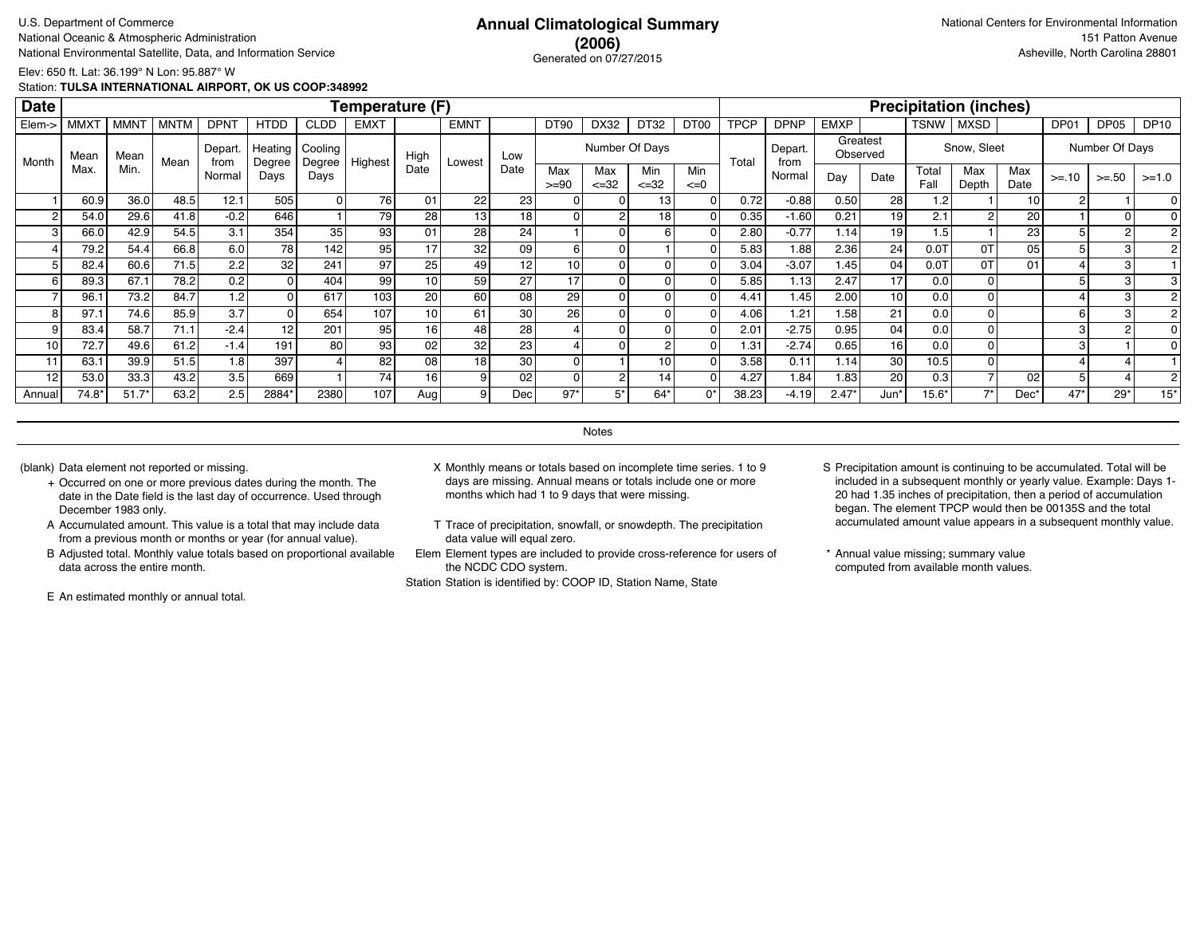U.S. Department of Commerce
National Oceanic & Atmospheric Administration
National Environmental Satellite, Data, and Information Service

# Annual Climatological Summary
## (2006)

Generated on 07/27/2015

National Centers for Environmental Information
151 Patton Avenue
Asheville, North Carolina 28801

Elev: 650 ft. Lat: 36.199° N Lon: 95.887° W
Station: **TULSA INTERNATIONAL AIRPORT, OK US COOP:348992**

| Date | Temperature (F) | | | | | | | | | | | | | | | Precipitation (inches) | | | | | | | | | | |
|---|---|---|---|---|---|---|---|---|---|---|---|---|---|---|---|---|---|---|---|---|---|---|---|---|---|---|
| Elem-> | MMXT | MMNT | MNTM | DPNT | HTDD | CLDD | EMXT | | EMNT | | DT90 | DX32 | DT32 | DT00 | TPCP | DPNP | EMXP | | TSNW | MXSD | | DP01 | DP05 | DP10 |
| Month | Mean Max. | Mean Min. | Mean | Depart. from Normal | Heating Degree Days | Cooling Degree Days | Highest | High Date | Lowest | Low Date | Number Of Days | | | | Total | Depart. from Normal | Greatest Observed | | Snow, Sleet | | | Number Of Days | | |
| | | | | | | | | | | | Max >=90 | Max <=32 | Min <=32 | Min <=0 | | | Day | Date | Total Fall | Max Depth | Max Date | >=.10 | >=.50 | >=1.0 |
| 1 | 60.9 | 36.0 | 48.5 | 12.1 | 505 | 0 | 76 | 01 | 22 | 23 | 0 | 0 | 13 | 0 | 0.72 | -0.88 | 0.50 | 28 | 1.2 | 1 | 10 | 2 | 1 | 0 |
| 2 | 54.0 | 29.6 | 41.8 | -0.2 | 646 | 1 | 79 | 28 | 13 | 18 | 0 | 2 | 18 | 0 | 0.35 | -1.60 | 0.21 | 19 | 2.1 | 2 | 20 | 1 | 0 | 0 |
| 3 | 66.0 | 42.9 | 54.5 | 3.1 | 354 | 35 | 93 | 01 | 28 | 24 | 1 | 0 | 6 | 0 | 2.80 | -0.77 | 1.14 | 19 | 1.5 | 1 | 23 | 5 | 2 | 2 |
| 4 | 79.2 | 54.4 | 66.8 | 6.0 | 78 | 142 | 95 | 17 | 32 | 09 | 6 | 0 | 1 | 0 | 5.83 | 1.88 | 2.36 | 24 | 0.0T | 0T | 05 | 5 | 3 | 2 |
| 5 | 82.4 | 60.6 | 71.5 | 2.2 | 32 | 241 | 97 | 25 | 49 | 12 | 10 | 0 | 0 | 0 | 3.04 | -3.07 | 1.45 | 04 | 0.0T | 0T | 01 | 4 | 3 | 1 |
| 6 | 89.3 | 67.1 | 78.2 | 0.2 | 0 | 404 | 99 | 10 | 59 | 27 | 17 | 0 | 0 | 0 | 5.85 | 1.13 | 2.47 | 17 | 0.0 | 0 | | 5 | 3 | 3 |
| 7 | 96.1 | 73.2 | 84.7 | 1.2 | 0 | 617 | 103 | 20 | 60 | 08 | 29 | 0 | 0 | 0 | 4.41 | 1.45 | 2.00 | 10 | 0.0 | 0 | | 4 | 3 | 2 |
| 8 | 97.1 | 74.6 | 85.9 | 3.7 | 0 | 654 | 107 | 10 | 61 | 30 | 26 | 0 | 0 | 0 | 4.06 | 1.21 | 1.58 | 21 | 0.0 | 0 | | 6 | 3 | 2 |
| 9 | 83.4 | 58.7 | 71.1 | -2.4 | 12 | 201 | 95 | 16 | 48 | 28 | 4 | 0 | 0 | 0 | 2.01 | -2.75 | 0.95 | 04 | 0.0 | 0 | | 3 | 2 | 0 |
| 10 | 72.7 | 49.6 | 61.2 | -1.4 | 191 | 80 | 93 | 02 | 32 | 23 | 4 | 0 | 2 | 0 | 1.31 | -2.74 | 0.65 | 16 | 0.0 | 0 | | 3 | 1 | 0 |
| 11 | 63.1 | 39.9 | 51.5 | 1.8 | 397 | 4 | 82 | 08 | 18 | 30 | 0 | 1 | 10 | 0 | 3.58 | 0.11 | 1.14 | 30 | 10.5 | 0 | | 4 | 4 | 1 |
| 12 | 53.0 | 33.3 | 43.2 | 3.5 | 669 | 1 | 74 | 16 | 9 | 02 | 0 | 2 | 14 | 0 | 4.27 | 1.84 | 1.83 | 20 | 0.3 | 7 | 02 | 5 | 4 | 2 |
| Annual | 74.8* | 51.7* | 63.2 | 2.5 | 2884* | 2380 | 107 | Aug | 9 | Dec | 97* | 5* | 64* | 0* | 38.23 | -4.19 | 2.47* | Jun* | 15.6* | 7* | Dec* | 47* | 29* | 15* |

Notes

(blank) Data element not reported or missing.

+ Occurred on one or more previous dates during the month. The date in the Date field is the last day of occurrence. Used through December 1983 only.

A Accumulated amount. This value is a total that may include data from a previous month or months or year (for annual value).

B Adjusted total. Monthly value totals based on proportional available data across the entire month.

E An estimated monthly or annual total.

X Monthly means or totals based on incomplete time series. 1 to 9 days are missing. Annual means or totals include one or more months which had 1 to 9 days that were missing.

T Trace of precipitation, snowfall, or snowdepth. The precipitation data value will equal zero.

Elem Element types are included to provide cross-reference for users of the NCDC CDO system.

Station Station is identified by: COOP ID, Station Name, State

S Precipitation amount is continuing to be accumulated. Total will be included in a subsequent monthly or yearly value. Example: Days 1-20 had 1.35 inches of precipitation, then a period of accumulation began. The element TPCP would then be 00135S and the total accumulated amount value appears in a subsequent monthly value.

* Annual value missing; summary value computed from available month values.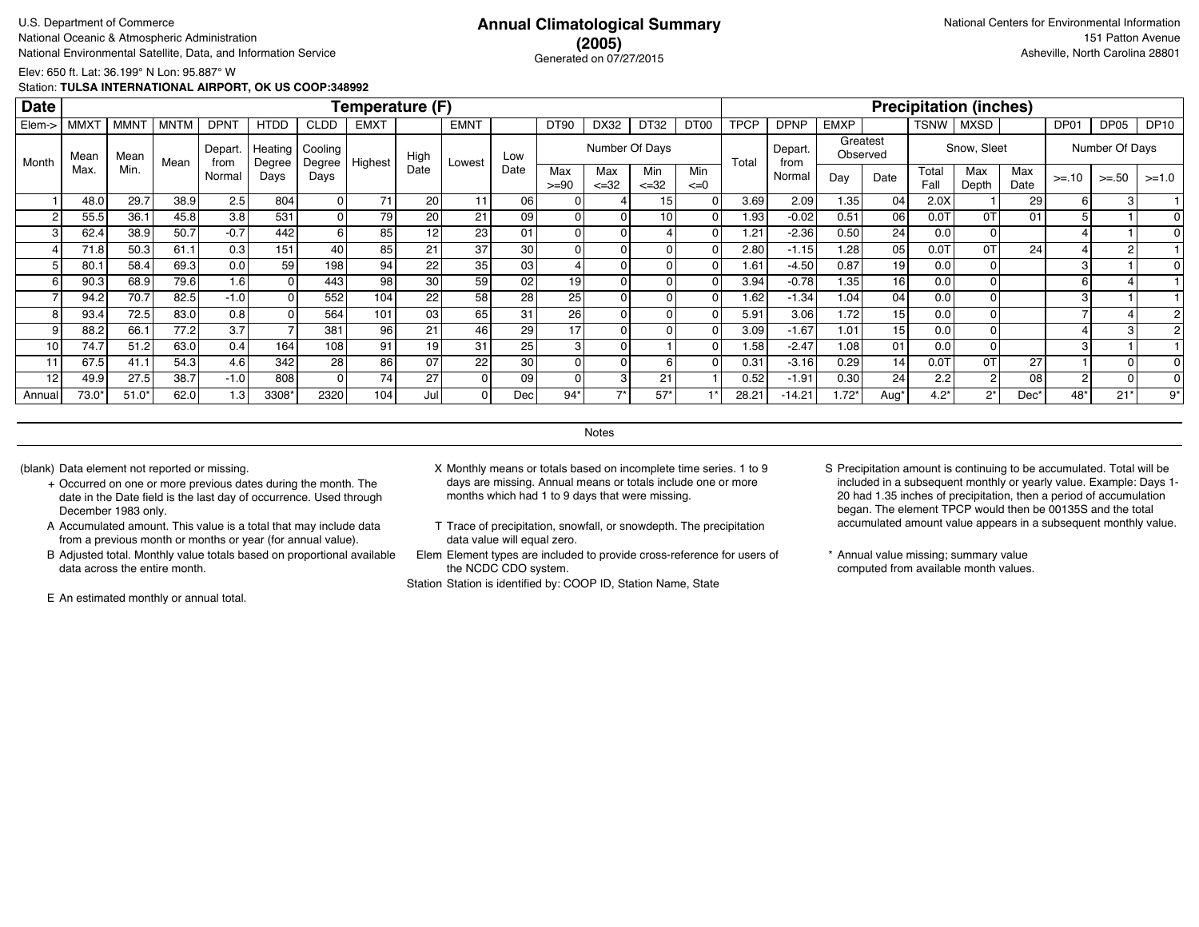U.S. Department of Commerce
National Oceanic & Atmospheric Administration
National Environmental Satellite, Data, and Information Service

# Annual Climatological Summary (2005)

Generated on 07/27/2015

National Centers for Environmental Information
151 Patton Avenue
Asheville, North Carolina 28801

Elev: 650 ft. Lat: 36.199° N Lon: 95.887° W
Station: **TULSA INTERNATIONAL AIRPORT, OK US COOP:348992**

| Date | Temperature (F) | | | | | | | | | | | | | | Precipitation (inches) | | | | | | | | | |
|---|---|---|---|---|---|---|---|---|---|---|---|---|---|---|---|---|---|---|---|---|---|---|---|---|
| Elem-> | MMXT | MMNT | MNTM | DPNT | HTDD | CLDD | EMXT | | EMNT | | DT90 | DX32 | DT32 | DT00 | TPCP | DPNP | EMXP | | TSNW | MXSD | | DP01 | DP05 | DP10 |
| Month | Mean Max. | Mean Min. | Mean | Depart. from Normal | Heating Degree Days | Cooling Degree Days | Highest | High Date | Lowest | Low Date | Number Of Days | | | | Total | Depart. from Normal | Greatest Observed | | Snow, Sleet | | | Number Of Days | | |
| | | | | | | | | | | | Max >=90 | Max <=32 | Min <=32 | Min <=0 | | | Day | Date | Total Fall | Max Depth | Max Date | >=.10 | >=.50 | >=1.0 |
| 1 | 48.0 | 29.7 | 38.9 | 2.5 | 804 | 0 | 71 | 20 | 11 | 06 | 0 | 4 | 15 | 0 | 3.69 | 2.09 | 1.35 | 04 | 2.0X | 1 | 29 | 6 | 3 | 1 |
| 2 | 55.5 | 36.1 | 45.8 | 3.8 | 531 | 0 | 79 | 20 | 21 | 09 | 0 | 0 | 10 | 0 | 1.93 | -0.02 | 0.51 | 06 | 0.0T | 0T | 01 | 5 | 1 | 0 |
| 3 | 62.4 | 38.9 | 50.7 | -0.7 | 442 | 6 | 85 | 12 | 23 | 01 | 0 | 0 | 4 | 0 | 1.21 | -2.36 | 0.50 | 24 | 0.0 | 0 | | 4 | 1 | 0 |
| 4 | 71.8 | 50.3 | 61.1 | 0.3 | 151 | 40 | 85 | 21 | 37 | 30 | 0 | 0 | 0 | 0 | 2.80 | -1.15 | 1.28 | 05 | 0.0T | 0T | 24 | 4 | 2 | 1 |
| 5 | 80.1 | 58.4 | 69.3 | 0.0 | 59 | 198 | 94 | 22 | 35 | 03 | 4 | 0 | 0 | 0 | 1.61 | -4.50 | 0.87 | 19 | 0.0 | 0 | | 3 | 1 | 0 |
| 6 | 90.3 | 68.9 | 79.6 | 1.6 | 0 | 443 | 98 | 30 | 59 | 02 | 19 | 0 | 0 | 0 | 3.94 | -0.78 | 1.35 | 16 | 0.0 | 0 | | 6 | 4 | 1 |
| 7 | 94.2 | 70.7 | 82.5 | -1.0 | 0 | 552 | 104 | 22 | 58 | 28 | 25 | 0 | 0 | 0 | 1.62 | -1.34 | 1.04 | 04 | 0.0 | 0 | | 3 | 1 | 1 |
| 8 | 93.4 | 72.5 | 83.0 | 0.8 | 0 | 564 | 101 | 03 | 65 | 31 | 26 | 0 | 0 | 0 | 5.91 | 3.06 | 1.72 | 15 | 0.0 | 0 | | 7 | 4 | 2 |
| 9 | 88.2 | 66.1 | 77.2 | 3.7 | 7 | 381 | 96 | 21 | 46 | 29 | 17 | 0 | 0 | 0 | 3.09 | -1.67 | 1.01 | 15 | 0.0 | 0 | | 4 | 3 | 2 |
| 10 | 74.7 | 51.2 | 63.0 | 0.4 | 164 | 108 | 91 | 19 | 31 | 25 | 3 | 0 | 1 | 0 | 1.58 | -2.47 | 1.08 | 01 | 0.0 | 0 | | 3 | 1 | 1 |
| 11 | 67.5 | 41.1 | 54.3 | 4.6 | 342 | 28 | 86 | 07 | 22 | 30 | 0 | 0 | 6 | 0 | 0.31 | -3.16 | 0.29 | 14 | 0.0T | 0T | 27 | 1 | 0 | 0 |
| 12 | 49.9 | 27.5 | 38.7 | -1.0 | 808 | 0 | 74 | 27 | 0 | 09 | 0 | 3 | 21 | 1 | 0.52 | -1.91 | 0.30 | 24 | 2.2 | 2 | 08 | 2 | 0 | 0 |
| Annual | 73.0* | 51.0* | 62.0 | 1.3 | 3308* | 2320 | 104 | Jul | 0 | Dec | 94* | 7* | 57* | 1* | 28.21 | -14.21 | 1.72* | Aug* | 4.2* | 2* | Dec* | 48* | 21* | 9* |

## Notes

(blank) Data element not reported or missing.

\+ Occurred on one or more previous dates during the month. The date in the Date field is the last day of occurrence. Used through December 1983 only.

A Accumulated amount. This value is a total that may include data from a previous month or months or year (for annual value).

B Adjusted total. Monthly value totals based on proportional available data across the entire month.

E An estimated monthly or annual total.

X Monthly means or totals based on incomplete time series. 1 to 9 days are missing. Annual means or totals include one or more months which had 1 to 9 days that were missing.

T Trace of precipitation, snowfall, or snowdepth. The precipitation data value will equal zero.

Elem Element types are included to provide cross-reference for users of the NCDC CDO system.

Station Station is identified by: COOP ID, Station Name, State

S Precipitation amount is continuing to be accumulated. Total will be included in a subsequent monthly or yearly value. Example: Days 1-20 had 1.35 inches of precipitation, then a period of accumulation began. The element TPCP would then be 00135S and the total accumulated amount value appears in a subsequent monthly value.

\* Annual value missing; summary value computed from available month values.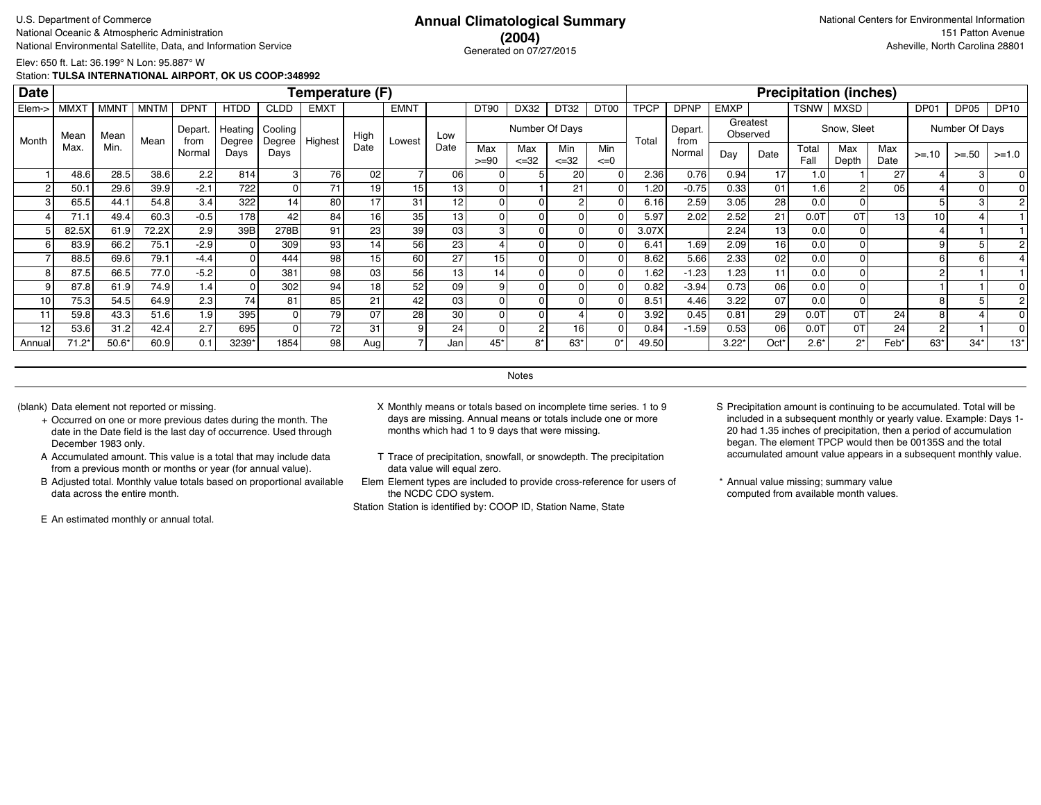U.S. Department of Commerce
National Oceanic & Atmospheric Administration
National Environmental Satellite, Data, and Information Service

# Annual Climatological Summary (2004)

Generated on 07/27/2015

National Centers for Environmental Information
151 Patton Avenue
Asheville, North Carolina 28801

Elev: 650 ft. Lat: 36.199° N Lon: 95.887° W

Station: **TULSA INTERNATIONAL AIRPORT, OK US COOP:348992**

| Date | Temperature (F) | | | | | | | | | | | | | | Precipitation (inches) | | | | | | | | | |
|---|---|---|---|---|---|---|---|---|---|---|---|---|---|---|---|---|---|---|---|---|---|---|---|---|
| Elem-> | MMXT | MMNT | MNTM | DPNT | HTDD | CLDD | EMXT | | EMNT | | DT90 | DX32 | DT32 | DT00 | TPCP | DPNP | EMXP | | TSNW | MXSD | | DP01 | DP05 | DP10 |
| Month | Mean Max. | Mean Min. | Mean | Depart. from Normal | Heating Degree Days | Cooling Degree Days | Highest | High Date | Lowest | Low Date | Number Of Days | | | | Total | Depart. from Normal | Greatest Observed | | Snow, Sleet | | | Number Of Days | | |
| | | | | | | | | | | | Max >=90 | Max <=32 | Min <=32 | Min <=0 | | | Day | Date | Total Fall | Max Depth | Max Date | >=.10 | >=.50 | >=1.0 |
| 1 | 48.6 | 28.5 | 38.6 | 2.2 | 814 | 3 | 76 | 02 | 7 | 06 | 0 | 5 | 20 | 0 | 2.36 | 0.76 | 0.94 | 17 | 1.0 | 1 | 27 | 4 | 3 | 0 |
| 2 | 50.1 | 29.6 | 39.9 | -2.1 | 722 | 0 | 71 | 19 | 15 | 13 | 0 | 1 | 21 | 0 | 1.20 | -0.75 | 0.33 | 01 | 1.6 | 2 | 05 | 4 | 0 | 0 |
| 3 | 65.5 | 44.1 | 54.8 | 3.4 | 322 | 14 | 80 | 17 | 31 | 12 | 0 | 0 | 2 | 0 | 6.16 | 2.59 | 3.05 | 28 | 0.0 | 0 | | 5 | 3 | 2 |
| 4 | 71.1 | 49.4 | 60.3 | -0.5 | 178 | 42 | 84 | 16 | 35 | 13 | 0 | 0 | 0 | 0 | 5.97 | 2.02 | 2.52 | 21 | 0.0T | 0T | 13 | 10 | 4 | 1 |
| 5 | 82.5X | 61.9 | 72.2X | 2.9 | 39B | 278B | 91 | 23 | 39 | 03 | 3 | 0 | 0 | 0 | 3.07X | | 2.24 | 13 | 0.0 | 0 | | 4 | 1 | 1 |
| 6 | 83.9 | 66.2 | 75.1 | -2.9 | 0 | 309 | 93 | 14 | 56 | 23 | 4 | 0 | 0 | 0 | 6.41 | 1.69 | 2.09 | 16 | 0.0 | 0 | | 9 | 5 | 2 |
| 7 | 88.5 | 69.6 | 79.1 | -4.4 | 0 | 444 | 98 | 15 | 60 | 27 | 15 | 0 | 0 | 0 | 8.62 | 5.66 | 2.33 | 02 | 0.0 | 0 | | 6 | 6 | 4 |
| 8 | 87.5 | 66.5 | 77.0 | -5.2 | 0 | 381 | 98 | 03 | 56 | 13 | 14 | 0 | 0 | 0 | 1.62 | -1.23 | 1.23 | 11 | 0.0 | 0 | | 2 | 1 | 1 |
| 9 | 87.8 | 61.9 | 74.9 | 1.4 | 0 | 302 | 94 | 18 | 52 | 09 | 9 | 0 | 0 | 0 | 0.82 | -3.94 | 0.73 | 06 | 0.0 | 0 | | 1 | 1 | 0 |
| 10 | 75.3 | 54.5 | 64.9 | 2.3 | 74 | 81 | 85 | 21 | 42 | 03 | 0 | 0 | 0 | 0 | 8.51 | 4.46 | 3.22 | 07 | 0.0 | 0 | | 8 | 5 | 2 |
| 11 | 59.8 | 43.3 | 51.6 | 1.9 | 395 | 0 | 79 | 07 | 28 | 30 | 0 | 0 | 4 | 0 | 3.92 | 0.45 | 0.81 | 29 | 0.0T | 0T | 24 | 8 | 4 | 0 |
| 12 | 53.6 | 31.2 | 42.4 | 2.7 | 695 | 0 | 72 | 31 | 9 | 24 | 0 | 2 | 16 | 0 | 0.84 | -1.59 | 0.53 | 06 | 0.0T | 0T | 24 | 2 | 1 | 0 |
| Annual | 71.2* | 50.6* | 60.9 | 0.1 | 3239* | 1854 | 98 | Aug | 7 | Jan | 45* | 8* | 63* | 0* | 49.50 | | 3.22* | Oct* | 2.6* | 2* | Feb* | 63* | 34* | 13* |

## Notes

(blank) Data element not reported or missing.

+ Occurred on one or more previous dates during the month. The date in the Date field is the last day of occurrence. Used through December 1983 only.

A Accumulated amount. This value is a total that may include data from a previous month or months or year (for annual value).

B Adjusted total. Monthly value totals based on proportional available data across the entire month.

E An estimated monthly or annual total.

X Monthly means or totals based on incomplete time series. 1 to 9 days are missing. Annual means or totals include one or more months which had 1 to 9 days that were missing.

T Trace of precipitation, snowfall, or snowdepth. The precipitation data value will equal zero.

Elem Element types are included to provide cross-reference for users of the NCDC CDO system.

Station Station is identified by: COOP ID, Station Name, State

S Precipitation amount is continuing to be accumulated. Total will be included in a subsequent monthly or yearly value. Example: Days 1-20 had 1.35 inches of precipitation, then a period of accumulation began. The element TPCP would then be 00135S and the total accumulated amount value appears in a subsequent monthly value.

* Annual value missing; summary value computed from available month values.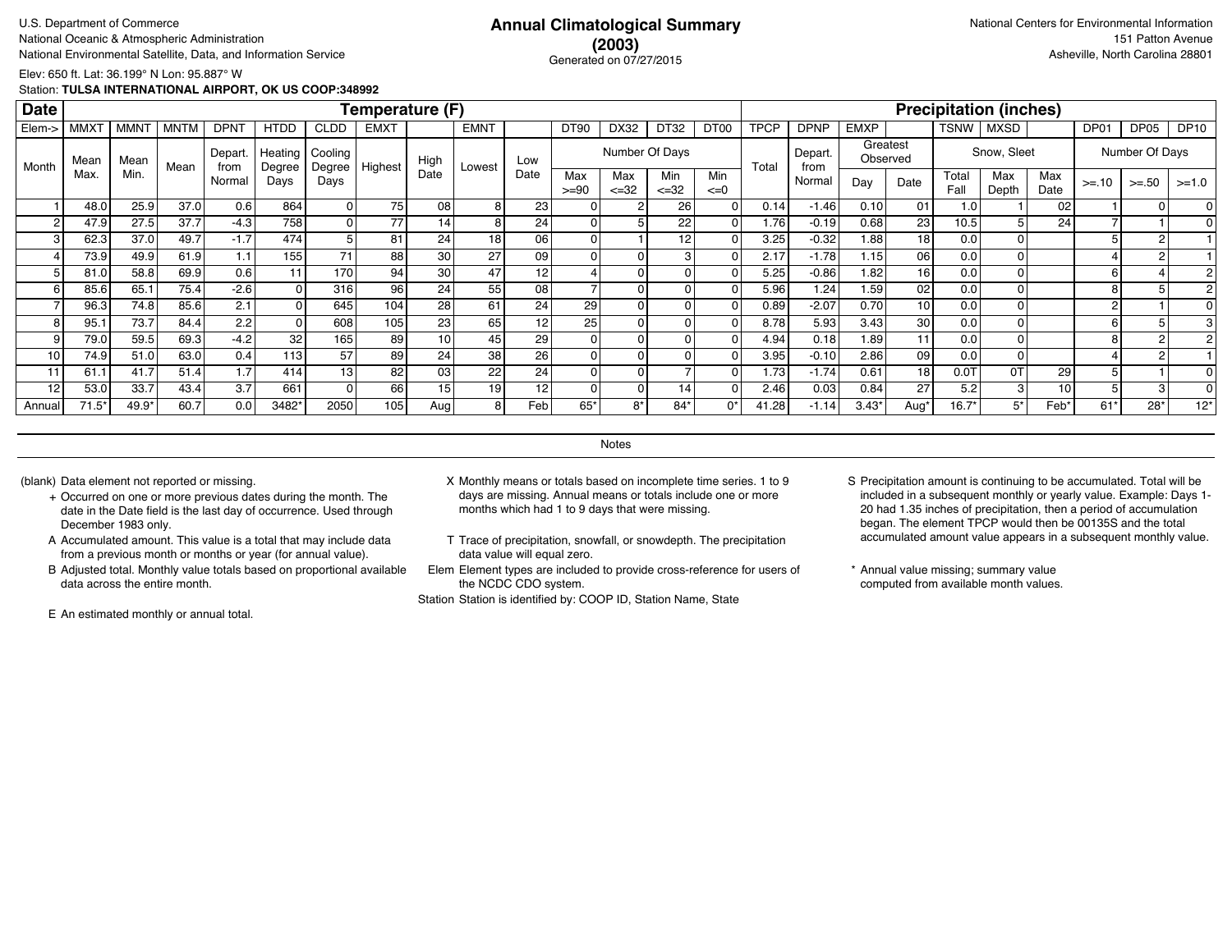U.S. Department of Commerce
National Oceanic & Atmospheric Administration
National Environmental Satellite, Data, and Information Service

# Annual Climatological Summary
## (2003)
Generated on 07/27/2015

National Centers for Environmental Information
151 Patton Avenue
Asheville, North Carolina 28801

Elev: 650 ft. Lat: 36.199° N Lon: 95.887° W
Station: **TULSA INTERNATIONAL AIRPORT, OK US COOP:348992**

| Date | Temperature (F) | | | | | | | | | | | | | | | Precipitation (inches) | | | | | | | | | |
|---|---|---|---|---|---|---|---|---|---|---|---|---|---|---|---|---|---|---|---|---|---|---|---|---|---|
| Elem-> | MMXT | MMNT | MNTM | DPNT | HTDD | CLDD | EMXT | | EMNT | | DT90 | DX32 | DT32 | DT00 | TPCP | DPNP | EMXP | | TSNW | MXSD | | DP01 | DP05 | DP10 |
| Month | Mean Max. | Mean Min. | Mean | Depart. from Normal | Heating Degree Days | Cooling Degree Days | Highest | High Date | Lowest | Low Date | Number Of Days | | | | Total | Depart. from Normal | Greatest Observed | | Snow, Sleet | | | Number Of Days | | |
| | | | | | | | | | | | Max >=90 | Max <=32 | Min <=32 | Min <=0 | | | Day | Date | Total Fall | Max Depth | Max Date | >=.10 | >=.50 | >=1.0 |
| 1 | 48.0 | 25.9 | 37.0 | 0.6 | 864 | 0 | 75 | 08 | 8 | 23 | 0 | 2 | 26 | 0 | 0.14 | -1.46 | 0.10 | 01 | 1.0 | 1 | 02 | 1 | 0 | 0 |
| 2 | 47.9 | 27.5 | 37.7 | -4.3 | 758 | 0 | 77 | 14 | 8 | 24 | 0 | 5 | 22 | 0 | 1.76 | -0.19 | 0.68 | 23 | 10.5 | 5 | 24 | 7 | 1 | 0 |
| 3 | 62.3 | 37.0 | 49.7 | -1.7 | 474 | 5 | 81 | 24 | 18 | 06 | 0 | 1 | 12 | 0 | 3.25 | -0.32 | 1.88 | 18 | 0.0 | 0 | | 5 | 2 | 1 |
| 4 | 73.9 | 49.9 | 61.9 | 1.1 | 155 | 71 | 88 | 30 | 27 | 09 | 0 | 0 | 3 | 0 | 2.17 | -1.78 | 1.15 | 06 | 0.0 | 0 | | 4 | 2 | 1 |
| 5 | 81.0 | 58.8 | 69.9 | 0.6 | 11 | 170 | 94 | 30 | 47 | 12 | 4 | 0 | 0 | 0 | 5.25 | -0.86 | 1.82 | 16 | 0.0 | 0 | | 6 | 4 | 2 |
| 6 | 85.6 | 65.1 | 75.4 | -2.6 | 0 | 316 | 96 | 24 | 55 | 08 | 7 | 0 | 0 | 0 | 5.96 | 1.24 | 1.59 | 02 | 0.0 | 0 | | 8 | 5 | 2 |
| 7 | 96.3 | 74.8 | 85.6 | 2.1 | 0 | 645 | 104 | 28 | 61 | 24 | 29 | 0 | 0 | 0 | 0.89 | -2.07 | 0.70 | 10 | 0.0 | 0 | | 2 | 1 | 0 |
| 8 | 95.1 | 73.7 | 84.4 | 2.2 | 0 | 608 | 105 | 23 | 65 | 12 | 25 | 0 | 0 | 0 | 8.78 | 5.93 | 3.43 | 30 | 0.0 | 0 | | 6 | 5 | 3 |
| 9 | 79.0 | 59.5 | 69.3 | -4.2 | 32 | 165 | 89 | 10 | 45 | 29 | 0 | 0 | 0 | 0 | 4.94 | 0.18 | 1.89 | 11 | 0.0 | 0 | | 8 | 2 | 2 |
| 10 | 74.9 | 51.0 | 63.0 | 0.4 | 113 | 57 | 89 | 24 | 38 | 26 | 0 | 0 | 0 | 0 | 3.95 | -0.10 | 2.86 | 09 | 0.0 | 0 | | 4 | 2 | 1 |
| 11 | 61.1 | 41.7 | 51.4 | 1.7 | 414 | 13 | 82 | 03 | 22 | 24 | 0 | 0 | 7 | 0 | 1.73 | -1.74 | 0.61 | 18 | 0.0T | 0T | 29 | 5 | 1 | 0 |
| 12 | 53.0 | 33.7 | 43.4 | 3.7 | 661 | 0 | 66 | 15 | 19 | 12 | 0 | 0 | 14 | 0 | 2.46 | 0.03 | 0.84 | 27 | 5.2 | 3 | 10 | 5 | 3 | 0 |
| Annual | 71.5* | 49.9* | 60.7 | 0.0 | 3482* | 2050 | 105 | Aug | 8 | Feb | 65* | 8* | 84* | 0* | 41.28 | -1.14 | 3.43* | Aug* | 16.7* | 5* | Feb* | 61* | 28* | 12* |

Notes

(blank) Data element not reported or missing.

+ Occurred on one or more previous dates during the month. The date in the Date field is the last day of occurrence. Used through December 1983 only.

A Accumulated amount. This value is a total that may include data from a previous month or months or year (for annual value).

B Adjusted total. Monthly value totals based on proportional available data across the entire month.

E An estimated monthly or annual total.

X Monthly means or totals based on incomplete time series. 1 to 9 days are missing. Annual means or totals include one or more months which had 1 to 9 days that were missing.

T Trace of precipitation, snowfall, or snowdepth. The precipitation data value will equal zero.

Elem Element types are included to provide cross-reference for users of the NCDC CDO system.

Station Station is identified by: COOP ID, Station Name, State

S Precipitation amount is continuing to be accumulated. Total will be included in a subsequent monthly or yearly value. Example: Days 1-20 had 1.35 inches of precipitation, then a period of accumulation began. The element TPCP would then be 00135S and the total accumulated amount value appears in a subsequent monthly value.

\* Annual value missing; summary value computed from available month values.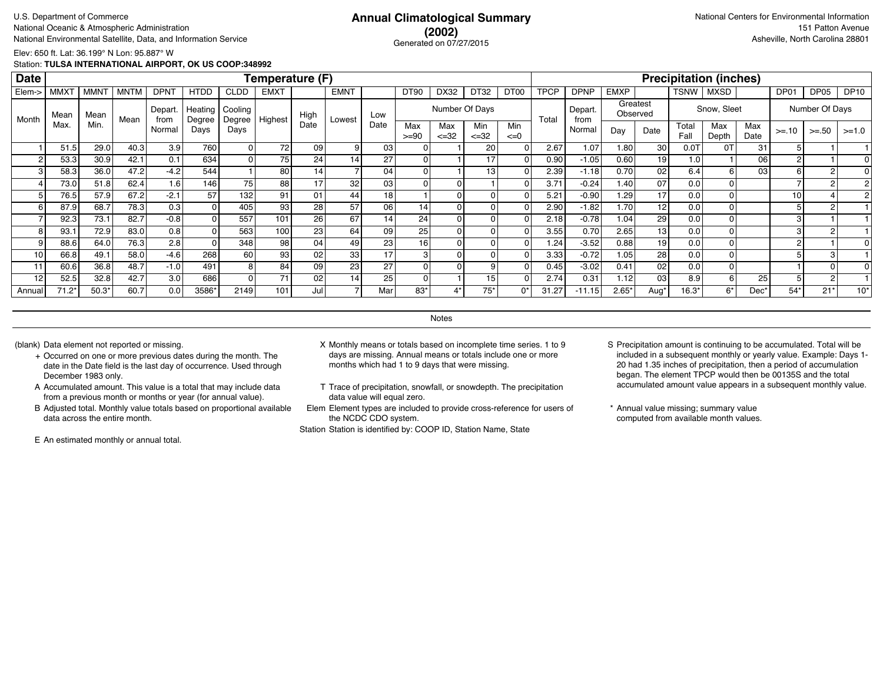U.S. Department of Commerce
National Oceanic & Atmospheric Administration
National Environmental Satellite, Data, and Information Service

# Annual Climatological Summary (2002)

Generated on 07/27/2015

National Centers for Environmental Information
151 Patton Avenue
Asheville, North Carolina 28801

Elev: 650 ft. Lat: 36.199° N Lon: 95.887° W
Station: **TULSA INTERNATIONAL AIRPORT, OK US COOP:348992**

| Date | Temperature (F) | | | | | | | | | | | | | | | Precipitation (inches) | | | | | | | | | |
|---|---|---|---|---|---|---|---|---|---|---|---|---|---|---|---|---|---|---|---|---|---|---|---|---|---|
| Elem-> | MMXT | MMNT | MNTM | DPNT | HTDD | CLDD | EMXT | | EMNT | | DT90 | DX32 | DT32 | DT00 | TPCP | DPNP | EMXP | | TSNW | MXSD | | DP01 | DP05 | DP10 |
| Month | Mean Max. | Mean Min. | Mean | Depart. from Normal | Heating Degree Days | Cooling Degree Days | Highest | High Date | Lowest | Low Date | Number Of Days: Max >=90 | Max <=32 | Min <=32 | Min <=0 | Total | Depart. from Normal | Greatest Observed: Day | Date | Snow, Sleet: Total Fall | Max Depth | Max Date | Number Of Days: >=.10 | >=.50 | >=1.0 |
| 1 | 51.5 | 29.0 | 40.3 | 3.9 | 760 | 0 | 72 | 09 | 9 | 03 | 0 | 1 | 20 | 0 | 2.67 | 1.07 | 1.80 | 30 | 0.0T | 0T | 31 | 5 | 1 | 1 |
| 2 | 53.3 | 30.9 | 42.1 | 0.1 | 634 | 0 | 75 | 24 | 14 | 27 | 0 | 1 | 17 | 0 | 0.90 | -1.05 | 0.60 | 19 | 1.0 | 1 | 06 | 2 | 1 | 0 |
| 3 | 58.3 | 36.0 | 47.2 | -4.2 | 544 | 1 | 80 | 14 | 7 | 04 | 0 | 1 | 13 | 0 | 2.39 | -1.18 | 0.70 | 02 | 6.4 | 6 | 03 | 6 | 2 | 0 |
| 4 | 73.0 | 51.8 | 62.4 | 1.6 | 146 | 75 | 88 | 17 | 32 | 03 | 0 | 0 | 1 | 0 | 3.71 | -0.24 | 1.40 | 07 | 0.0 | 0 | | 7 | 2 | 2 |
| 5 | 76.5 | 57.9 | 67.2 | -2.1 | 57 | 132 | 91 | 01 | 44 | 18 | 1 | 0 | 0 | 0 | 5.21 | -0.90 | 1.29 | 17 | 0.0 | 0 | | 10 | 4 | 2 |
| 6 | 87.9 | 68.7 | 78.3 | 0.3 | 0 | 405 | 93 | 28 | 57 | 06 | 14 | 0 | 0 | 0 | 2.90 | -1.82 | 1.70 | 12 | 0.0 | 0 | | 5 | 2 | 1 |
| 7 | 92.3 | 73.1 | 82.7 | -0.8 | 0 | 557 | 101 | 26 | 67 | 14 | 24 | 0 | 0 | 0 | 2.18 | -0.78 | 1.04 | 29 | 0.0 | 0 | | 3 | 1 | 1 |
| 8 | 93.1 | 72.9 | 83.0 | 0.8 | 0 | 563 | 100 | 23 | 64 | 09 | 25 | 0 | 0 | 0 | 3.55 | 0.70 | 2.65 | 13 | 0.0 | 0 | | 3 | 2 | 1 |
| 9 | 88.6 | 64.0 | 76.3 | 2.8 | 0 | 348 | 98 | 04 | 49 | 23 | 16 | 0 | 0 | 0 | 1.24 | -3.52 | 0.88 | 19 | 0.0 | 0 | | 2 | 1 | 0 |
| 10 | 66.8 | 49.1 | 58.0 | -4.6 | 268 | 60 | 93 | 02 | 33 | 17 | 3 | 0 | 0 | 0 | 3.33 | -0.72 | 1.05 | 28 | 0.0 | 0 | | 5 | 3 | 1 |
| 11 | 60.6 | 36.8 | 48.7 | -1.0 | 491 | 8 | 84 | 09 | 23 | 27 | 0 | 0 | 9 | 0 | 0.45 | -3.02 | 0.41 | 02 | 0.0 | 0 | | 1 | 0 | 0 |
| 12 | 52.5 | 32.8 | 42.7 | 3.0 | 686 | 0 | 71 | 02 | 14 | 25 | 0 | 1 | 15 | 0 | 2.74 | 0.31 | 1.12 | 03 | 8.9 | 6 | 25 | 5 | 2 | 1 |
| Annual | 71.2* | 50.3* | 60.7 | 0.0 | 3586* | 2149 | 101 | Jul | 7 | Mar | 83* | 4* | 75* | 0* | 31.27 | -11.15 | 2.65* | Aug* | 16.3* | 6* | Dec* | 54* | 21* | 10* |

## Notes

(blank) Data element not reported or missing.

\+ Occurred on one or more previous dates during the month. The date in the Date field is the last day of occurrence. Used through December 1983 only.

A Accumulated amount. This value is a total that may include data from a previous month or months or year (for annual value).

B Adjusted total. Monthly value totals based on proportional available data across the entire month.

E An estimated monthly or annual total.

X Monthly means or totals based on incomplete time series. 1 to 9 days are missing. Annual means or totals include one or more months which had 1 to 9 days that were missing.

T Trace of precipitation, snowfall, or snowdepth. The precipitation data value will equal zero.

Elem Element types are included to provide cross-reference for users of the NCDC CDO system.

Station Station is identified by: COOP ID, Station Name, State

S Precipitation amount is continuing to be accumulated. Total will be included in a subsequent monthly or yearly value. Example: Days 1-20 had 1.35 inches of precipitation, then a period of accumulation began. The element TPCP would then be 00135S and the total accumulated amount value appears in a subsequent monthly value.

\* Annual value missing; summary value computed from available month values.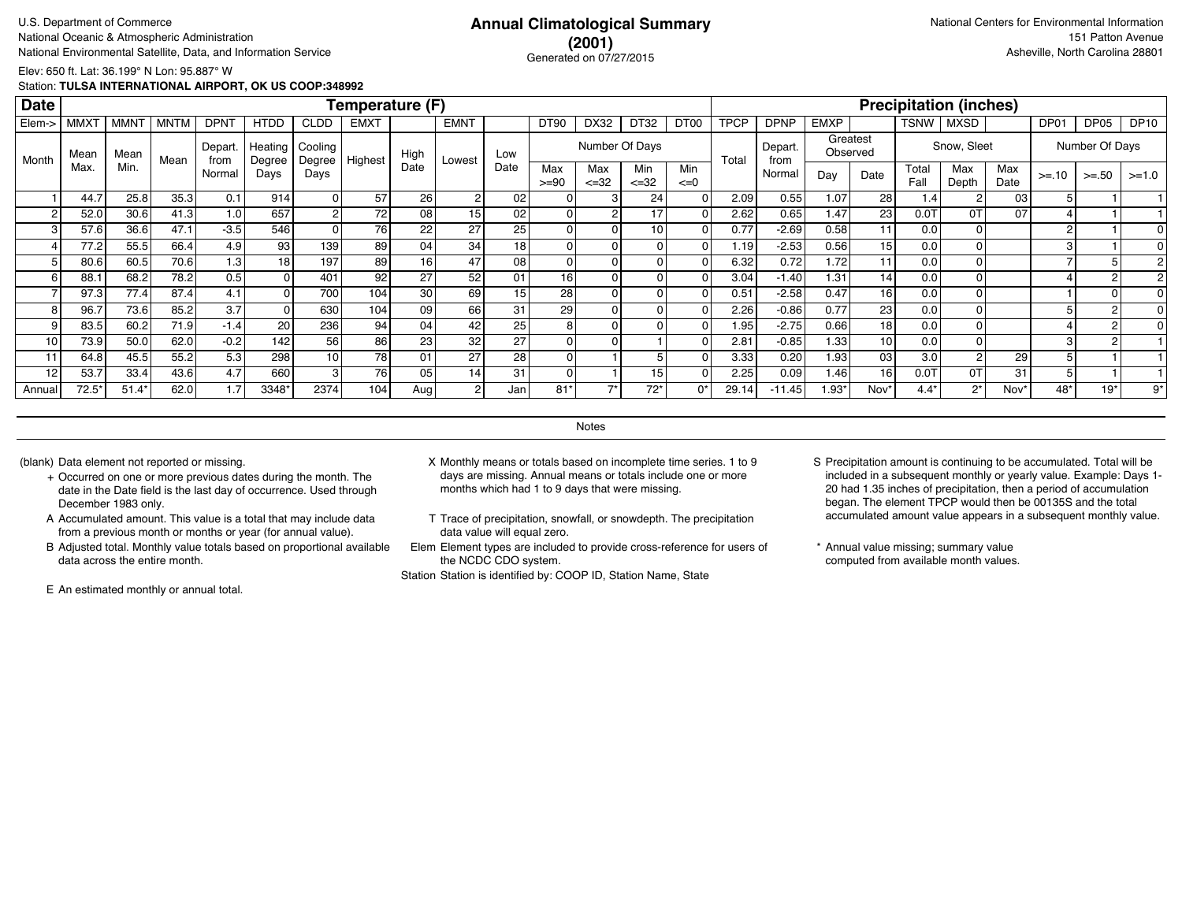U.S. Department of Commerce
National Oceanic & Atmospheric Administration
National Environmental Satellite, Data, and Information Service

# Annual Climatological Summary (2001)

Generated on 07/27/2015

National Centers for Environmental Information
151 Patton Avenue
Asheville, North Carolina 28801

Elev: 650 ft. Lat: 36.199° N Lon: 95.887° W
Station: **TULSA INTERNATIONAL AIRPORT, OK US COOP:348992**

| Date | Temperature (F) | | | | | | | | | | | | | | Precipitation (inches) | | | | | | | | | |
|---|---|---|---|---|---|---|---|---|---|---|---|---|---|---|---|---|---|---|---|---|---|---|---|---|
| Elem-> | MMXT | MMNT | MNTM | DPNT | HTDD | CLDD | EMXT | | EMNT | | DT90 | DX32 | DT32 | DT00 | TPCP | DPNP | EMXP | | TSNW | MXSD | | DP01 | DP05 | DP10 |
| Month | Mean Max. | Mean Min. | Mean | Depart. from Normal | Heating Degree Days | Cooling Degree Days | Highest | High Date | Lowest | Low Date | Number Of Days | | | | Total | Depart. from Normal | Greatest Observed | | Snow, Sleet | | | Number Of Days | | |
| | | | | | | | | | | | Max >=90 | Max <=32 | Min <=32 | Min <=0 | | | Day | Date | Total Fall | Max Depth | Max Date | >=.10 | >=.50 | >=1.0 |
| 1 | 44.7 | 25.8 | 35.3 | 0.1 | 914 | 0 | 57 | 26 | 2 | 02 | 0 | 3 | 24 | 0 | 2.09 | 0.55 | 1.07 | 28 | 1.4 | 2 | 03 | 5 | 1 | 1 |
| 2 | 52.0 | 30.6 | 41.3 | 1.0 | 657 | 2 | 72 | 08 | 15 | 02 | 0 | 2 | 17 | 0 | 2.62 | 0.65 | 1.47 | 23 | 0.0T | 0T | 07 | 4 | 1 | 1 |
| 3 | 57.6 | 36.6 | 47.1 | -3.5 | 546 | 0 | 76 | 22 | 27 | 25 | 0 | 0 | 10 | 0 | 0.77 | -2.69 | 0.58 | 11 | 0.0 | 0 | | 2 | 1 | 0 |
| 4 | 77.2 | 55.5 | 66.4 | 4.9 | 93 | 139 | 89 | 04 | 34 | 18 | 0 | 0 | 0 | 0 | 1.19 | -2.53 | 0.56 | 15 | 0.0 | 0 | | 3 | 1 | 0 |
| 5 | 80.6 | 60.5 | 70.6 | 1.3 | 18 | 197 | 89 | 16 | 47 | 08 | 0 | 0 | 0 | 0 | 6.32 | 0.72 | 1.72 | 11 | 0.0 | 0 | | 7 | 5 | 2 |
| 6 | 88.1 | 68.2 | 78.2 | 0.5 | 0 | 401 | 92 | 27 | 52 | 01 | 16 | 0 | 0 | 0 | 3.04 | -1.40 | 1.31 | 14 | 0.0 | 0 | | 4 | 2 | 2 |
| 7 | 97.3 | 77.4 | 87.4 | 4.1 | 0 | 700 | 104 | 30 | 69 | 15 | 28 | 0 | 0 | 0 | 0.51 | -2.58 | 0.47 | 16 | 0.0 | 0 | | 1 | 0 | 0 |
| 8 | 96.7 | 73.6 | 85.2 | 3.7 | 0 | 630 | 104 | 09 | 66 | 31 | 29 | 0 | 0 | 0 | 2.26 | -0.86 | 0.77 | 23 | 0.0 | 0 | | 5 | 2 | 0 |
| 9 | 83.5 | 60.2 | 71.9 | -1.4 | 20 | 236 | 94 | 04 | 42 | 25 | 8 | 0 | 0 | 0 | 1.95 | -2.75 | 0.66 | 18 | 0.0 | 0 | | 4 | 2 | 0 |
| 10 | 73.9 | 50.0 | 62.0 | -0.2 | 142 | 56 | 86 | 23 | 32 | 27 | 0 | 0 | 1 | 0 | 2.81 | -0.85 | 1.33 | 10 | 0.0 | 0 | | 3 | 2 | 1 |
| 11 | 64.8 | 45.5 | 55.2 | 5.3 | 298 | 10 | 78 | 01 | 27 | 28 | 0 | 1 | 5 | 0 | 3.33 | 0.20 | 1.93 | 03 | 3.0 | 2 | 29 | 5 | 1 | 1 |
| 12 | 53.7 | 33.4 | 43.6 | 4.7 | 660 | 3 | 76 | 05 | 14 | 31 | 0 | 1 | 15 | 0 | 2.25 | 0.09 | 1.46 | 16 | 0.0T | 0T | 31 | 5 | 1 | 1 |
| Annual | 72.5* | 51.4* | 62.0 | 1.7 | 3348* | 2374 | 104 | Aug | 2 | Jan | 81* | 7* | 72* | 0* | 29.14 | -11.45 | 1.93* | Nov* | 4.4* | 2* | Nov* | 48* | 19* | 9* |

## Notes

(blank) Data element not reported or missing.

+ Occurred on one or more previous dates during the month. The date in the Date field is the last day of occurrence. Used through December 1983 only.

A Accumulated amount. This value is a total that may include data from a previous month or months or year (for annual value).

B Adjusted total. Monthly value totals based on proportional available data across the entire month.

E An estimated monthly or annual total.

X Monthly means or totals based on incomplete time series. 1 to 9 days are missing. Annual means or totals include one or more months which had 1 to 9 days that were missing.

T Trace of precipitation, snowfall, or snowdepth. The precipitation data value will equal zero.

Elem Element types are included to provide cross-reference for users of the NCDC CDO system.

Station Station is identified by: COOP ID, Station Name, State

S Precipitation amount is continuing to be accumulated. Total will be included in a subsequent monthly or yearly value. Example: Days 1-20 had 1.35 inches of precipitation, then a period of accumulation began. The element TPCP would then be 00135S and the total accumulated amount value appears in a subsequent monthly value.

* Annual value missing; summary value computed from available month values.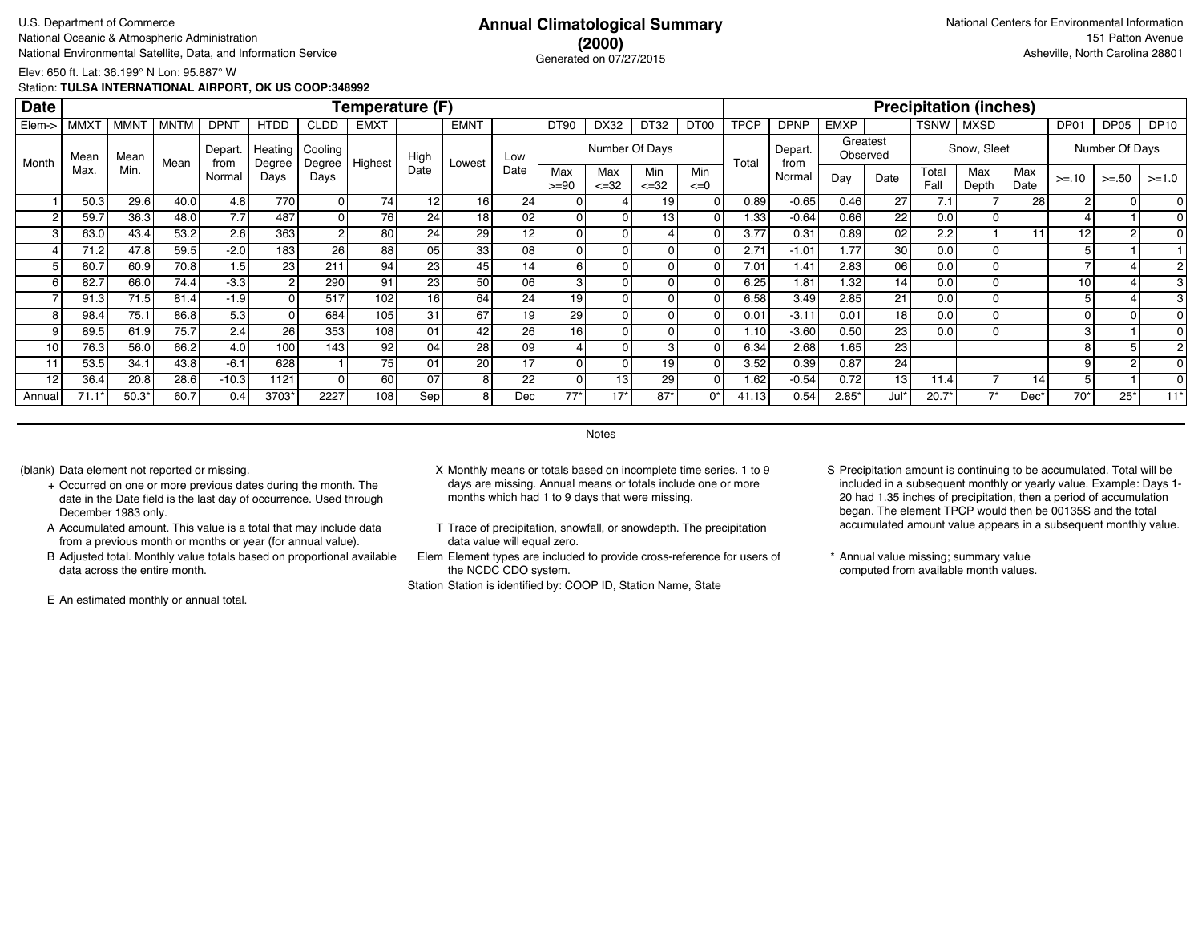U.S. Department of Commerce
National Oceanic & Atmospheric Administration
National Environmental Satellite, Data, and Information Service

# Annual Climatological Summary (2000)

Generated on 07/27/2015

National Centers for Environmental Information
151 Patton Avenue
Asheville, North Carolina 28801

Elev: 650 ft. Lat: 36.199° N Lon: 95.887° W
Station: **TULSA INTERNATIONAL AIRPORT, OK US COOP:348992**

| Date | Temperature (F) | | | | | | | | | | | | | | Precipitation (inches) | | | | | | | | | |
|---|---|---|---|---|---|---|---|---|---|---|---|---|---|---|---|---|---|---|---|---|---|---|---|---|
| Elem-> | MMXT | MMNT | MNTM | DPNT | HTDD | CLDD | EMXT | | EMNT | | DT90 | DX32 | DT32 | DT00 | TPCP | DPNP | EMXP | | TSNW | MXSD | | DP01 | DP05 | DP10 |
| Month | Mean Max. | Mean Min. | Mean | Depart. from Normal | Heating Degree Days | Cooling Degree Days | Highest | High Date | Lowest | Low Date | Number Of Days: Max >=90 | Max <=32 | Min <=32 | Min <=0 | Total | Depart. from Normal | Greatest Observed: Day | Date | Snow, Sleet: Total Fall | Max Depth | Max Date | Number Of Days: >=.10 | >=.50 | >=1.0 |
| 1 | 50.3 | 29.6 | 40.0 | 4.8 | 770 | 0 | 74 | 12 | 16 | 24 | 0 | 4 | 19 | 0 | 0.89 | -0.65 | 0.46 | 27 | 7.1 | 7 | 28 | 2 | 0 | 0 |
| 2 | 59.7 | 36.3 | 48.0 | 7.7 | 487 | 0 | 76 | 24 | 18 | 02 | 0 | 0 | 13 | 0 | 1.33 | -0.64 | 0.66 | 22 | 0.0 | 0 | | 4 | 1 | 0 |
| 3 | 63.0 | 43.4 | 53.2 | 2.6 | 363 | 2 | 80 | 24 | 29 | 12 | 0 | 0 | 4 | 0 | 3.77 | 0.31 | 0.89 | 02 | 2.2 | 1 | 11 | 12 | 2 | 0 |
| 4 | 71.2 | 47.8 | 59.5 | -2.0 | 183 | 26 | 88 | 05 | 33 | 08 | 0 | 0 | 0 | 0 | 2.71 | -1.01 | 1.77 | 30 | 0.0 | 0 | | 5 | 1 | 1 |
| 5 | 80.7 | 60.9 | 70.8 | 1.5 | 23 | 211 | 94 | 23 | 45 | 14 | 6 | 0 | 0 | 0 | 7.01 | 1.41 | 2.83 | 06 | 0.0 | 0 | | 7 | 4 | 2 |
| 6 | 82.7 | 66.0 | 74.4 | -3.3 | 2 | 290 | 91 | 23 | 50 | 06 | 3 | 0 | 0 | 0 | 6.25 | 1.81 | 1.32 | 14 | 0.0 | 0 | | 10 | 4 | 3 |
| 7 | 91.3 | 71.5 | 81.4 | -1.9 | 0 | 517 | 102 | 16 | 64 | 24 | 19 | 0 | 0 | 0 | 6.58 | 3.49 | 2.85 | 21 | 0.0 | 0 | | 5 | 4 | 3 |
| 8 | 98.4 | 75.1 | 86.8 | 5.3 | 0 | 684 | 105 | 31 | 67 | 19 | 29 | 0 | 0 | 0 | 0.01 | -3.11 | 0.01 | 18 | 0.0 | 0 | | 0 | 0 | 0 |
| 9 | 89.5 | 61.9 | 75.7 | 2.4 | 26 | 353 | 108 | 01 | 42 | 26 | 16 | 0 | 0 | 0 | 1.10 | -3.60 | 0.50 | 23 | 0.0 | 0 | | 3 | 1 | 0 |
| 10 | 76.3 | 56.0 | 66.2 | 4.0 | 100 | 143 | 92 | 04 | 28 | 09 | 4 | 0 | 3 | 0 | 6.34 | 2.68 | 1.65 | 23 | | | | 8 | 5 | 2 |
| 11 | 53.5 | 34.1 | 43.8 | -6.1 | 628 | 1 | 75 | 01 | 20 | 17 | 0 | 0 | 19 | 0 | 3.52 | 0.39 | 0.87 | 24 | | | | 9 | 2 | 0 |
| 12 | 36.4 | 20.8 | 28.6 | -10.3 | 1121 | 0 | 60 | 07 | 8 | 22 | 0 | 13 | 29 | 0 | 1.62 | -0.54 | 0.72 | 13 | 11.4 | 7 | 14 | 5 | 1 | 0 |
| Annual | 71.1* | 50.3* | 60.7 | 0.4 | 3703* | 2227 | 108 | Sep | 8 | Dec | 77* | 17* | 87* | 0* | 41.13 | 0.54 | 2.85* | Jul* | 20.7* | 7* | Dec* | 70* | 25* | 11* |

## Notes

(blank) Data element not reported or missing.

\+ Occurred on one or more previous dates during the month. The date in the Date field is the last day of occurrence. Used through December 1983 only.

A Accumulated amount. This value is a total that may include data from a previous month or months or year (for annual value).

B Adjusted total. Monthly value totals based on proportional available data across the entire month.

E An estimated monthly or annual total.

X Monthly means or totals based on incomplete time series. 1 to 9 days are missing. Annual means or totals include one or more months which had 1 to 9 days that were missing.

T Trace of precipitation, snowfall, or snowdepth. The precipitation data value will equal zero.

Elem Element types are included to provide cross-reference for users of the NCDC CDO system.

Station Station is identified by: COOP ID, Station Name, State

S Precipitation amount is continuing to be accumulated. Total will be included in a subsequent monthly or yearly value. Example: Days 1-20 had 1.35 inches of precipitation, then a period of accumulation began. The element TPCP would then be 00135S and the total accumulated amount value appears in a subsequent monthly value.

\* Annual value missing; summary value computed from available month values.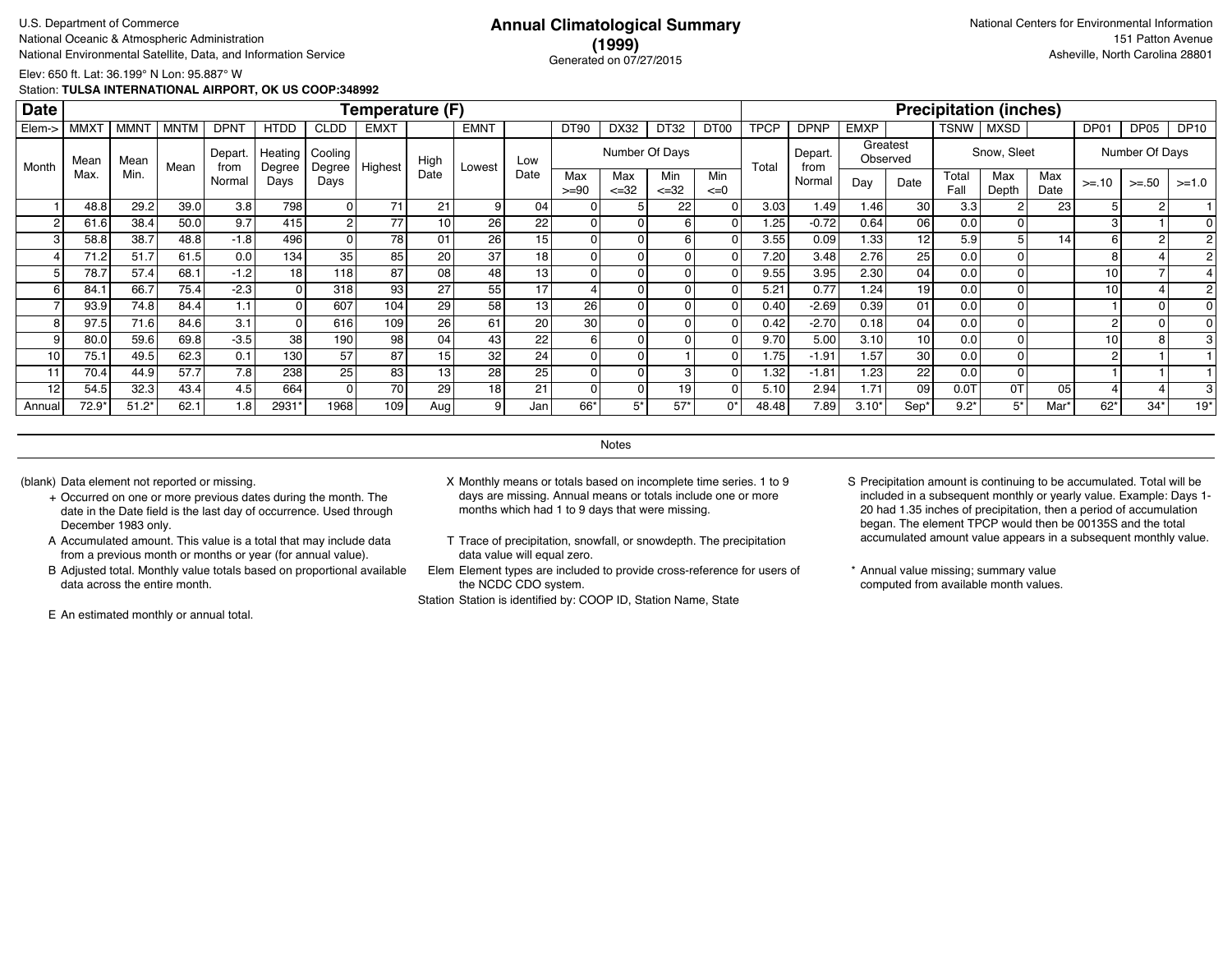U.S. Department of Commerce
National Oceanic & Atmospheric Administration
National Environmental Satellite, Data, and Information Service

# Annual Climatological Summary (1999)

Generated on 07/27/2015

National Centers for Environmental Information
151 Patton Avenue
Asheville, North Carolina 28801

Elev: 650 ft. Lat: 36.199° N Lon: 95.887° W
Station: **TULSA INTERNATIONAL AIRPORT, OK US COOP:348992**

| Date | Temperature (F) | | | | | | | | | | | | | | | Precipitation (inches) | | | | | | | | | |
|---|---|---|---|---|---|---|---|---|---|---|---|---|---|---|---|---|---|---|---|---|---|---|---|---|---|
| Elem-> | MMXT | MMNT | MNTM | DPNT | HTDD | CLDD | EMXT | | EMNT | | DT90 | DX32 | DT32 | DT00 | TPCP | DPNP | EMXP | | TSNW | MXSD | | DP01 | DP05 | DP10 |
| Month | Mean Max. | Mean Min. | Mean | Depart. from Normal | Heating Degree Days | Cooling Degree Days | Highest | High Date | Lowest | Low Date | Number Of Days Max >=90 | Max <=32 | Min <=32 | Min <=0 | Total | Depart. from Normal | Greatest Observed Day | Date | Snow, Sleet Total Fall | Max Depth | Max Date | Number Of Days >=.10 | >=.50 | >=1.0 |
| 1 | 48.8 | 29.2 | 39.0 | 3.8 | 798 | 0 | 71 | 21 | 9 | 04 | 0 | 5 | 22 | 0 | 3.03 | 1.49 | 1.46 | 30 | 3.3 | 2 | 23 | 5 | 2 | 1 |
| 2 | 61.6 | 38.4 | 50.0 | 9.7 | 415 | 2 | 77 | 10 | 26 | 22 | 0 | 0 | 6 | 0 | 1.25 | -0.72 | 0.64 | 06 | 0.0 | 0 | | 3 | 1 | 0 |
| 3 | 58.8 | 38.7 | 48.8 | -1.8 | 496 | 0 | 78 | 01 | 26 | 15 | 0 | 0 | 6 | 0 | 3.55 | 0.09 | 1.33 | 12 | 5.9 | 5 | 14 | 6 | 2 | 2 |
| 4 | 71.2 | 51.7 | 61.5 | 0.0 | 134 | 35 | 85 | 20 | 37 | 18 | 0 | 0 | 0 | 0 | 7.20 | 3.48 | 2.76 | 25 | 0.0 | 0 | | 8 | 4 | 2 |
| 5 | 78.7 | 57.4 | 68.1 | -1.2 | 18 | 118 | 87 | 08 | 48 | 13 | 0 | 0 | 0 | 0 | 9.55 | 3.95 | 2.30 | 04 | 0.0 | 0 | | 10 | 7 | 4 |
| 6 | 84.1 | 66.7 | 75.4 | -2.3 | 0 | 318 | 93 | 27 | 55 | 17 | 4 | 0 | 0 | 0 | 5.21 | 0.77 | 1.24 | 19 | 0.0 | 0 | | 10 | 4 | 2 |
| 7 | 93.9 | 74.8 | 84.4 | 1.1 | 0 | 607 | 104 | 29 | 58 | 13 | 26 | 0 | 0 | 0 | 0.40 | -2.69 | 0.39 | 01 | 0.0 | 0 | | 1 | 0 | 0 |
| 8 | 97.5 | 71.6 | 84.6 | 3.1 | 0 | 616 | 109 | 26 | 61 | 20 | 30 | 0 | 0 | 0 | 0.42 | -2.70 | 0.18 | 04 | 0.0 | 0 | | 2 | 0 | 0 |
| 9 | 80.0 | 59.6 | 69.8 | -3.5 | 38 | 190 | 98 | 04 | 43 | 22 | 6 | 0 | 0 | 0 | 9.70 | 5.00 | 3.10 | 10 | 0.0 | 0 | | 10 | 8 | 3 |
| 10 | 75.1 | 49.5 | 62.3 | 0.1 | 130 | 57 | 87 | 15 | 32 | 24 | 0 | 0 | 1 | 0 | 1.75 | -1.91 | 1.57 | 30 | 0.0 | 0 | | 2 | 1 | 1 |
| 11 | 70.4 | 44.9 | 57.7 | 7.8 | 238 | 25 | 83 | 13 | 28 | 25 | 0 | 0 | 3 | 0 | 1.32 | -1.81 | 1.23 | 22 | 0.0 | 0 | | 1 | 1 | 1 |
| 12 | 54.5 | 32.3 | 43.4 | 4.5 | 664 | 0 | 70 | 29 | 18 | 21 | 0 | 0 | 19 | 0 | 5.10 | 2.94 | 1.71 | 09 | 0.0T | 0T | 05 | 4 | 4 | 3 |
| Annual | 72.9* | 51.2* | 62.1 | 1.8 | 2931* | 1968 | 109 | Aug | 9 | Jan | 66* | 5* | 57* | 0* | 48.48 | 7.89 | 3.10* | Sep* | 9.2* | 5* | Mar* | 62* | 34* | 19* |

## Notes

(blank) Data element not reported or missing.

\+ Occurred on one or more previous dates during the month. The date in the Date field is the last day of occurrence. Used through December 1983 only.

A Accumulated amount. This value is a total that may include data from a previous month or months or year (for annual value).

B Adjusted total. Monthly value totals based on proportional available data across the entire month.

E An estimated monthly or annual total.

X Monthly means or totals based on incomplete time series. 1 to 9 days are missing. Annual means or totals include one or more months which had 1 to 9 days that were missing.

T Trace of precipitation, snowfall, or snowdepth. The precipitation data value will equal zero.

Elem Element types are included to provide cross-reference for users of the NCDC CDO system.

Station Station is identified by: COOP ID, Station Name, State

S Precipitation amount is continuing to be accumulated. Total will be included in a subsequent monthly or yearly value. Example: Days 1-20 had 1.35 inches of precipitation, then a period of accumulation began. The element TPCP would then be 00135S and the total accumulated amount value appears in a subsequent monthly value.

\* Annual value missing; summary value computed from available month values.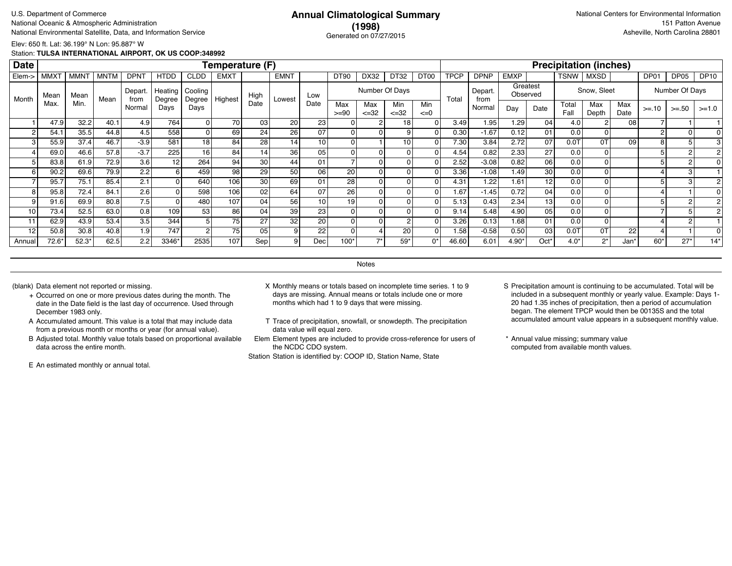U.S. Department of Commerce
National Oceanic & Atmospheric Administration
National Environmental Satellite, Data, and Information Service

# Annual Climatological Summary (1998)

Generated on 07/27/2015

National Centers for Environmental Information
151 Patton Avenue
Asheville, North Carolina 28801

Elev: 650 ft. Lat: 36.199° N Lon: 95.887° W
Station: **TULSA INTERNATIONAL AIRPORT, OK US COOP:348992**

| Date | Temperature (F) | | | | | | | | | | | | | | Precipitation (inches) | | | | | | | | | |
|---|---|---|---|---|---|---|---|---|---|---|---|---|---|---|---|---|---|---|---|---|---|---|---|---|
| Elem-> | MMXT | MMNT | MNTM | DPNT | HTDD | CLDD | EMXT | | EMNT | | DT90 | DX32 | DT32 | DT00 | TPCP | DPNP | EMXP | | TSNW | MXSD | | DP01 | DP05 | DP10 |
| Month | Mean Max. | Mean Min. | Mean | Depart. from Normal | Heating Degree Days | Cooling Degree Days | Highest | High Date | Lowest | Low Date | Number Of Days: Max >=90 | Max <=32 | Min <=32 | Min <=0 | Total | Depart. from Normal | Greatest Observed: Day | Date | Snow, Sleet: Total Fall | Max Depth | Max Date | Number Of Days: >=.10 | >=.50 | >=1.0 |
| 1 | 47.9 | 32.2 | 40.1 | 4.9 | 764 | 0 | 70 | 03 | 20 | 23 | 0 | 2 | 18 | 0 | 3.49 | 1.95 | 1.29 | 04 | 4.0 | 2 | 08 | 7 | 1 | 1 |
| 2 | 54.1 | 35.5 | 44.8 | 4.5 | 558 | 0 | 69 | 24 | 26 | 07 | 0 | 0 | 9 | 0 | 0.30 | -1.67 | 0.12 | 01 | 0.0 | 0 | | 2 | 0 | 0 |
| 3 | 55.9 | 37.4 | 46.7 | -3.9 | 581 | 18 | 84 | 28 | 14 | 10 | 0 | 1 | 10 | 0 | 7.30 | 3.84 | 2.72 | 07 | 0.0T | 0T | 09 | 8 | 5 | 3 |
| 4 | 69.0 | 46.6 | 57.8 | -3.7 | 225 | 16 | 84 | 14 | 36 | 05 | 0 | 0 | 0 | 0 | 4.54 | 0.82 | 2.33 | 27 | 0.0 | 0 | | 5 | 2 | 2 |
| 5 | 83.8 | 61.9 | 72.9 | 3.6 | 12 | 264 | 94 | 30 | 44 | 01 | 7 | 0 | 0 | 0 | 2.52 | -3.08 | 0.82 | 06 | 0.0 | 0 | | 5 | 2 | 0 |
| 6 | 90.2 | 69.6 | 79.9 | 2.2 | 6 | 459 | 98 | 29 | 50 | 06 | 20 | 0 | 0 | 0 | 3.36 | -1.08 | 1.49 | 30 | 0.0 | 0 | | 4 | 3 | 1 |
| 7 | 95.7 | 75.1 | 85.4 | 2.1 | 0 | 640 | 106 | 30 | 69 | 01 | 28 | 0 | 0 | 0 | 4.31 | 1.22 | 1.61 | 12 | 0.0 | 0 | | 5 | 3 | 2 |
| 8 | 95.8 | 72.4 | 84.1 | 2.6 | 0 | 598 | 106 | 02 | 64 | 07 | 26 | 0 | 0 | 0 | 1.67 | -1.45 | 0.72 | 04 | 0.0 | 0 | | 4 | 1 | 0 |
| 9 | 91.6 | 69.9 | 80.8 | 7.5 | 0 | 480 | 107 | 04 | 56 | 10 | 19 | 0 | 0 | 0 | 5.13 | 0.43 | 2.34 | 13 | 0.0 | 0 | | 5 | 2 | 2 |
| 10 | 73.4 | 52.5 | 63.0 | 0.8 | 109 | 53 | 86 | 04 | 39 | 23 | 0 | 0 | 0 | 0 | 9.14 | 5.48 | 4.90 | 05 | 0.0 | 0 | | 7 | 5 | 2 |
| 11 | 62.9 | 43.9 | 53.4 | 3.5 | 344 | 5 | 75 | 27 | 32 | 20 | 0 | 0 | 2 | 0 | 3.26 | 0.13 | 1.68 | 01 | 0.0 | 0 | | 4 | 2 | 1 |
| 12 | 50.8 | 30.8 | 40.8 | 1.9 | 747 | 2 | 75 | 05 | 9 | 22 | 0 | 4 | 20 | 0 | 1.58 | -0.58 | 0.50 | 03 | 0.0T | 0T | 22 | 4 | 1 | 0 |
| Annual | 72.6* | 52.3* | 62.5 | 2.2 | 3346* | 2535 | 107 | Sep | 9 | Dec | 100* | 7* | 59* | 0* | 46.60 | 6.01 | 4.90* | Oct* | 4.0* | 2* | Jan* | 60* | 27* | 14* |

## Notes

(blank) Data element not reported or missing.

+ Occurred on one or more previous dates during the month. The date in the Date field is the last day of occurrence. Used through December 1983 only.

A Accumulated amount. This value is a total that may include data from a previous month or months or year (for annual value).

B Adjusted total. Monthly value totals based on proportional available data across the entire month.

E An estimated monthly or annual total.

X Monthly means or totals based on incomplete time series. 1 to 9 days are missing. Annual means or totals include one or more months which had 1 to 9 days that were missing.

T Trace of precipitation, snowfall, or snowdepth. The precipitation data value will equal zero.

Elem Element types are included to provide cross-reference for users of the NCDC CDO system.

Station Station is identified by: COOP ID, Station Name, State

S Precipitation amount is continuing to be accumulated. Total will be included in a subsequent monthly or yearly value. Example: Days 1-20 had 1.35 inches of precipitation, then a period of accumulation began. The element TPCP would then be 00135S and the total accumulated amount value appears in a subsequent monthly value.

* Annual value missing; summary value computed from available month values.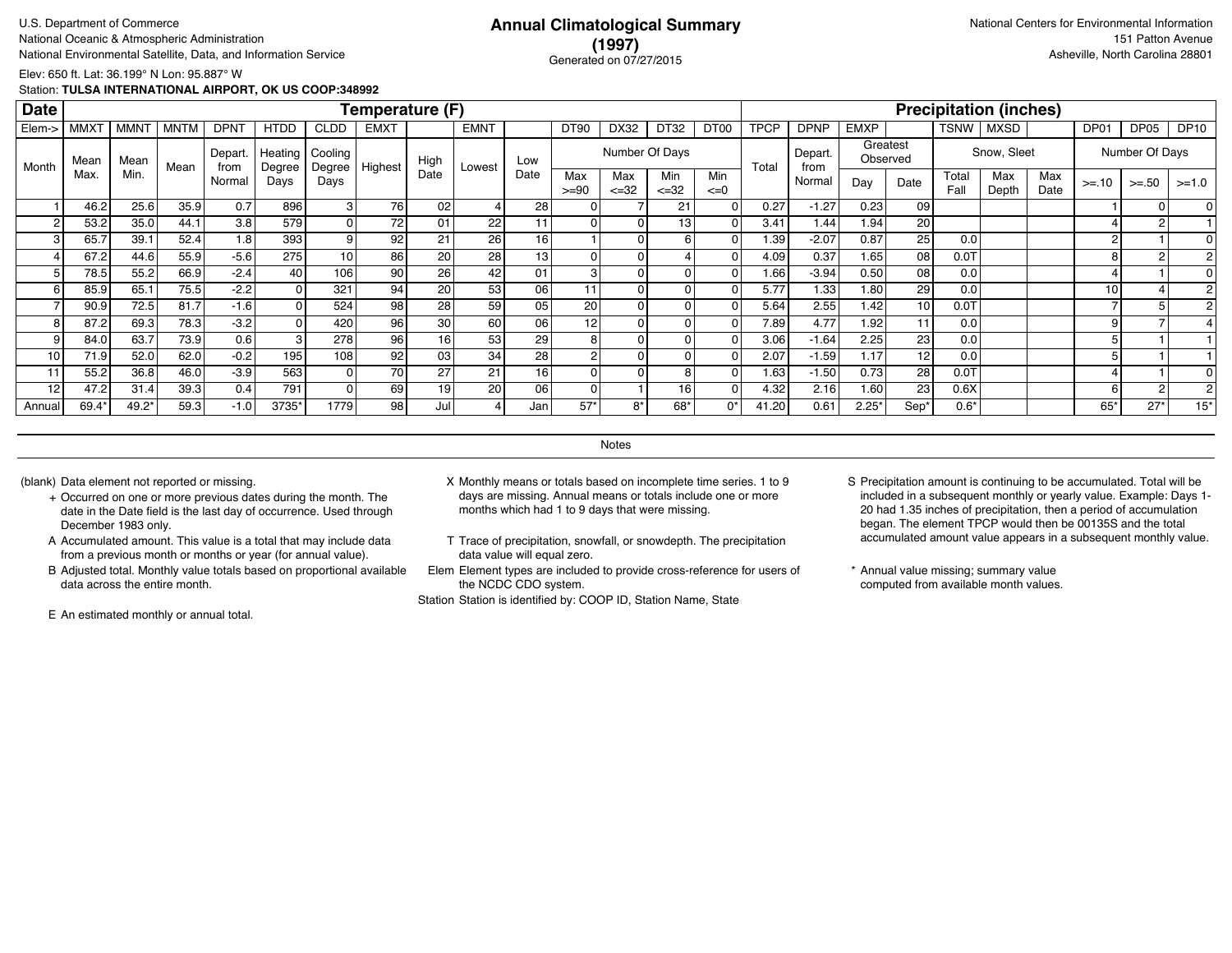U.S. Department of Commerce
National Oceanic & Atmospheric Administration
National Environmental Satellite, Data, and Information Service

# Annual Climatological Summary (1997)

Generated on 07/27/2015

National Centers for Environmental Information
151 Patton Avenue
Asheville, North Carolina 28801

Elev: 650 ft. Lat: 36.199° N Lon: 95.887° W
Station: **TULSA INTERNATIONAL AIRPORT, OK US COOP:348992**

| Date | Temperature (F) | | | | | | | | | | | | | | | Precipitation (inches) | | | | | | | | | |
|---|---|---|---|---|---|---|---|---|---|---|---|---|---|---|---|---|---|---|---|---|---|---|---|---|---|
| Elem-> | MMXT | MMNT | MNTM | DPNT | HTDD | CLDD | EMXT | | EMNT | | DT90 | DX32 | DT32 | DT00 | TPCP | DPNP | EMXP | | TSNW | MXSD | | DP01 | DP05 | DP10 |
| Month | Mean Max. | Mean Min. | Mean | Depart. from Normal | Heating Degree Days | Cooling Degree Days | Highest | High Date | Lowest | Low Date | Number Of Days: Max >=90 | Max <=32 | Min <=32 | Min <=0 | Total | Depart. from Normal | Greatest Observed: Day | Date | Snow, Sleet: Total Fall | Max Depth | Max Date | Number Of Days: >=.10 | >=.50 | >=1.0 |
| 1 | 46.2 | 25.6 | 35.9 | 0.7 | 896 | 3 | 76 | 02 | 4 | 28 | 0 | 7 | 21 | 0 | 0.27 | -1.27 | 0.23 | 09 | | | | 1 | 0 | 0 |
| 2 | 53.2 | 35.0 | 44.1 | 3.8 | 579 | 0 | 72 | 01 | 22 | 11 | 0 | 0 | 13 | 0 | 3.41 | 1.44 | 1.94 | 20 | | | | 4 | 2 | 1 |
| 3 | 65.7 | 39.1 | 52.4 | 1.8 | 393 | 9 | 92 | 21 | 26 | 16 | 1 | 0 | 6 | 0 | 1.39 | -2.07 | 0.87 | 25 | 0.0 | | | 2 | 1 | 0 |
| 4 | 67.2 | 44.6 | 55.9 | -5.6 | 275 | 10 | 86 | 20 | 28 | 13 | 0 | 0 | 4 | 0 | 4.09 | 0.37 | 1.65 | 08 | 0.0T | | | 8 | 2 | 2 |
| 5 | 78.5 | 55.2 | 66.9 | -2.4 | 40 | 106 | 90 | 26 | 42 | 01 | 3 | 0 | 0 | 0 | 1.66 | -3.94 | 0.50 | 08 | 0.0 | | | 4 | 1 | 0 |
| 6 | 85.9 | 65.1 | 75.5 | -2.2 | 0 | 321 | 94 | 20 | 53 | 06 | 11 | 0 | 0 | 0 | 5.77 | 1.33 | 1.80 | 29 | 0.0 | | | 10 | 4 | 2 |
| 7 | 90.9 | 72.5 | 81.7 | -1.6 | 0 | 524 | 98 | 28 | 59 | 05 | 20 | 0 | 0 | 0 | 5.64 | 2.55 | 1.42 | 10 | 0.0T | | | 7 | 5 | 2 |
| 8 | 87.2 | 69.3 | 78.3 | -3.2 | 0 | 420 | 96 | 30 | 60 | 06 | 12 | 0 | 0 | 0 | 7.89 | 4.77 | 1.92 | 11 | 0.0 | | | 9 | 7 | 4 |
| 9 | 84.0 | 63.7 | 73.9 | 0.6 | 3 | 278 | 96 | 16 | 53 | 29 | 8 | 0 | 0 | 0 | 3.06 | -1.64 | 2.25 | 23 | 0.0 | | | 5 | 1 | 1 |
| 10 | 71.9 | 52.0 | 62.0 | -0.2 | 195 | 108 | 92 | 03 | 34 | 28 | 2 | 0 | 0 | 0 | 2.07 | -1.59 | 1.17 | 12 | 0.0 | | | 5 | 1 | 1 |
| 11 | 55.2 | 36.8 | 46.0 | -3.9 | 563 | 0 | 70 | 27 | 21 | 16 | 0 | 0 | 8 | 0 | 1.63 | -1.50 | 0.73 | 28 | 0.0T | | | 4 | 1 | 0 |
| 12 | 47.2 | 31.4 | 39.3 | 0.4 | 791 | 0 | 69 | 19 | 20 | 06 | 0 | 1 | 16 | 0 | 4.32 | 2.16 | 1.60 | 23 | 0.6X | | | 6 | 2 | 2 |
| Annual | 69.4* | 49.2* | 59.3 | -1.0 | 3735* | 1779 | 98 | Jul | 4 | Jan | 57* | 8* | 68* | 0* | 41.20 | 0.61 | 2.25* | Sep* | 0.6* | | | 65* | 27* | 15* |

## Notes

(blank) Data element not reported or missing.

\+ Occurred on one or more previous dates during the month. The date in the Date field is the last day of occurrence. Used through December 1983 only.

A Accumulated amount. This value is a total that may include data from a previous month or months or year (for annual value).

B Adjusted total. Monthly value totals based on proportional available data across the entire month.

E An estimated monthly or annual total.

X Monthly means or totals based on incomplete time series. 1 to 9 days are missing. Annual means or totals include one or more months which had 1 to 9 days that were missing.

T Trace of precipitation, snowfall, or snowdepth. The precipitation data value will equal zero.

Elem Element types are included to provide cross-reference for users of the NCDC CDO system.

Station Station is identified by: COOP ID, Station Name, State

S Precipitation amount is continuing to be accumulated. Total will be included in a subsequent monthly or yearly value. Example: Days 1-20 had 1.35 inches of precipitation, then a period of accumulation began. The element TPCP would then be 00135S and the total accumulated amount value appears in a subsequent monthly value.

\* Annual value missing; summary value computed from available month values.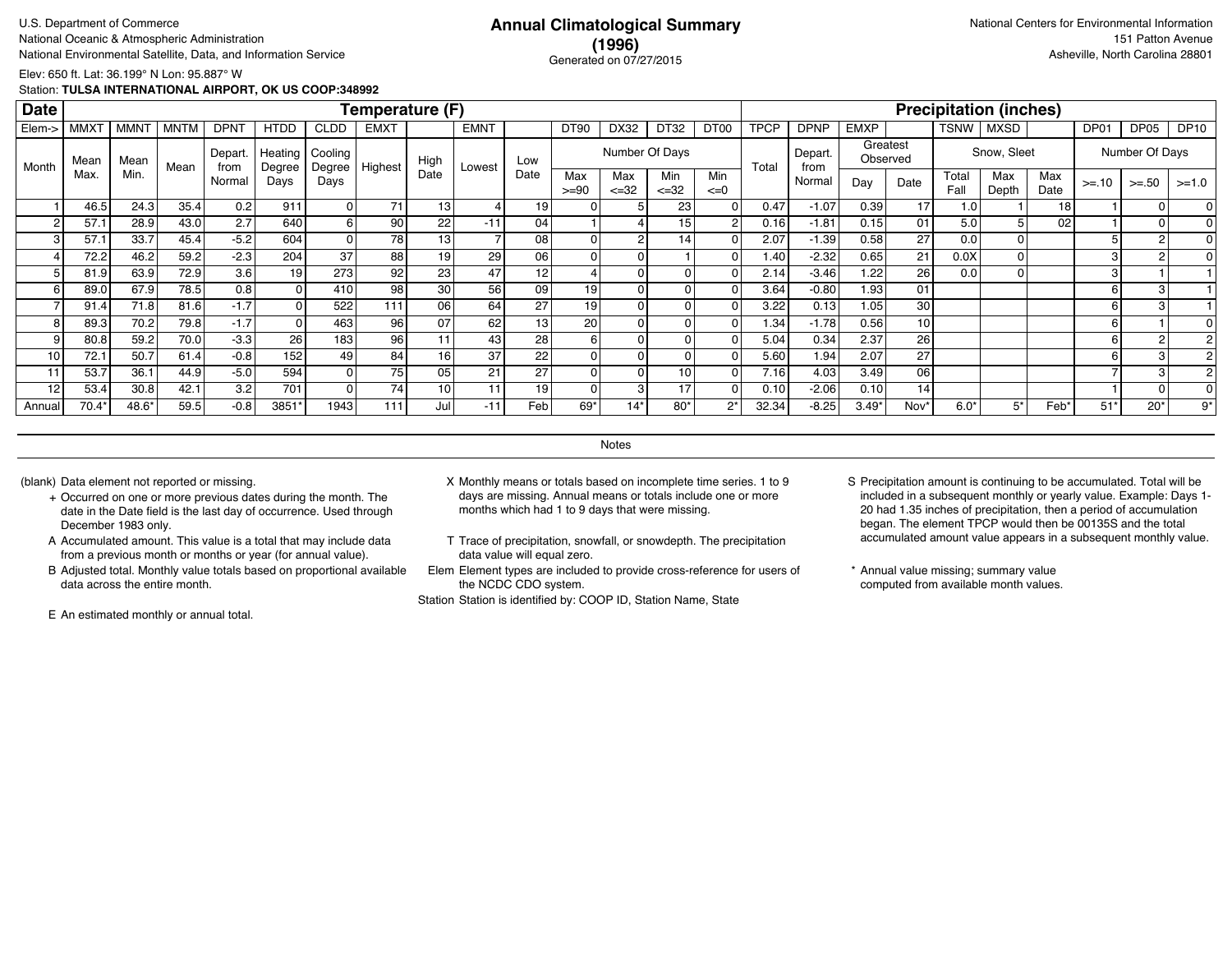U.S. Department of Commerce
National Oceanic & Atmospheric Administration
National Environmental Satellite, Data, and Information Service

# Annual Climatological Summary
## (1996)

Generated on 07/27/2015

National Centers for Environmental Information
151 Patton Avenue
Asheville, North Carolina 28801

Elev: 650 ft. Lat: 36.199° N Lon: 95.887° W
Station: **TULSA INTERNATIONAL AIRPORT, OK US COOP:348992**

| Date | Temperature (F) | | | | | | | | | | | | | | | Precipitation (inches) | | | | | | | | | |
|---|---|---|---|---|---|---|---|---|---|---|---|---|---|---|---|---|---|---|---|---|---|---|---|---|---|
| Elem-> | MMXT | MMNT | MNTM | DPNT | HTDD | CLDD | EMXT | | EMNT | | DT90 | DX32 | DT32 | DT00 | TPCP | DPNP | EMXP | | TSNW | MXSD | | DP01 | DP05 | DP10 |
| Month | Mean Max. | Mean Min. | Mean | Depart. from Normal | Heating Degree Days | Cooling Degree Days | Highest | High Date | Lowest | Low Date | Number Of Days: Max >=90 | Max <=32 | Min <=32 | Min <=0 | Total | Depart. from Normal | Greatest Observed: Day | Date | Snow, Sleet: Total Fall | Max Depth | Max Date | Number Of Days: >=.10 | >=.50 | >=1.0 |
| 1 | 46.5 | 24.3 | 35.4 | 0.2 | 911 | 0 | 71 | 13 | 4 | 19 | 0 | 5 | 23 | 0 | 0.47 | -1.07 | 0.39 | 17 | 1.0 | 1 | 18 | 1 | 0 | 0 |
| 2 | 57.1 | 28.9 | 43.0 | 2.7 | 640 | 6 | 90 | 22 | -11 | 04 | 1 | 4 | 15 | 2 | 0.16 | -1.81 | 0.15 | 01 | 5.0 | 5 | 02 | 1 | 0 | 0 |
| 3 | 57.1 | 33.7 | 45.4 | -5.2 | 604 | 0 | 78 | 13 | 7 | 08 | 0 | 2 | 14 | 0 | 2.07 | -1.39 | 0.58 | 27 | 0.0 | 0 | | 5 | 2 | 0 |
| 4 | 72.2 | 46.2 | 59.2 | -2.3 | 204 | 37 | 88 | 19 | 29 | 06 | 0 | 0 | 1 | 0 | 1.40 | -2.32 | 0.65 | 21 | 0.0X | 0 | | 3 | 2 | 0 |
| 5 | 81.9 | 63.9 | 72.9 | 3.6 | 19 | 273 | 92 | 23 | 47 | 12 | 4 | 0 | 0 | 0 | 2.14 | -3.46 | 1.22 | 26 | 0.0 | 0 | | 3 | 1 | 1 |
| 6 | 89.0 | 67.9 | 78.5 | 0.8 | 0 | 410 | 98 | 30 | 56 | 09 | 19 | 0 | 0 | 0 | 3.64 | -0.80 | 1.93 | 01 | | | | 6 | 3 | 1 |
| 7 | 91.4 | 71.8 | 81.6 | -1.7 | 0 | 522 | 111 | 06 | 64 | 27 | 19 | 0 | 0 | 0 | 3.22 | 0.13 | 1.05 | 30 | | | | 6 | 3 | 1 |
| 8 | 89.3 | 70.2 | 79.8 | -1.7 | 0 | 463 | 96 | 07 | 62 | 13 | 20 | 0 | 0 | 0 | 1.34 | -1.78 | 0.56 | 10 | | | | 6 | 1 | 0 |
| 9 | 80.8 | 59.2 | 70.0 | -3.3 | 26 | 183 | 96 | 11 | 43 | 28 | 6 | 0 | 0 | 0 | 5.04 | 0.34 | 2.37 | 26 | | | | 6 | 2 | 2 |
| 10 | 72.1 | 50.7 | 61.4 | -0.8 | 152 | 49 | 84 | 16 | 37 | 22 | 0 | 0 | 0 | 0 | 5.60 | 1.94 | 2.07 | 27 | | | | 6 | 3 | 2 |
| 11 | 53.7 | 36.1 | 44.9 | -5.0 | 594 | 0 | 75 | 05 | 21 | 27 | 0 | 0 | 10 | 0 | 7.16 | 4.03 | 3.49 | 06 | | | | 7 | 3 | 2 |
| 12 | 53.4 | 30.8 | 42.1 | 3.2 | 701 | 0 | 74 | 10 | 11 | 19 | 0 | 3 | 17 | 0 | 0.10 | -2.06 | 0.10 | 14 | | | | 1 | 0 | 0 |
| Annual | 70.4* | 48.6* | 59.5 | -0.8 | 3851* | 1943 | 111 | Jul | -11 | Feb | 69* | 14* | 80* | 2* | 32.34 | -8.25 | 3.49* | Nov* | 6.0* | 5* | Feb* | 51* | 20* | 9* |

Notes

(blank) Data element not reported or missing.

+ Occurred on one or more previous dates during the month. The date in the Date field is the last day of occurrence. Used through December 1983 only.

A Accumulated amount. This value is a total that may include data from a previous month or months or year (for annual value).

B Adjusted total. Monthly value totals based on proportional available data across the entire month.

E An estimated monthly or annual total.

X Monthly means or totals based on incomplete time series. 1 to 9 days are missing. Annual means or totals include one or more months which had 1 to 9 days that were missing.

T Trace of precipitation, snowfall, or snowdepth. The precipitation data value will equal zero.

Elem Element types are included to provide cross-reference for users of the NCDC CDO system.

Station Station is identified by: COOP ID, Station Name, State

S Precipitation amount is continuing to be accumulated. Total will be included in a subsequent monthly or yearly value. Example: Days 1-20 had 1.35 inches of precipitation, then a period of accumulation began. The element TPCP would then be 00135S and the total accumulated amount value appears in a subsequent monthly value.

* Annual value missing; summary value computed from available month values.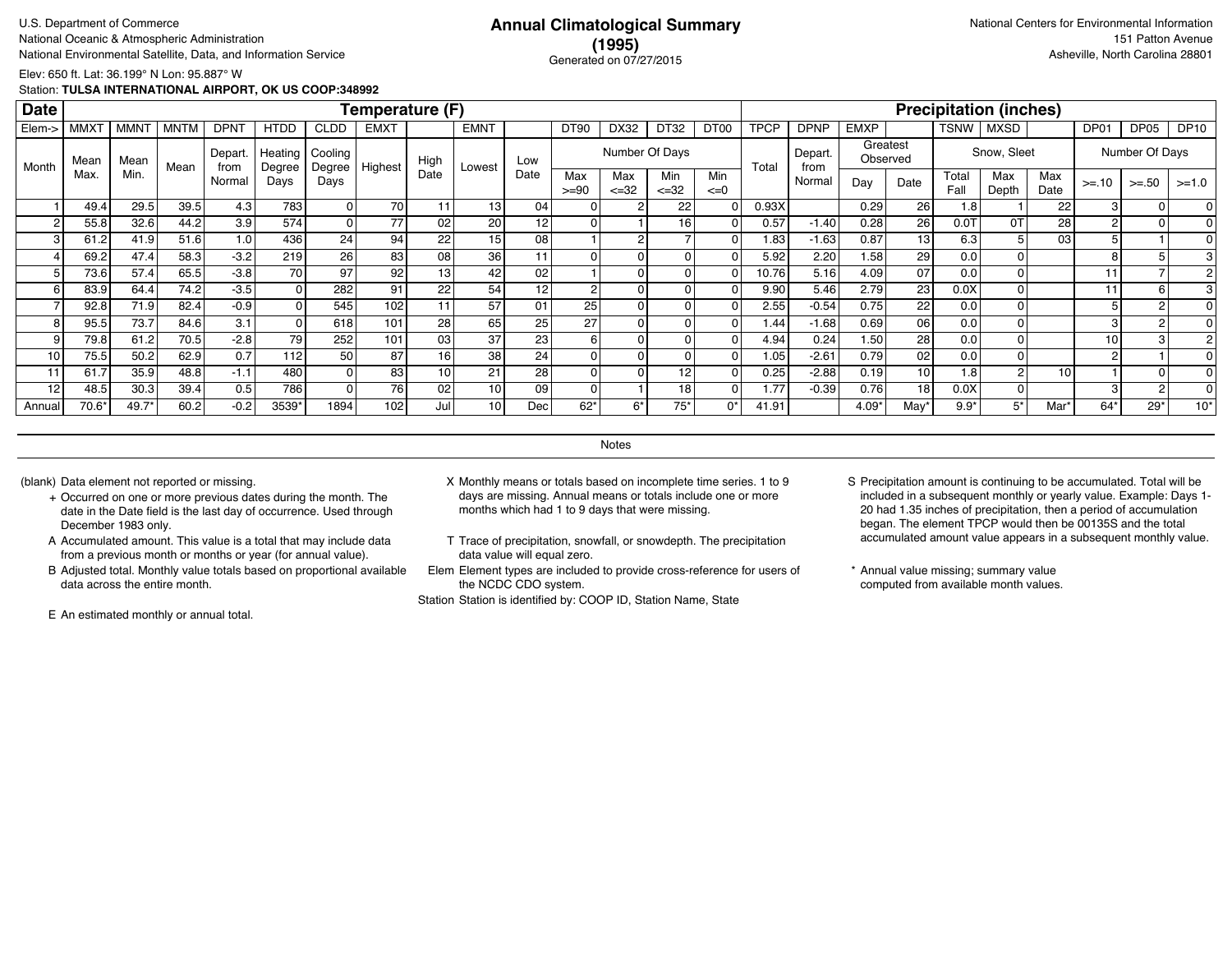U.S. Department of Commerce
National Oceanic & Atmospheric Administration
National Environmental Satellite, Data, and Information Service

# Annual Climatological Summary (1995)

Generated on 07/27/2015

National Centers for Environmental Information
151 Patton Avenue
Asheville, North Carolina 28801

Elev: 650 ft. Lat: 36.199° N Lon: 95.887° W
Station: **TULSA INTERNATIONAL AIRPORT, OK US COOP:348992**

| Date | Temperature (F) | | | | | | | | | | | | | | | Precipitation (inches) | | | | | | | | | |
|---|---|---|---|---|---|---|---|---|---|---|---|---|---|---|---|---|---|---|---|---|---|---|---|---|---|
| Elem-> | MMXT | MMNT | MNTM | DPNT | HTDD | CLDD | EMXT | | EMNT | | DT90 | DX32 | DT32 | DT00 | TPCP | DPNP | EMXP | | TSNW | MXSD | | DP01 | DP05 | DP10 |
| Month | Mean Max. | Mean Min. | Mean | Depart. from Normal | Heating Degree Days | Cooling Degree Days | Highest | High Date | Lowest | Low Date | Number Of Days: Max >=90 | Max <=32 | Min <=32 | Min <=0 | Total | Depart. from Normal | Greatest Observed: Day | Date | Snow, Sleet: Total Fall | Max Depth | Max Date | Number Of Days: >=.10 | >=.50 | >=1.0 |
| 1 | 49.4 | 29.5 | 39.5 | 4.3 | 783 | 0 | 70 | 11 | 13 | 04 | 0 | 2 | 22 | 0 | 0.93X | | 0.29 | 26 | 1.8 | 1 | 22 | 3 | 0 | 0 |
| 2 | 55.8 | 32.6 | 44.2 | 3.9 | 574 | 0 | 77 | 02 | 20 | 12 | 0 | 1 | 16 | 0 | 0.57 | -1.40 | 0.28 | 26 | 0.0T | 0T | 28 | 2 | 0 | 0 |
| 3 | 61.2 | 41.9 | 51.6 | 1.0 | 436 | 24 | 94 | 22 | 15 | 08 | 1 | 2 | 7 | 0 | 1.83 | -1.63 | 0.87 | 13 | 6.3 | 5 | 03 | 5 | 1 | 0 |
| 4 | 69.2 | 47.4 | 58.3 | -3.2 | 219 | 26 | 83 | 08 | 36 | 11 | 0 | 0 | 0 | 0 | 5.92 | 2.20 | 1.58 | 29 | 0.0 | 0 | | 8 | 5 | 3 |
| 5 | 73.6 | 57.4 | 65.5 | -3.8 | 70 | 97 | 92 | 13 | 42 | 02 | 1 | 0 | 0 | 0 | 10.76 | 5.16 | 4.09 | 07 | 0.0 | 0 | | 11 | 7 | 2 |
| 6 | 83.9 | 64.4 | 74.2 | -3.5 | 0 | 282 | 91 | 22 | 54 | 12 | 2 | 0 | 0 | 0 | 9.90 | 5.46 | 2.79 | 23 | 0.0X | 0 | | 11 | 6 | 3 |
| 7 | 92.8 | 71.9 | 82.4 | -0.9 | 0 | 545 | 102 | 11 | 57 | 01 | 25 | 0 | 0 | 0 | 2.55 | -0.54 | 0.75 | 22 | 0.0 | 0 | | 5 | 2 | 0 |
| 8 | 95.5 | 73.7 | 84.6 | 3.1 | 0 | 618 | 101 | 28 | 65 | 25 | 27 | 0 | 0 | 0 | 1.44 | -1.68 | 0.69 | 06 | 0.0 | 0 | | 3 | 2 | 0 |
| 9 | 79.8 | 61.2 | 70.5 | -2.8 | 79 | 252 | 101 | 03 | 37 | 23 | 6 | 0 | 0 | 0 | 4.94 | 0.24 | 1.50 | 28 | 0.0 | 0 | | 10 | 3 | 2 |
| 10 | 75.5 | 50.2 | 62.9 | 0.7 | 112 | 50 | 87 | 16 | 38 | 24 | 0 | 0 | 0 | 0 | 1.05 | -2.61 | 0.79 | 02 | 0.0 | 0 | | 2 | 1 | 0 |
| 11 | 61.7 | 35.9 | 48.8 | -1.1 | 480 | 0 | 83 | 10 | 21 | 28 | 0 | 0 | 12 | 0 | 0.25 | -2.88 | 0.19 | 10 | 1.8 | 2 | 10 | 1 | 0 | 0 |
| 12 | 48.5 | 30.3 | 39.4 | 0.5 | 786 | 0 | 76 | 02 | 10 | 09 | 0 | 1 | 18 | 0 | 1.77 | -0.39 | 0.76 | 18 | 0.0X | 0 | | 3 | 2 | 0 |
| Annual | 70.6* | 49.7* | 60.2 | -0.2 | 3539* | 1894 | 102 | Jul | 10 | Dec | 62* | 6* | 75* | 0* | 41.91 | | 4.09* | May* | 9.9* | 5* | Mar* | 64* | 29* | 10* |

## Notes

(blank) Data element not reported or missing.

\+ Occurred on one or more previous dates during the month. The date in the Date field is the last day of occurrence. Used through December 1983 only.

A Accumulated amount. This value is a total that may include data from a previous month or months or year (for annual value).

B Adjusted total. Monthly value totals based on proportional available data across the entire month.

E An estimated monthly or annual total.

X Monthly means or totals based on incomplete time series. 1 to 9 days are missing. Annual means or totals include one or more months which had 1 to 9 days that were missing.

T Trace of precipitation, snowfall, or snowdepth. The precipitation data value will equal zero.

Elem Element types are included to provide cross-reference for users of the NCDC CDO system.

Station Station is identified by: COOP ID, Station Name, State

S Precipitation amount is continuing to be accumulated. Total will be included in a subsequent monthly or yearly value. Example: Days 1-20 had 1.35 inches of precipitation, then a period of accumulation began. The element TPCP would then be 00135S and the total accumulated amount value appears in a subsequent monthly value.

\* Annual value missing; summary value computed from available month values.